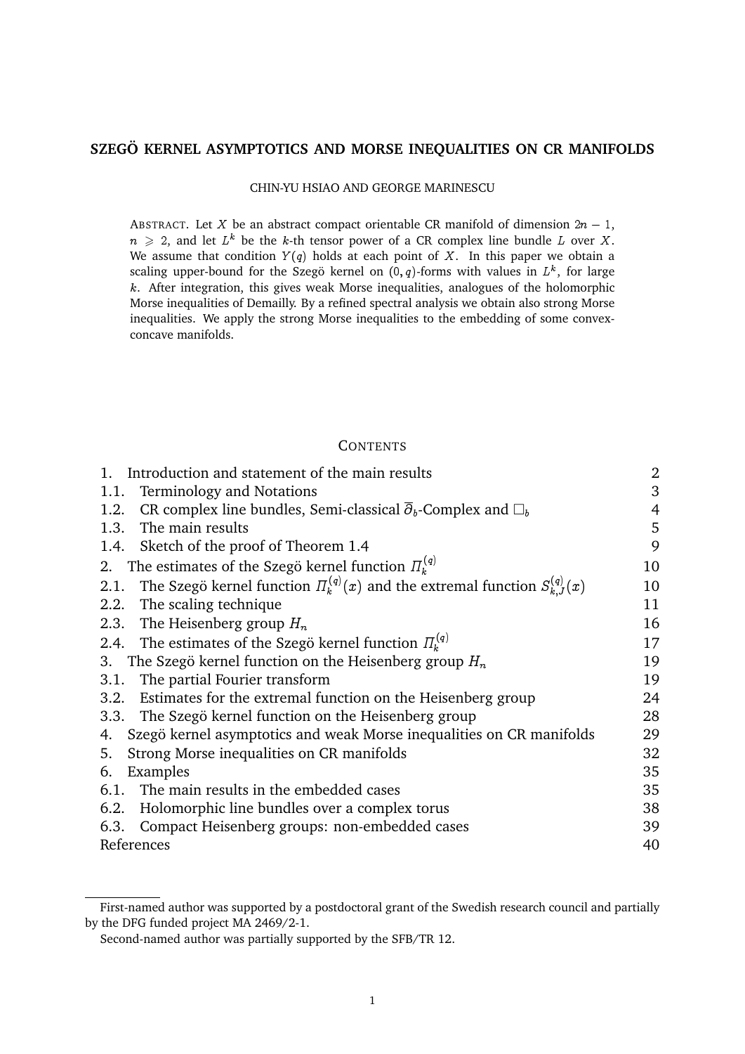# SZEGÖ KERNEL ASYMPTOTICS AND MORSE INEQUALITIES ON CR MANIFOLDS

CHIN-YU HSIAO AND GEORGE MARINESCU

ABSTRACT. Let $X$ be an abstract compact orientable CR manifold of dimension $2n-1$, $n \geqslant 2$, and let $L^k$ be the $k$-th tensor power of a CR complex line bundle $L$ over $X$. We assume that condition $Y(q)$ holds at each point of $X$. In this paper we obtain a scaling upper-bound for the Szegö kernel on $(0,q)$-forms with values in $L^k$, for large $k$. After integration, this gives weak Morse inequalities, analogues of the holomorphic Morse inequalities of Demailly. By a refined spectral analysis we obtain also strong Morse inequalities. We apply the strong Morse inequalities to the embedding of some convex-concave manifolds.

CONTENTS

| | |
|---|---|
| 1. Introduction and statement of the main results | 2 |
| 1.1. Terminology and Notations | 3 |
| 1.2. CR complex line bundles, Semi-classical $\overline{\partial}_b$-Complex and $\Box_b$ | 4 |
| 1.3. The main results | 5 |
| 1.4. Sketch of the proof of Theorem 1.4 | 9 |
| 2. The estimates of the Szegö kernel function $\Pi^{(q)}_k$ | 10 |
| 2.1. The Szegö kernel function $\Pi^{(q)}_k(x)$ and the extremal function $S^{(q)}_{k,J}(x)$ | 10 |
| 2.2. The scaling technique | 11 |
| 2.3. The Heisenberg group $H_n$ | 16 |
| 2.4. The estimates of the Szegö kernel function $\Pi^{(q)}_k$ | 17 |
| 3. The Szegö kernel function on the Heisenberg group $H_n$ | 19 |
| 3.1. The partial Fourier transform | 19 |
| 3.2. Estimates for the extremal function on the Heisenberg group | 24 |
| 3.3. The Szegö kernel function on the Heisenberg group | 28 |
| 4. Szegö kernel asymptotics and weak Morse inequalities on CR manifolds | 29 |
| 5. Strong Morse inequalities on CR manifolds | 32 |
| 6. Examples | 35 |
| 6.1. The main results in the embedded cases | 35 |
| 6.2. Holomorphic line bundles over a complex torus | 38 |
| 6.3. Compact Heisenberg groups: non-embedded cases | 39 |
| References | 40 |

---

First-named author was supported by a postdoctoral grant of the Swedish research council and partially by the DFG funded project MA 2469/2-1.

Second-named author was partially supported by the SFB/TR 12.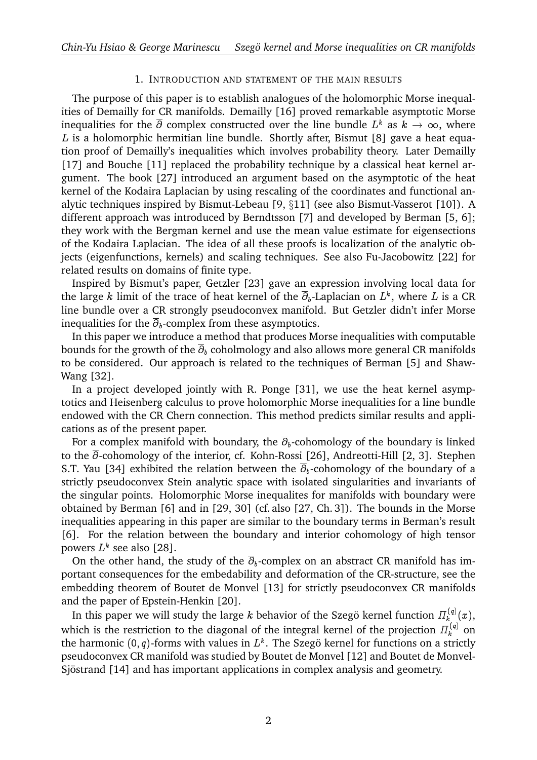## 1. Introduction and statement of the main results

The purpose of this paper is to establish analogues of the holomorphic Morse inequalities of Demailly for CR manifolds. Demailly [16] proved remarkable asymptotic Morse inequalities for the $\overline{\partial}$ complex constructed over the line bundle $L^k$ as $k \to \infty$, where $L$ is a holomorphic hermitian line bundle. Shortly after, Bismut [8] gave a heat equation proof of Demailly's inequalities which involves probability theory. Later Demailly [17] and Bouche [11] replaced the probability technique by a classical heat kernel argument. The book [27] introduced an argument based on the asymptotic of the heat kernel of the Kodaira Laplacian by using rescaling of the coordinates and functional analytic techniques inspired by Bismut-Lebeau [9, §11] (see also Bismut-Vasserot [10]). A different approach was introduced by Berndtsson [7] and developed by Berman [5, 6]; they work with the Bergman kernel and use the mean value estimate for eigensections of the Kodaira Laplacian. The idea of all these proofs is localization of the analytic objects (eigenfunctions, kernels) and scaling techniques. See also Fu-Jacobowitz [22] for related results on domains of finite type.

Inspired by Bismut's paper, Getzler [23] gave an expression involving local data for the large $k$ limit of the trace of heat kernel of the $\overline{\partial}_b$-Laplacian on $L^k$, where $L$ is a CR line bundle over a CR strongly pseudoconvex manifold. But Getzler didn't infer Morse inequalities for the $\overline{\partial}_b$-complex from these asymptotics.

In this paper we introduce a method that produces Morse inequalities with computable bounds for the growth of the $\overline{\partial}_b$ coholmology and also allows more general CR manifolds to be considered. Our approach is related to the techniques of Berman [5] and Shaw-Wang [32].

In a project developed jointly with R. Ponge [31], we use the heat kernel asymptotics and Heisenberg calculus to prove holomorphic Morse inequalities for a line bundle endowed with the CR Chern connection. This method predicts similar results and applications as of the present paper.

For a complex manifold with boundary, the $\overline{\partial}_b$-cohomology of the boundary is linked to the $\overline{\partial}$-cohomology of the interior, cf. Kohn-Rossi [26], Andreotti-Hill [2, 3]. Stephen S.T. Yau [34] exhibited the relation between the $\overline{\partial}_b$-cohomology of the boundary of a strictly pseudoconvex Stein analytic space with isolated singularities and invariants of the singular points. Holomorphic Morse inequalites for manifolds with boundary were obtained by Berman [6] and in [29, 30] (cf. also [27, Ch. 3]). The bounds in the Morse inequalities appearing in this paper are similar to the boundary terms in Berman's result [6]. For the relation between the boundary and interior cohomology of high tensor powers $L^k$ see also [28].

On the other hand, the study of the $\overline{\partial}_b$-complex on an abstract CR manifold has important consequences for the embedability and deformation of the CR-structure, see the embedding theorem of Boutet de Monvel [13] for strictly pseudoconvex CR manifolds and the paper of Epstein-Henkin [20].

In this paper we will study the large $k$ behavior of the Szegö kernel function $\Pi^{(q)}_k(x)$, which is the restriction to the diagonal of the integral kernel of the projection $\Pi^{(q)}_k$ on the harmonic $(0, q)$-forms with values in $L^k$. The Szegö kernel for functions on a strictly pseudoconvex CR manifold was studied by Boutet de Monvel [12] and Boutet de Monvel-Sjöstrand [14] and has important applications in complex analysis and geometry.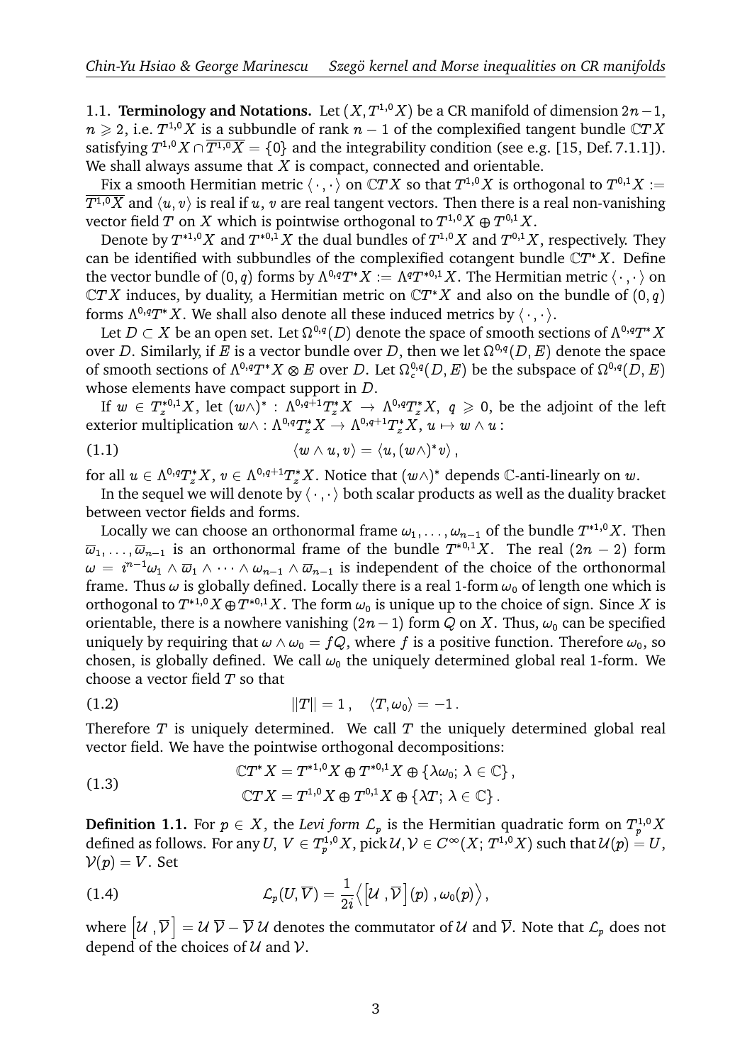### 1.1. Terminology and Notations.

Let $(X, T^{1,0}X)$ be a CR manifold of dimension $2n-1$, $n \geqslant 2$, i.e. $T^{1,0}X$ is a subbundle of rank $n-1$ of the complexified tangent bundle $\mathbb{C}TX$ satisfying $T^{1,0}X \cap \overline{T^{1,0}X} = \{0\}$ and the integrability condition (see e.g. [15, Def. 7.1.1]). We shall always assume that $X$ is compact, connected and orientable.

Fix a smooth Hermitian metric $\langle \cdot \,, \cdot \rangle$ on $\mathbb{C}TX$ so that $T^{1,0}X$ is orthogonal to $T^{0,1}X := \overline{T^{1,0}X}$ and $\langle u, v \rangle$ is real if $u$, $v$ are real tangent vectors. Then there is a real non-vanishing vector field $T$ on $X$ which is pointwise orthogonal to $T^{1,0}X \oplus T^{0,1}X$.

Denote by $T^{*1,0}X$ and $T^{*0,1}X$ the dual bundles of $T^{1,0}X$ and $T^{0,1}X$, respectively. They can be identified with subbundles of the complexified cotangent bundle $\mathbb{C}T^*X$. Define the vector bundle of $(0,q)$ forms by $\Lambda^{0,q}T^*X := \Lambda^q T^{*0,1}X$. The Hermitian metric $\langle \cdot \,, \cdot \rangle$ on $\mathbb{C}TX$ induces, by duality, a Hermitian metric on $\mathbb{C}T^*X$ and also on the bundle of $(0,q)$ forms $\Lambda^{0,q}T^*X$. We shall also denote all these induced metrics by $\langle \cdot \,, \cdot \rangle$.

Let $D \subset X$ be an open set. Let $\Omega^{0,q}(D)$ denote the space of smooth sections of $\Lambda^{0,q}T^*X$ over $D$. Similarly, if $E$ is a vector bundle over $D$, then we let $\Omega^{0,q}(D, E)$ denote the space of smooth sections of $\Lambda^{0,q}T^*X \otimes E$ over $D$. Let $\Omega^{0,q}_c(D, E)$ be the subspace of $\Omega^{0,q}(D, E)$ whose elements have compact support in $D$.

If $w \in T^{*0,1}_z X$, let $(w\wedge)^* : \Lambda^{0,q+1}T^*_z X \to \Lambda^{0,q}T^*_z X$, $q \geqslant 0$, be the adjoint of the left exterior multiplication $w\wedge : \Lambda^{0,q}T^*_z X \to \Lambda^{0,q+1}T^*_z X$, $u \mapsto w \wedge u$ :

$$\langle w \wedge u, v \rangle = \langle u, (w\wedge)^* v \rangle \,, \tag{1.1}$$

for all $u \in \Lambda^{0,q}T^*_z X$, $v \in \Lambda^{0,q+1}T^*_z X$. Notice that $(w\wedge)^*$ depends $\mathbb{C}$-anti-linearly on $w$.

In the sequel we will denote by $\langle \cdot \,, \cdot \rangle$ both scalar products as well as the duality bracket between vector fields and forms.

Locally we can choose an orthonormal frame $\omega_1, \ldots, \omega_{n-1}$ of the bundle $T^{*1,0}X$. Then $\overline{\omega}_1, \ldots, \overline{\omega}_{n-1}$ is an orthonormal frame of the bundle $T^{*0,1}X$. The real $(2n-2)$ form $\omega = i^{n-1}\omega_1 \wedge \overline{\omega}_1 \wedge \cdots \wedge \omega_{n-1} \wedge \overline{\omega}_{n-1}$ is independent of the choice of the orthonormal frame. Thus $\omega$ is globally defined. Locally there is a real 1-form $\omega_0$ of length one which is orthogonal to $T^{*1,0}X \oplus T^{*0,1}X$. The form $\omega_0$ is unique up to the choice of sign. Since $X$ is orientable, there is a nowhere vanishing $(2n-1)$ form $Q$ on $X$. Thus, $\omega_0$ can be specified uniquely by requiring that $\omega \wedge \omega_0 = fQ$, where $f$ is a positive function. Therefore $\omega_0$, so chosen, is globally defined. We call $\omega_0$ the uniquely determined global real 1-form. We choose a vector field $T$ so that

$$\|T\| = 1 \,, \quad \langle T, \omega_0 \rangle = -1 \,. \tag{1.2}$$

Therefore $T$ is uniquely determined. We call $T$ the uniquely determined global real vector field. We have the pointwise orthogonal decompositions:

$$\begin{aligned} \mathbb{C}T^*X &= T^{*1,0}X \oplus T^{*0,1}X \oplus \{\lambda\omega_0;\, \lambda \in \mathbb{C}\} \,, \\ \mathbb{C}TX &= T^{1,0}X \oplus T^{0,1}X \oplus \{\lambda T;\, \lambda \in \mathbb{C}\} \,. \end{aligned} \tag{1.3}$$

**Definition 1.1.** For $p \in X$, the *Levi form* $\mathcal{L}_p$ is the Hermitian quadratic form on $T^{1,0}_p X$ defined as follows. For any $U$, $V \in T^{1,0}_p X$, pick $\mathcal{U}, \mathcal{V} \in C^\infty(X;\, T^{1,0}X)$ such that $\mathcal{U}(p) = U$, $\mathcal{V}(p) = V$. Set

$$\mathcal{L}_p(U, \overline{V}) = \frac{1}{2i}\Big\langle \big[\mathcal{U} \,, \overline{\mathcal{V}}\,\big](p) \,, \omega_0(p) \Big\rangle \,, \tag{1.4}$$

where $\big[\mathcal{U} \,, \overline{\mathcal{V}}\,\big] = \mathcal{U}\,\overline{\mathcal{V}} - \overline{\mathcal{V}}\,\mathcal{U}$ denotes the commutator of $\mathcal{U}$ and $\overline{\mathcal{V}}$. Note that $\mathcal{L}_p$ does not depend of the choices of $\mathcal{U}$ and $\mathcal{V}$.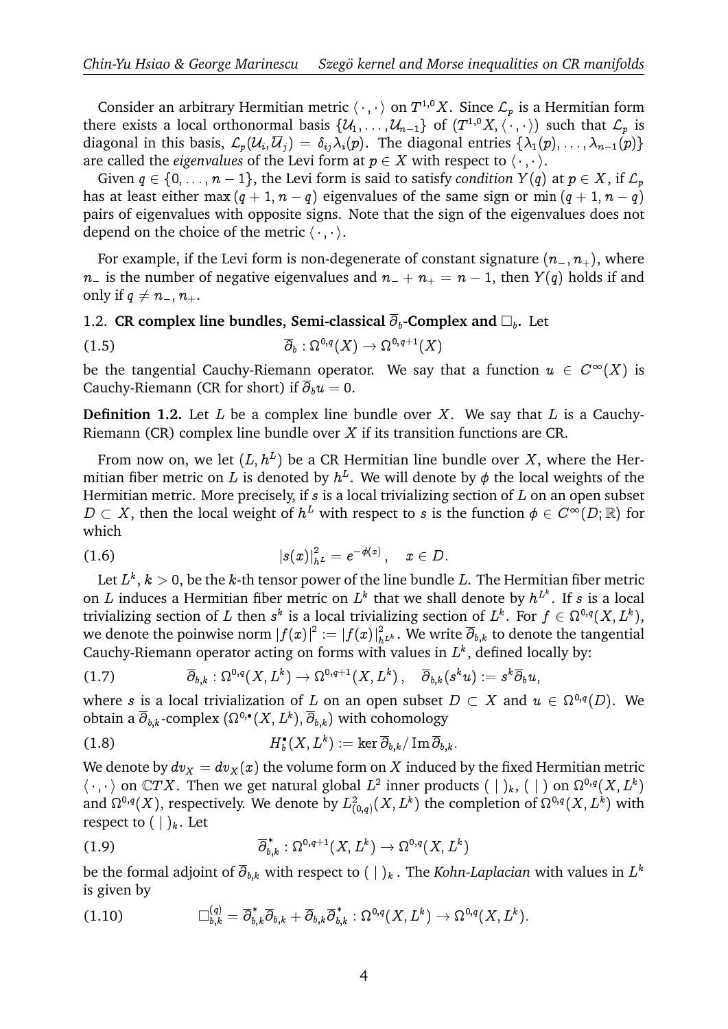Consider an arbitrary Hermitian metric $\langle\,\cdot\,,\cdot\,\rangle$ on $T^{1,0}X$. Since $\mathcal{L}_p$ is a Hermitian form there exists a local orthonormal basis $\{\mathcal{U}_1,\ldots,\mathcal{U}_{n-1}\}$ of $(T^{1,0}X,\langle\,\cdot\,,\cdot\,\rangle)$ such that $\mathcal{L}_p$ is diagonal in this basis, $\mathcal{L}_p(\mathcal{U}_i,\overline{\mathcal{U}}_j)=\delta_{ij}\lambda_i(p)$. The diagonal entries $\{\lambda_1(p),\ldots,\lambda_{n-1}(p)\}$ are called the *eigenvalues* of the Levi form at $p\in X$ with respect to $\langle\,\cdot\,,\cdot\,\rangle$.

Given $q\in\{0,\ldots,n-1\}$, the Levi form is said to satisfy *condition* $Y(q)$ at $p\in X$, if $\mathcal{L}_p$ has at least either $\max{(q+1,n-q)}$ eigenvalues of the same sign or $\min{(q+1,n-q)}$ pairs of eigenvalues with opposite signs. Note that the sign of the eigenvalues does not depend on the choice of the metric $\langle\,\cdot\,,\cdot\,\rangle$.

For example, if the Levi form is non-degenerate of constant signature $(n_-,n_+)$, where $n_-$ is the number of negative eigenvalues and $n_-+n_+=n-1$, then $Y(q)$ holds if and only if $q\neq n_-,n_+$.

### 1.2. CR complex line bundles, Semi-classical $\overline{\partial}_b$-Complex and $\Box_b$.

Let

$$\overline{\partial}_b:\Omega^{0,q}(X)\to\Omega^{0,q+1}(X) \tag{1.5}$$

be the tangential Cauchy-Riemann operator. We say that a function $u\in C^\infty(X)$ is Cauchy-Riemann (CR for short) if $\overline{\partial}_b u=0$.

**Definition 1.2.** Let $L$ be a complex line bundle over $X$. We say that $L$ is a Cauchy-Riemann (CR) complex line bundle over $X$ if its transition functions are CR.

From now on, we let $(L,h^L)$ be a CR Hermitian line bundle over $X$, where the Hermitian fiber metric on $L$ is denoted by $h^L$. We will denote by $\phi$ the local weights of the Hermitian metric. More precisely, if $s$ is a local trivializing section of $L$ on an open subset $D\subset X$, then the local weight of $h^L$ with respect to $s$ is the function $\phi\in C^\infty(D;\mathbb{R})$ for which

$$|s(x)|^2_{h^L}=e^{-\phi(x)}\,,\quad x\in D. \tag{1.6}$$

Let $L^k$, $k>0$, be the $k$-th tensor power of the line bundle $L$. The Hermitian fiber metric on $L$ induces a Hermitian fiber metric on $L^k$ that we shall denote by $h^{L^k}$. If $s$ is a local trivializing section of $L$ then $s^k$ is a local trivializing section of $L^k$. For $f\in\Omega^{0,q}(X,L^k)$, we denote the poinwise norm $|f(x)|^2:=|f(x)|^2_{h^{L^k}}$. We write $\overline{\partial}_{b,k}$ to denote the tangential Cauchy-Riemann operator acting on forms with values in $L^k$, defined locally by:

$$\overline{\partial}_{b,k}:\Omega^{0,q}(X,L^k)\to\Omega^{0,q+1}(X,L^k)\,,\quad \overline{\partial}_{b,k}(s^k u):=s^k\overline{\partial}_b u, \tag{1.7}$$

where $s$ is a local trivialization of $L$ on an open subset $D\subset X$ and $u\in\Omega^{0,q}(D)$. We obtain a $\overline{\partial}_{b,k}$-complex $(\Omega^{0,\bullet}(X,L^k),\overline{\partial}_{b,k})$ with cohomology

$$H^\bullet_b(X,L^k):=\ker\overline{\partial}_{b,k}/\operatorname{Im}\overline{\partial}_{b,k}. \tag{1.8}$$

We denote by $dv_X=dv_X(x)$ the volume form on $X$ induced by the fixed Hermitian metric $\langle\,\cdot\,,\cdot\,\rangle$ on $\mathbb{C}TX$. Then we get natural global $L^2$ inner products $(\ |\ )_k$, $(\ |\ )$ on $\Omega^{0,q}(X,L^k)$ and $\Omega^{0,q}(X)$, respectively. We denote by $L^2_{(0,q)}(X,L^k)$ the completion of $\Omega^{0,q}(X,L^k)$ with respect to $(\ |\ )_k$. Let

$$\overline{\partial}^*_{b,k}:\Omega^{0,q+1}(X,L^k)\to\Omega^{0,q}(X,L^k) \tag{1.9}$$

be the formal adjoint of $\overline{\partial}_{b,k}$ with respect to $(\ |\ )_k$. The *Kohn-Laplacian* with values in $L^k$ is given by

$$\Box^{(q)}_{b,k}=\overline{\partial}^*_{b,k}\overline{\partial}_{b,k}+\overline{\partial}_{b,k}\overline{\partial}^*_{b,k}:\Omega^{0,q}(X,L^k)\to\Omega^{0,q}(X,L^k). \tag{1.10}$$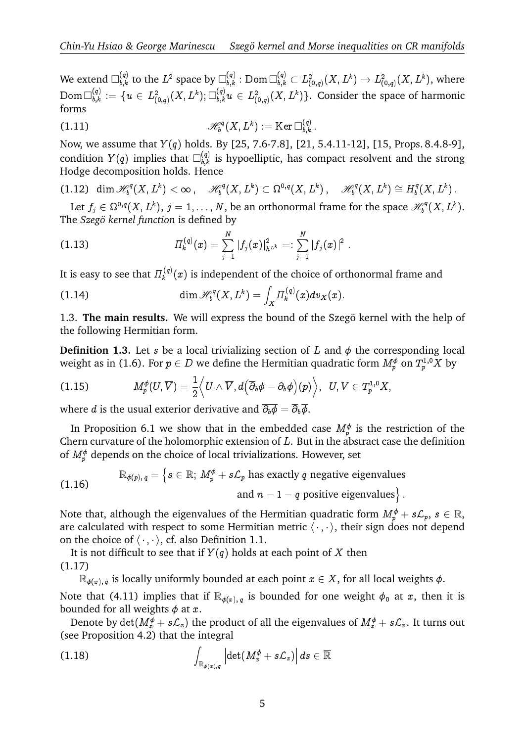We extend $\Box^{(q)}_{b,k}$ to the $L^2$ space by $\Box^{(q)}_{b,k} : \operatorname{Dom}\Box^{(q)}_{b,k} \subset L^2_{(0,q)}(X, L^k) \to L^2_{(0,q)}(X, L^k)$, where $\operatorname{Dom}\Box^{(q)}_{b,k} := \{u \in L^2_{(0,q)}(X, L^k); \Box^{(q)}_{b,k} u \in L^2_{(0,q)}(X, L^k)\}$. Consider the space of harmonic forms

$$
\mathscr{H}^q_b(X, L^k) := \operatorname{Ker}\Box^{(q)}_{b,k}\,. \tag{1.11}
$$

Now, we assume that $Y(q)$ holds. By [25, 7.6-7.8], [21, 5.4.11-12], [15, Props. 8.4.8-9], condition $Y(q)$ implies that $\Box^{(q)}_{b,k}$ is hypoelliptic, has compact resolvent and the strong Hodge decomposition holds. Hence

$$
\dim \mathscr{H}^q_b(X, L^k) < \infty\,, \quad \mathscr{H}^q_b(X, L^k) \subset \Omega^{0,q}(X, L^k)\,, \quad \mathscr{H}^q_b(X, L^k) \cong H^q_b(X, L^k)\,. \tag{1.12}
$$

Let $f_j \in \Omega^{0,q}(X, L^k)$, $j = 1, \ldots, N$, be an orthonormal frame for the space $\mathscr{H}^q_b(X, L^k)$. The *Szegö kernel function* is defined by

$$
\Pi^{(q)}_k(x) = \sum_{j=1}^{N} \left|f_j(x)\right|^2_{h^{L^k}} =: \sum_{j=1}^{N} \left|f_j(x)\right|^2\,. \tag{1.13}
$$

It is easy to see that $\Pi^{(q)}_k(x)$ is independent of the choice of orthonormal frame and

$$
\dim \mathscr{H}^q_b(X, L^k) = \int_X \Pi^{(q)}_k(x) dv_X(x). \tag{1.14}
$$

1.3. **The main results.** We will express the bound of the Szegö kernel with the help of the following Hermitian form.

**Definition 1.3.** Let $s$ be a local trivializing section of $L$ and $\phi$ the corresponding local weight as in (1.6). For $p \in D$ we define the Hermitian quadratic form $M^\phi_p$ on $T^{1,0}_p X$ by

$$
M^\phi_p(U, \overline{V}) = \frac{1}{2}\Big\langle U \wedge \overline{V}, d\big(\overline{\partial}_b\phi - \partial_b\phi\big)(p)\Big\rangle, \;\; U, V \in T^{1,0}_p X, \tag{1.15}
$$

where $d$ is the usual exterior derivative and $\overline{\partial_b\phi} = \overline{\partial}_b\overline{\phi}$.

In Proposition 6.1 we show that in the embedded case $M^\phi_p$ is the restriction of the Chern curvature of the holomorphic extension of $L$. But in the abstract case the definition of $M^\phi_p$ depends on the choice of local trivializations. However, set

$$
\mathbb{R}_{\phi(p),\,q} = \Big\{s \in \mathbb{R};\; M^\phi_p + s\mathcal{L}_p \text{ has exactly } q \text{ negative eigenvalues and } n-1-q \text{ positive eigenvalues}\Big\}\,. \tag{1.16}
$$

Note that, although the eigenvalues of the Hermitian quadratic form $M^\phi_p + s\mathcal{L}_p$, $s \in \mathbb{R}$, are calculated with respect to some Hermitian metric $\langle\,\cdot\,,\cdot\,\rangle$, their sign does not depend on the choice of $\langle\,\cdot\,,\cdot\,\rangle$, cf. also Definition 1.1.

It is not difficult to see that if $Y(q)$ holds at each point of $X$ then

(1.17)

$\mathbb{R}_{\phi(x),\,q}$ is locally uniformly bounded at each point $x \in X$, for all local weights $\phi$.

Note that (4.11) implies that if $\mathbb{R}_{\phi(x),\,q}$ is bounded for one weight $\phi_0$ at $x$, then it is bounded for all weights $\phi$ at $x$.

Denote by $\det(M^\phi_x + s\mathcal{L}_x)$ the product of all the eigenvalues of $M^\phi_x + s\mathcal{L}_x$. It turns out (see Proposition 4.2) that the integral

$$
\int_{\mathbb{R}_{\phi(x),q}} \Big|\det(M^\phi_x + s\mathcal{L}_x)\Big|\, ds \in \overline{\mathbb{R}} \tag{1.18}
$$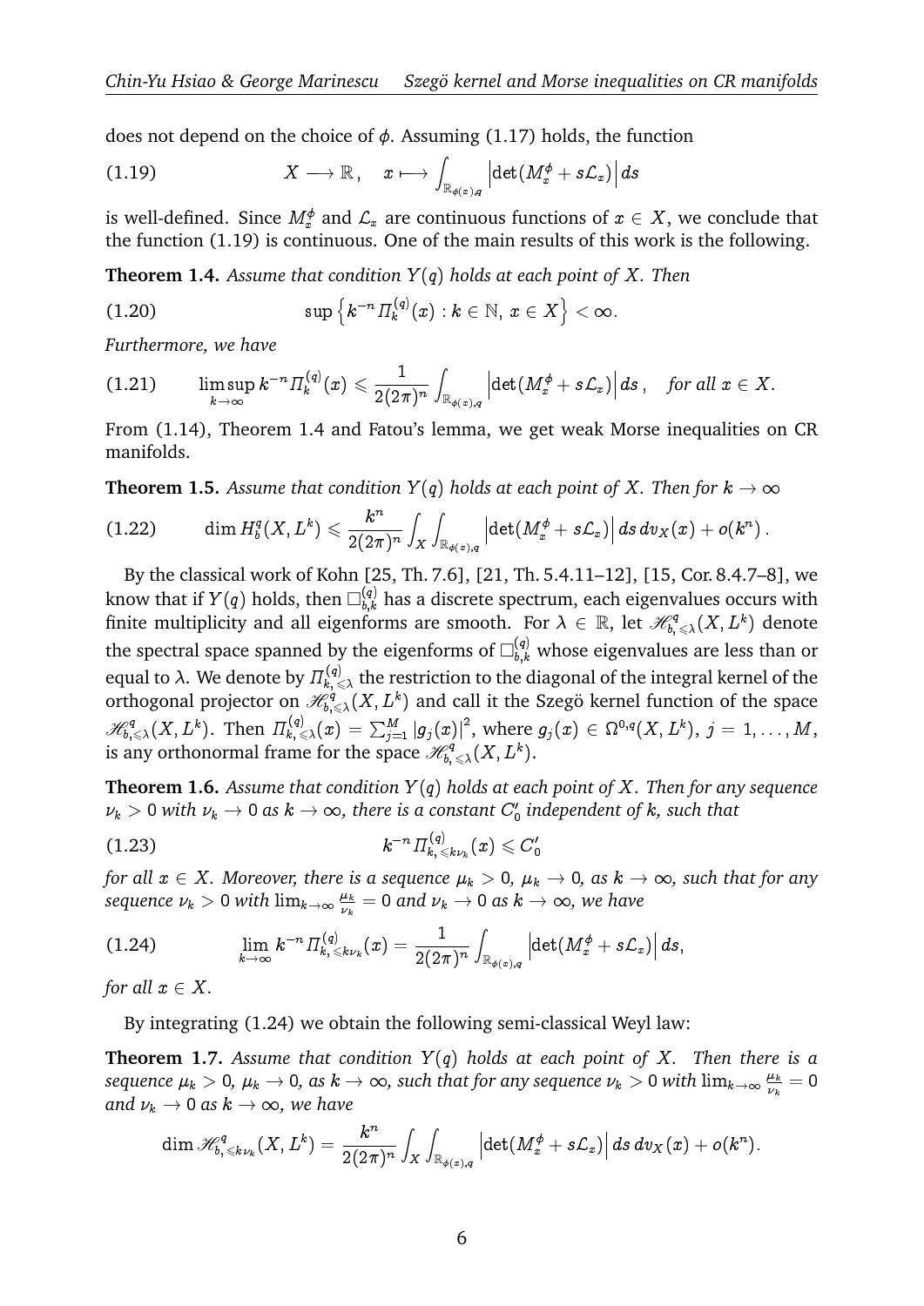does not depend on the choice of $\phi$. Assuming (1.17) holds, the function

$$X \longrightarrow \mathbb{R}\,, \quad x \longmapsto \int_{\mathbb{R}_{\phi(x),q}} \left|\det(M^\phi_x + s\mathcal{L}_x)\right| ds \tag{1.19}$$

is well-defined. Since $M^\phi_x$ and $\mathcal{L}_x$ are continuous functions of $x \in X$, we conclude that the function (1.19) is continuous. One of the main results of this work is the following.

**Theorem 1.4.** *Assume that condition $Y(q)$ holds at each point of $X$. Then*

$$\sup\left\{k^{-n}\Pi^{(q)}_k(x) : k \in \mathbb{N},\, x \in X\right\} < \infty. \tag{1.20}$$

*Furthermore, we have*

$$\limsup_{k\to\infty} k^{-n}\Pi^{(q)}_k(x) \leqslant \frac{1}{2(2\pi)^n}\int_{\mathbb{R}_{\phi(x),q}} \left|\det(M^\phi_x + s\mathcal{L}_x)\right| ds\,, \quad \text{for all } x \in X. \tag{1.21}$$

From (1.14), Theorem 1.4 and Fatou's lemma, we get weak Morse inequalities on CR manifolds.

**Theorem 1.5.** *Assume that condition $Y(q)$ holds at each point of $X$. Then for $k \to \infty$*

$$\dim H^q_b(X, L^k) \leqslant \frac{k^n}{2(2\pi)^n}\int_X\int_{\mathbb{R}_{\phi(x),q}} \left|\det(M^\phi_x + s\mathcal{L}_x)\right| ds\, dv_X(x) + o(k^n)\,. \tag{1.22}$$

By the classical work of Kohn [25, Th. 7.6], [21, Th. 5.4.11–12], [15, Cor. 8.4.7–8], we know that if $Y(q)$ holds, then $\Box^{(q)}_{b,k}$ has a discrete spectrum, each eigenvalues occurs with finite multiplicity and all eigenforms are smooth. For $\lambda \in \mathbb{R}$, let $\mathscr{H}^q_{b,\leqslant\lambda}(X, L^k)$ denote the spectral space spanned by the eigenforms of $\Box^{(q)}_{b,k}$ whose eigenvalues are less than or equal to $\lambda$. We denote by $\Pi^{(q)}_{k,\leqslant\lambda}$ the restriction to the diagonal of the integral kernel of the orthogonal projector on $\mathscr{H}^q_{b,\leqslant\lambda}(X, L^k)$ and call it the Szegö kernel function of the space $\mathscr{H}^q_{b,\leqslant\lambda}(X, L^k)$. Then $\Pi^{(q)}_{k,\leqslant\lambda}(x) = \sum_{j=1}^M |g_j(x)|^2$, where $g_j(x) \in \Omega^{0,q}(X, L^k)$, $j = 1, \ldots, M$, is any orthonormal frame for the space $\mathscr{H}^q_{b,\leqslant\lambda}(X, L^k)$.

**Theorem 1.6.** *Assume that condition $Y(q)$ holds at each point of $X$. Then for any sequence $\nu_k > 0$ with $\nu_k \to 0$ as $k \to \infty$, there is a constant $C'_0$ independent of $k$, such that*

$$k^{-n}\Pi^{(q)}_{k,\leqslant k\nu_k}(x) \leqslant C'_0 \tag{1.23}$$

*for all $x \in X$. Moreover, there is a sequence $\mu_k > 0$, $\mu_k \to 0$, as $k \to \infty$, such that for any sequence $\nu_k > 0$ with $\lim_{k\to\infty}\frac{\mu_k}{\nu_k} = 0$ and $\nu_k \to 0$ as $k \to \infty$, we have*

$$\lim_{k\to\infty} k^{-n}\Pi^{(q)}_{k,\leqslant k\nu_k}(x) = \frac{1}{2(2\pi)^n}\int_{\mathbb{R}_{\phi(x),q}} \left|\det(M^\phi_x + s\mathcal{L}_x)\right| ds, \tag{1.24}$$

*for all $x \in X$.*

By integrating (1.24) we obtain the following semi-classical Weyl law:

**Theorem 1.7.** *Assume that condition $Y(q)$ holds at each point of $X$. Then there is a sequence $\mu_k > 0$, $\mu_k \to 0$, as $k \to \infty$, such that for any sequence $\nu_k > 0$ with $\lim_{k\to\infty}\frac{\mu_k}{\nu_k} = 0$ and $\nu_k \to 0$ as $k \to \infty$, we have*

$$\dim \mathscr{H}^q_{b,\leqslant k\nu_k}(X, L^k) = \frac{k^n}{2(2\pi)^n}\int_X\int_{\mathbb{R}_{\phi(x),q}} \left|\det(M^\phi_x + s\mathcal{L}_x)\right| ds\, dv_X(x) + o(k^n).$$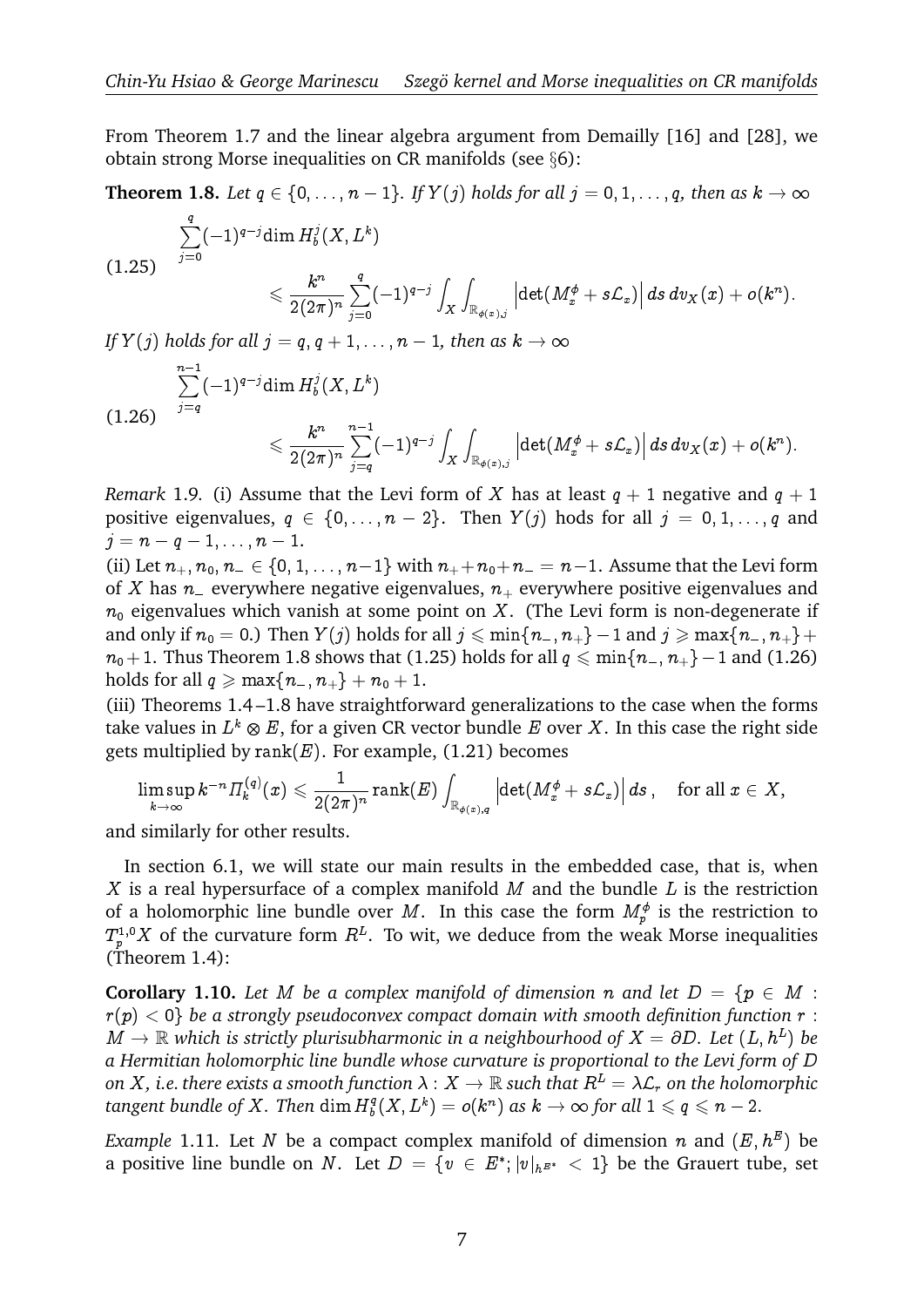From Theorem 1.7 and the linear algebra argument from Demailly [16] and [28], we obtain strong Morse inequalities on CR manifolds (see §6):

**Theorem 1.8.** *Let $q \in \{0, \dots, n-1\}$. If $Y(j)$ holds for all $j = 0, 1, \dots, q$, then as $k \to \infty$*

$$
\begin{aligned}
&\sum_{j=0}^{q}(-1)^{q-j}\dim H^j_b(X, L^k) \\
&\qquad \leqslant \frac{k^n}{2(2\pi)^n}\sum_{j=0}^{q}(-1)^{q-j}\int_X\int_{\mathbb{R}_{\phi(x),j}}\left|\det(M^\phi_x + s\mathcal{L}_x)\right| ds\, dv_X(x) + o(k^n).
\end{aligned}
\tag{1.25}
$$

*If $Y(j)$ holds for all $j = q, q+1, \dots, n-1$, then as $k \to \infty$*

$$
\begin{aligned}
&\sum_{j=q}^{n-1}(-1)^{q-j}\dim H^j_b(X, L^k) \\
&\qquad \leqslant \frac{k^n}{2(2\pi)^n}\sum_{j=q}^{n-1}(-1)^{q-j}\int_X\int_{\mathbb{R}_{\phi(x),j}}\left|\det(M^\phi_x + s\mathcal{L}_x)\right| ds\, dv_X(x) + o(k^n).
\end{aligned}
\tag{1.26}
$$

*Remark* 1.9. (i) Assume that the Levi form of $X$ has at least $q+1$ negative and $q+1$ positive eigenvalues, $q \in \{0, \dots, n-2\}$. Then $Y(j)$ hods for all $j = 0, 1, \dots, q$ and $j = n-q-1, \dots, n-1$.

(ii) Let $n_+, n_0, n_- \in \{0, 1, \dots, n-1\}$ with $n_+ + n_0 + n_- = n-1$. Assume that the Levi form of $X$ has $n_-$ everywhere negative eigenvalues, $n_+$ everywhere positive eigenvalues and $n_0$ eigenvalues which vanish at some point on $X$. (The Levi form is non-degenerate if and only if $n_0 = 0$.) Then $Y(j)$ holds for all $j \leqslant \min\{n_-, n_+\} - 1$ and $j \geqslant \max\{n_-, n_+\} + n_0 + 1$. Thus Theorem 1.8 shows that (1.25) holds for all $q \leqslant \min\{n_-, n_+\} - 1$ and (1.26) holds for all $q \geqslant \max\{n_-, n_+\} + n_0 + 1$.

(iii) Theorems 1.4–1.8 have straightforward generalizations to the case when the forms take values in $L^k \otimes E$, for a given CR vector bundle $E$ over $X$. In this case the right side gets multiplied by $\mathrm{rank}(E)$. For example, (1.21) becomes

$$
\limsup_{k\to\infty} k^{-n}\Pi^{(q)}_k(x) \leqslant \frac{1}{2(2\pi)^n}\mathrm{rank}(E)\int_{\mathbb{R}_{\phi(x),q}}\left|\det(M^\phi_x + s\mathcal{L}_x)\right| ds\,, \quad \text{for all } x \in X,
$$

and similarly for other results.

In section 6.1, we will state our main results in the embedded case, that is, when $X$ is a real hypersurface of a complex manifold $M$ and the bundle $L$ is the restriction of a holomorphic line bundle over $M$. In this case the form $M^\phi_p$ is the restriction to $T^{1,0}_pX$ of the curvature form $R^L$. To wit, we deduce from the weak Morse inequalities (Theorem 1.4):

**Corollary 1.10.** *Let $M$ be a complex manifold of dimension $n$ and let $D = \{p \in M : r(p) < 0\}$ be a strongly pseudoconvex compact domain with smooth definition function $r : M \to \mathbb{R}$ which is strictly plurisubharmonic in a neighbourhood of $X = \partial D$. Let $(L, h^L)$ be a Hermitian holomorphic line bundle whose curvature is proportional to the Levi form of $D$ on $X$, i.e. there exists a smooth function $\lambda : X \to \mathbb{R}$ such that $R^L = \lambda\mathcal{L}_r$ on the holomorphic tangent bundle of $X$. Then $\dim H^q_b(X, L^k) = o(k^n)$ as $k \to \infty$ for all $1 \leqslant q \leqslant n-2$.*

*Example* 1.11. Let $N$ be a compact complex manifold of dimension $n$ and $(E, h^E)$ be a positive line bundle on $N$. Let $D = \{v \in E^*; |v|_{h^{E^*}} < 1\}$ be the Grauert tube, set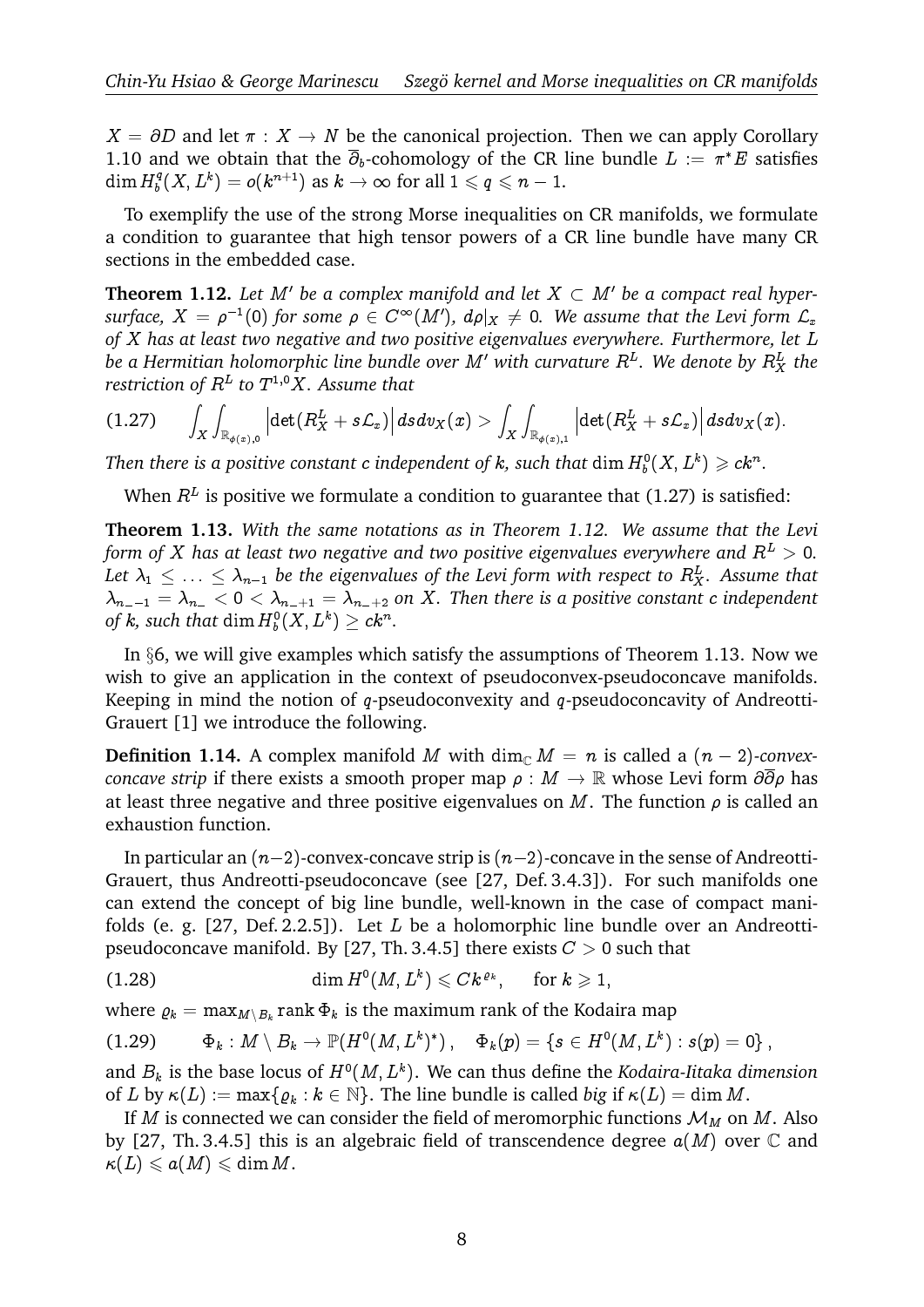$X = \partial D$ and let $\pi : X \to N$ be the canonical projection. Then we can apply Corollary 1.10 and we obtain that the $\overline{\partial}_b$-cohomology of the CR line bundle $L := \pi^* E$ satisfies $\dim H^q_b(X, L^k) = o(k^{n+1})$ as $k \to \infty$ for all $1 \leqslant q \leqslant n-1$.

To exemplify the use of the strong Morse inequalities on CR manifolds, we formulate a condition to guarantee that high tensor powers of a CR line bundle have many CR sections in the embedded case.

**Theorem 1.12.** *Let $M'$ be a complex manifold and let $X \subset M'$ be a compact real hypersurface, $X = \rho^{-1}(0)$ for some $\rho \in C^\infty(M')$, $d\rho|_X \neq 0$. We assume that the Levi form $\mathcal{L}_x$ of $X$ has at least two negative and two positive eigenvalues everywhere. Furthermore, let $L$ be a Hermitian holomorphic line bundle over $M'$ with curvature $R^L$. We denote by $R^L_X$ the restriction of $R^L$ to $T^{1,0}X$. Assume that*

$$\int_X \int_{\mathbb{R}_{\phi(x),0}} \Big|\det(R^L_X + s\mathcal{L}_x)\Big| ds dv_X(x) > \int_X \int_{\mathbb{R}_{\phi(x),1}} \Big|\det(R^L_X + s\mathcal{L}_x)\Big| ds dv_X(x). \tag{1.27}$$

*Then there is a positive constant $c$ independent of $k$, such that $\dim H^0_b(X, L^k) \geqslant ck^n$.*

When $R^L$ is positive we formulate a condition to guarantee that (1.27) is satisfied:

**Theorem 1.13.** *With the same notations as in Theorem 1.12. We assume that the Levi form of $X$ has at least two negative and two positive eigenvalues everywhere and $R^L > 0$. Let $\lambda_1 \leq \ldots \leq \lambda_{n-1}$ be the eigenvalues of the Levi form with respect to $R^L_X$. Assume that $\lambda_{n_- -1} = \lambda_{n_-} < 0 < \lambda_{n_- +1} = \lambda_{n_- +2}$ on $X$. Then there is a positive constant $c$ independent of $k$, such that $\dim H^0_b(X, L^k) \geq ck^n$.*

In §6, we will give examples which satisfy the assumptions of Theorem 1.13. Now we wish to give an application in the context of pseudoconvex-pseudoconcave manifolds. Keeping in mind the notion of $q$-pseudoconvexity and $q$-pseudoconcavity of Andreotti-Grauert [1] we introduce the following.

**Definition 1.14.** A complex manifold $M$ with $\dim_{\mathbb{C}} M = n$ is called a *$(n-2)$-convex-concave strip* if there exists a smooth proper map $\rho : M \to \mathbb{R}$ whose Levi form $\partial\overline{\partial}\rho$ has at least three negative and three positive eigenvalues on $M$. The function $\rho$ is called an exhaustion function.

In particular an $(n-2)$-convex-concave strip is $(n-2)$-concave in the sense of Andreotti-Grauert, thus Andreotti-pseudoconcave (see [27, Def. 3.4.3]). For such manifolds one can extend the concept of big line bundle, well-known in the case of compact manifolds (e. g. [27, Def. 2.2.5]). Let $L$ be a holomorphic line bundle over an Andreotti-pseudoconcave manifold. By [27, Th. 3.4.5] there exists $C > 0$ such that

$$\dim H^0(M, L^k) \leqslant C k^{\varrho_k}, \quad \text{for } k \geqslant 1, \tag{1.28}$$

where $\varrho_k = \max_{M \setminus B_k} \operatorname{rank} \Phi_k$ is the maximum rank of the Kodaira map

$$\Phi_k : M \setminus B_k \to \mathbb{P}(H^0(M, L^k)^*)\,, \quad \Phi_k(p) = \{s \in H^0(M, L^k) : s(p) = 0\}\,, \tag{1.29}$$

and $B_k$ is the base locus of $H^0(M, L^k)$. We can thus define the *Kodaira-Iitaka dimension* of $L$ by $\kappa(L) := \max\{\varrho_k : k \in \mathbb{N}\}$. The line bundle is called *big* if $\kappa(L) = \dim M$.

If $M$ is connected we can consider the field of meromorphic functions $\mathcal{M}_M$ on $M$. Also by [27, Th. 3.4.5] this is an algebraic field of transcendence degree $a(M)$ over $\mathbb{C}$ and $\kappa(L) \leqslant a(M) \leqslant \dim M$.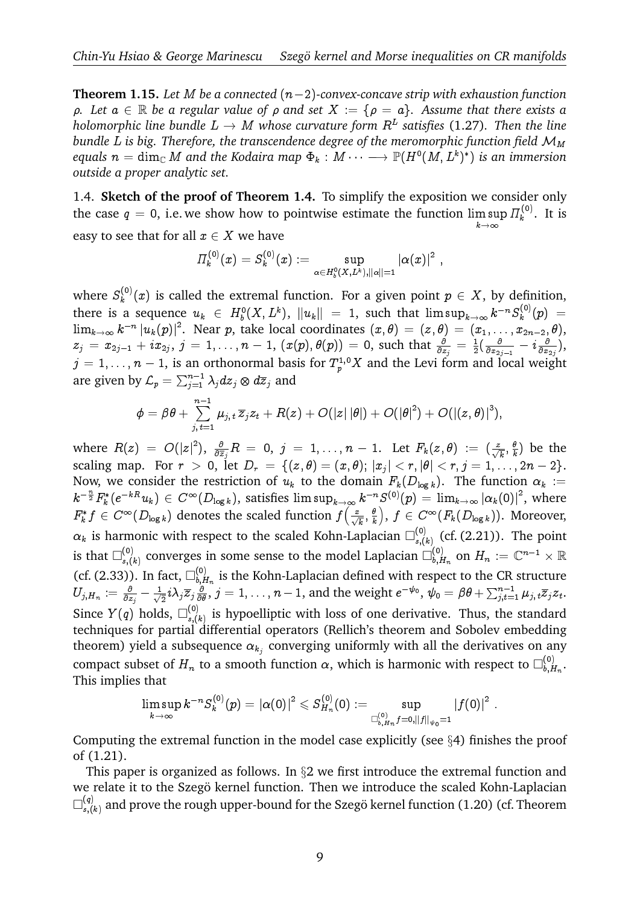**Theorem 1.15.** *Let $M$ be a connected $(n-2)$-convex-concave strip with exhaustion function $\rho$. Let $a \in \mathbb{R}$ be a regular value of $\rho$ and set $X := \{\rho = a\}$. Assume that there exists a holomorphic line bundle $L \to M$ whose curvature form $R^L$ satisfies* (1.27). *Then the line bundle $L$ is big. Therefore, the transcendence degree of the meromorphic function field $\mathcal{M}_M$ equals $n = \dim_{\mathbb{C}} M$ and the Kodaira map $\Phi_k : M \cdots \longrightarrow \mathbb{P}(H^0(M, L^k)^*)$ is an immersion outside a proper analytic set.*

1.4. **Sketch of the proof of Theorem 1.4.** To simplify the exposition we consider only the case $q = 0$, i.e. we show how to pointwise estimate the function $\limsup_{k\to\infty} \Pi_k^{(0)}$. It is easy to see that for all $x \in X$ we have

$$\Pi_k^{(0)}(x) = S_k^{(0)}(x) := \sup_{\alpha \in H_b^0(X, L^k), ||\alpha||=1} |\alpha(x)|^2 \ ,$$

where $S_k^{(0)}(x)$ is called the extremal function. For a given point $p \in X$, by definition, there is a sequence $u_k \in H_b^0(X, L^k)$, $||u_k|| = 1$, such that $\limsup_{k\to\infty} k^{-n} S_k^{(0)}(p) = \lim_{k\to\infty} k^{-n} |u_k(p)|^2$. Near $p$, take local coordinates $(x, \theta) = (z, \theta) = (x_1, \ldots, x_{2n-2}, \theta)$, $z_j = x_{2j-1} + i x_{2j}$, $j = 1, \ldots, n-1$, $(x(p), \theta(p)) = 0$, such that $\frac{\partial}{\partial z_j} = \frac{1}{2}(\frac{\partial}{\partial x_{2j-1}} - i\frac{\partial}{\partial x_{2j}})$, $j = 1, \ldots, n-1$, is an orthonormal basis for $T_p^{1,0}X$ and the Levi form and local weight are given by $\mathcal{L}_p = \sum_{j=1}^{n-1} \lambda_j dz_j \otimes d\overline{z}_j$ and

$$\phi = \beta\theta + \sum_{j,t=1}^{n-1} \mu_{j,t}\, \overline{z}_j z_t + R(z) + O(|z|\,|\theta|) + O(|\theta|^2) + O(|(z,\theta)|^3),$$

where $R(z) = O(|z|^2)$, $\frac{\partial}{\partial \overline{z}_j} R = 0$, $j = 1, \ldots, n-1$. Let $F_k(z, \theta) := (\frac{z}{\sqrt{k}}, \frac{\theta}{k})$ be the scaling map. For $r > 0$, let $D_r = \{(z, \theta) = (x, \theta); |x_j| < r, |\theta| < r, j = 1, \ldots, 2n-2\}$. Now, we consider the restriction of $u_k$ to the domain $F_k(D_{\log k})$. The function $\alpha_k := k^{-\frac{n}{2}} F_k^*(e^{-kR} u_k) \in C^\infty(D_{\log k})$, satisfies $\limsup_{k\to\infty} k^{-n} S^{(0)}(p) = \lim_{k\to\infty} |\alpha_k(0)|^2$, where $F_k^* f \in C^\infty(D_{\log k})$ denotes the scaled function $f\left(\frac{z}{\sqrt{k}}, \frac{\theta}{k}\right)$, $f \in C^\infty(F_k(D_{\log k}))$. Moreover, $\alpha_k$ is harmonic with respect to the scaled Kohn-Laplacian $\Box_{s,(k)}^{(0)}$ (cf. (2.21)). The point is that $\Box_{s,(k)}^{(0)}$ converges in some sense to the model Laplacian $\Box_{b,H_n}^{(0)}$ on $H_n := \mathbb{C}^{n-1} \times \mathbb{R}$ (cf. (2.33)). In fact, $\Box_{b,H_n}^{(0)}$ is the Kohn-Laplacian defined with respect to the CR structure $U_{j,H_n} := \frac{\partial}{\partial z_j} - \frac{1}{\sqrt{2}} i\lambda_j \overline{z}_j \frac{\partial}{\partial \theta}$, $j = 1, \ldots, n-1$, and the weight $e^{-\psi_0}$, $\psi_0 = \beta\theta + \sum_{j,t=1}^{n-1} \mu_{j,t} \overline{z}_j z_t$. Since $Y(q)$ holds, $\Box_{s,(k)}^{(0)}$ is hypoelliptic with loss of one derivative. Thus, the standard techniques for partial differential operators (Rellich's theorem and Sobolev embedding theorem) yield a subsequence $\alpha_{k_j}$ converging uniformly with all the derivatives on any compact subset of $H_n$ to a smooth function $\alpha$, which is harmonic with respect to $\Box_{b,H_n}^{(0)}$. This implies that

$$\limsup_{k\to\infty} k^{-n} S_k^{(0)}(p) = |\alpha(0)|^2 \leqslant S_{H_n}^{(0)}(0) := \sup_{\Box_{b,H_n}^{(0)} f = 0, ||f||_{\psi_0} = 1} |f(0)|^2 \ .$$

Computing the extremal function in the model case explicitly (see §4) finishes the proof of (1.21).

This paper is organized as follows. In §2 we first introduce the extremal function and we relate it to the Szegö kernel function. Then we introduce the scaled Kohn-Laplacian $\Box_{s,(k)}^{(q)}$ and prove the rough upper-bound for the Szegö kernel function (1.20) (cf. Theorem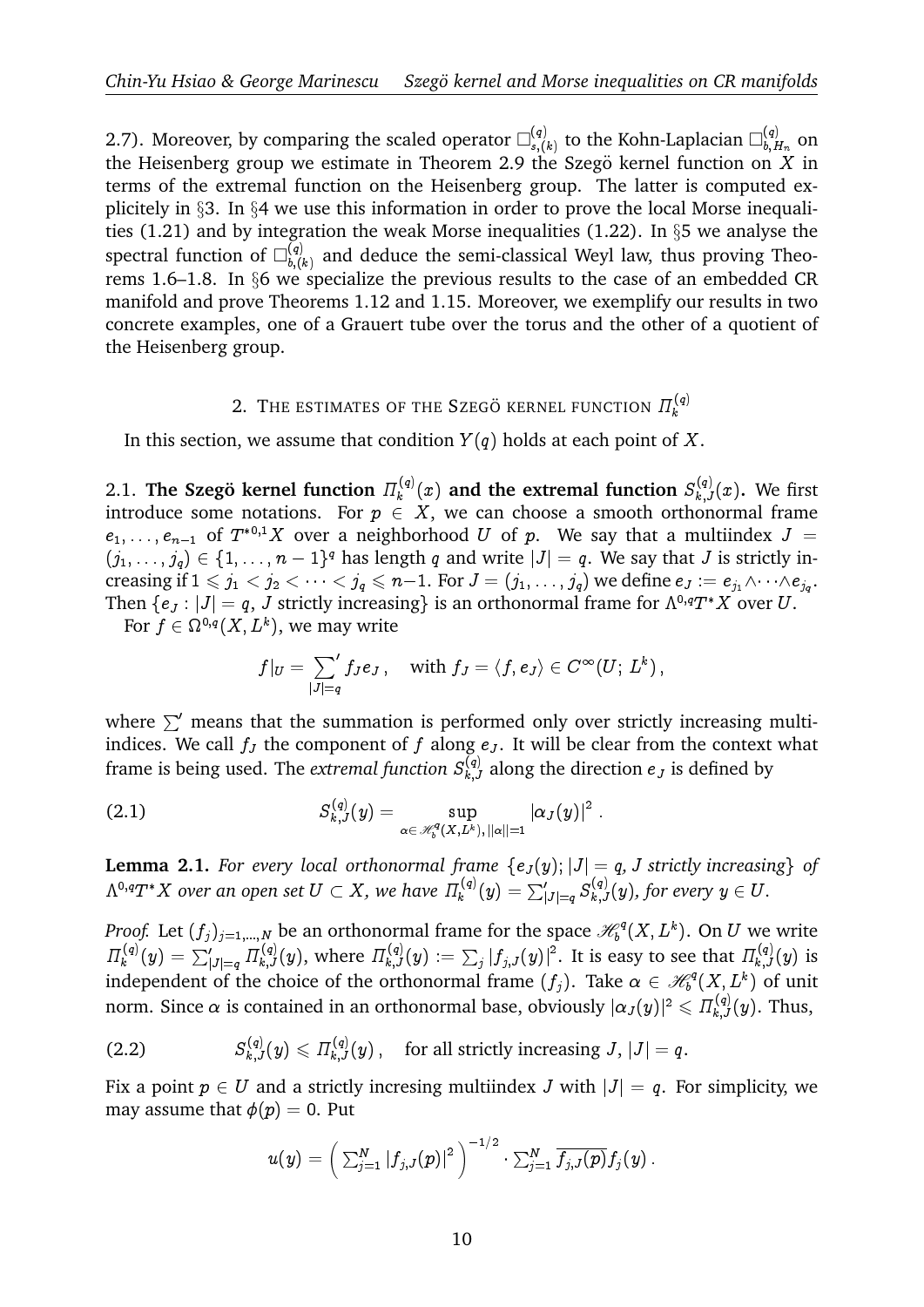2.7). Moreover, by comparing the scaled operator $\Box^{(q)}_{s,(k)}$ to the Kohn-Laplacian $\Box^{(q)}_{b,H_n}$ on the Heisenberg group we estimate in Theorem 2.9 the Szegö kernel function on $X$ in terms of the extremal function on the Heisenberg group. The latter is computed explicitely in §3. In §4 we use this information in order to prove the local Morse inequalities (1.21) and by integration the weak Morse inequalities (1.22). In §5 we analyse the spectral function of $\Box^{(q)}_{b,(k)}$ and deduce the semi-classical Weyl law, thus proving Theorems 1.6–1.8. In §6 we specialize the previous results to the case of an embedded CR manifold and prove Theorems 1.12 and 1.15. Moreover, we exemplify our results in two concrete examples, one of a Grauert tube over the torus and the other of a quotient of the Heisenberg group.

## 2. The estimates of the Szegö kernel function $\Pi^{(q)}_k$

In this section, we assume that condition $Y(q)$ holds at each point of $X$.

2.1. **The Szegö kernel function $\Pi^{(q)}_k(x)$ and the extremal function $S^{(q)}_{k,J}(x)$.** We first introduce some notations. For $p \in X$, we can choose a smooth orthonormal frame $e_1, \ldots, e_{n-1}$ of $T^{*0,1}X$ over a neighborhood $U$ of $p$. We say that a multiindex $J = (j_1, \ldots, j_q) \in \{1, \ldots, n-1\}^q$ has length $q$ and write $|J| = q$. We say that $J$ is strictly increasing if $1 \leqslant j_1 < j_2 < \cdots < j_q \leqslant n-1$. For $J = (j_1, \ldots, j_q)$ we define $e_J := e_{j_1} \wedge \cdots \wedge e_{j_q}$. Then $\{e_J : |J| = q,\ J \text{ strictly increasing}\}$ is an orthonormal frame for $\Lambda^{0,q}T^*X$ over $U$.

For $f \in \Omega^{0,q}(X, L^k)$, we may write

$$f|_U = \sideset{}{'}\sum_{|J|=q} f_J e_J\,, \quad \text{with } f_J = \langle f, e_J \rangle \in C^\infty(U;\, L^k)\,,$$

where $\sum'$ means that the summation is performed only over strictly increasing multiindices. We call $f_J$ the component of $f$ along $e_J$. It will be clear from the context what frame is being used. The *extremal function* $S^{(q)}_{k,J}$ along the direction $e_J$ is defined by

$$S^{(q)}_{k,J}(y) = \sup_{\alpha \in \mathscr{H}^q_b(X,L^k),\, \|\alpha\|=1} |\alpha_J(y)|^2\,. \tag{2.1}$$

**Lemma 2.1.** *For every local orthonormal frame $\{e_J(y);\, |J| = q,\ J$ strictly increasing$\}$ of $\Lambda^{0,q}T^*X$ over an open set $U \subset X$, we have $\Pi^{(q)}_k(y) = \sum'_{|J|=q} S^{(q)}_{k,J}(y)$, for every $y \in U$.*

*Proof.* Let $(f_j)_{j=1,\ldots,N}$ be an orthonormal frame for the space $\mathscr{H}^q_b(X, L^k)$. On $U$ we write $\Pi^{(q)}_k(y) = \sum'_{|J|=q} \Pi^{(q)}_{k,J}(y)$, where $\Pi^{(q)}_{k,J}(y) := \sum_j |f_{j,J}(y)|^2$. It is easy to see that $\Pi^{(q)}_{k,J}(y)$ is independent of the choice of the orthonormal frame $(f_j)$. Take $\alpha \in \mathscr{H}^q_b(X, L^k)$ of unit norm. Since $\alpha$ is contained in an orthonormal base, obviously $|\alpha_J(y)|^2 \leqslant \Pi^{(q)}_{k,J}(y)$. Thus,

$$S^{(q)}_{k,J}(y) \leqslant \Pi^{(q)}_{k,J}(y)\,, \quad \text{for all strictly increasing } J,\ |J| = q. \tag{2.2}$$

Fix a point $p \in U$ and a strictly incresing multiindex $J$ with $|J| = q$. For simplicity, we may assume that $\phi(p) = 0$. Put

$$u(y) = \Big( \textstyle\sum_{j=1}^N |f_{j,J}(p)|^2 \Big)^{-1/2} \cdot \sum_{j=1}^N \overline{f_{j,J}(p)} f_j(y)\,.$$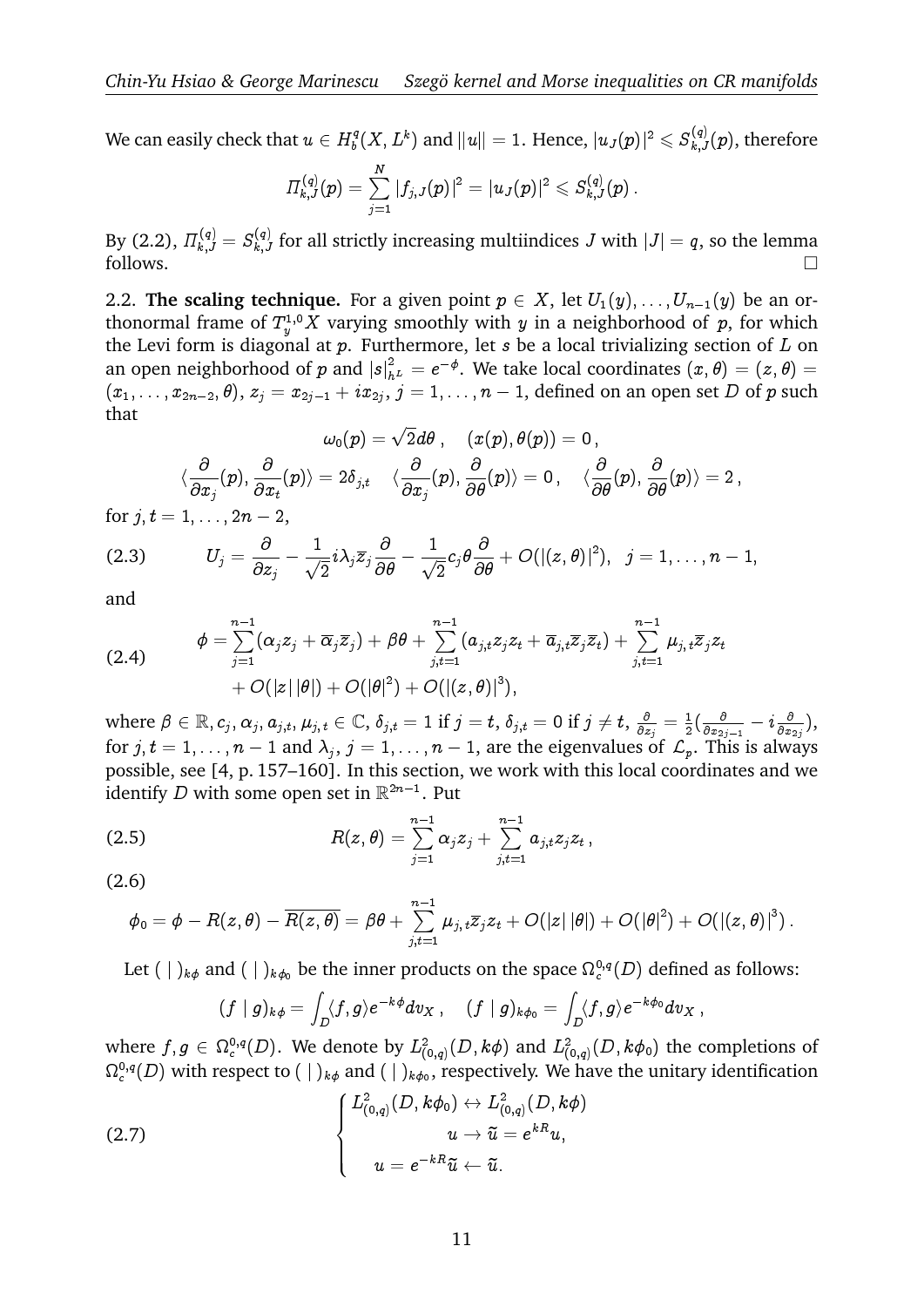We can easily check that $u \in H^q_b(X, L^k)$ and $||u|| = 1$. Hence, $|u_J(p)|^2 \leqslant S^{(q)}_{k,J}(p)$, therefore

$$\Pi^{(q)}_{k,J}(p) = \sum_{j=1}^{N} |f_{j,J}(p)|^2 = |u_J(p)|^2 \leqslant S^{(q)}_{k,J}(p)\,.$$

By (2.2), $\Pi^{(q)}_{k,J} = S^{(q)}_{k,J}$ for all strictly increasing multiindices $J$ with $|J| = q$, so the lemma follows. $\square$

2.2. **The scaling technique.** For a given point $p \in X$, let $U_1(y), \ldots, U_{n-1}(y)$ be an orthonormal frame of $T^{1,0}_y X$ varying smoothly with $y$ in a neighborhood of $p$, for which the Levi form is diagonal at $p$. Furthermore, let $s$ be a local trivializing section of $L$ on an open neighborhood of $p$ and $|s|^2_{h^L} = e^{-\phi}$. We take local coordinates $(x, \theta) = (z, \theta) = (x_1, \ldots, x_{2n-2}, \theta)$, $z_j = x_{2j-1} + ix_{2j}$, $j = 1, \ldots, n-1$, defined on an open set $D$ of $p$ such that

$$\omega_0(p) = \sqrt{2}d\theta\,, \quad (x(p), \theta(p)) = 0\,,$$

$$\langle \frac{\partial}{\partial x_j}(p), \frac{\partial}{\partial x_t}(p)\rangle = 2\delta_{j,t} \quad \langle \frac{\partial}{\partial x_j}(p), \frac{\partial}{\partial \theta}(p)\rangle = 0\,, \quad \langle \frac{\partial}{\partial \theta}(p), \frac{\partial}{\partial \theta}(p)\rangle = 2\,,$$

for $j, t = 1, \ldots, 2n-2$,

$$U_j = \frac{\partial}{\partial z_j} - \frac{1}{\sqrt{2}} i\lambda_j \overline{z}_j \frac{\partial}{\partial \theta} - \frac{1}{\sqrt{2}} c_j \theta \frac{\partial}{\partial \theta} + O(|(z,\theta)|^2), \quad j = 1, \ldots, n-1, \tag{2.3}$$

and

$$\begin{aligned} \phi = &\sum_{j=1}^{n-1}(\alpha_j z_j + \overline{\alpha}_j \overline{z}_j) + \beta\theta + \sum_{j,t=1}^{n-1}(a_{j,t}z_j z_t + \overline{a}_{j,t}\overline{z}_j\overline{z}_t) + \sum_{j,t=1}^{n-1}\mu_{j,t}\overline{z}_j z_t \\ &+ O(|z|\,|\theta|) + O(|\theta|^2) + O(|(z,\theta)|^3), \end{aligned} \tag{2.4}$$

where $\beta \in \mathbb{R}$, $c_j, \alpha_j, a_{j,t}, \mu_{j,t} \in \mathbb{C}$, $\delta_{j,t} = 1$ if $j = t$, $\delta_{j,t} = 0$ if $j \neq t$, $\frac{\partial}{\partial z_j} = \frac{1}{2}(\frac{\partial}{\partial x_{2j-1}} - i\frac{\partial}{\partial x_{2j}})$, for $j, t = 1, \ldots, n-1$ and $\lambda_j$, $j = 1, \ldots, n-1$, are the eigenvalues of $\mathcal{L}_p$. This is always possible, see [4, p. 157–160]. In this section, we work with this local coordinates and we identify $D$ with some open set in $\mathbb{R}^{2n-1}$. Put

$$R(z,\theta) = \sum_{j=1}^{n-1}\alpha_j z_j + \sum_{j,t=1}^{n-1} a_{j,t} z_j z_t\,, \tag{2.5}$$

$$\phi_0 = \phi - R(z,\theta) - \overline{R(z,\theta)} = \beta\theta + \sum_{j,t=1}^{n-1}\mu_{j,t}\overline{z}_j z_t + O(|z|\,|\theta|) + O(|\theta|^2) + O(|(z,\theta)|^3)\,. \tag{2.6}$$

Let $(\,|\,)_{k\phi}$ and $(\,|\,)_{k\phi_0}$ be the inner products on the space $\Omega^{0,q}_c(D)$ defined as follows:

$$(f \mid g)_{k\phi} = \int_D \langle f, g\rangle e^{-k\phi} dv_X\,, \quad (f \mid g)_{k\phi_0} = \int_D \langle f, g\rangle e^{-k\phi_0} dv_X\,,$$

where $f, g \in \Omega^{0,q}_c(D)$. We denote by $L^2_{(0,q)}(D, k\phi)$ and $L^2_{(0,q)}(D, k\phi_0)$ the completions of $\Omega^{0,q}_c(D)$ with respect to $(\,|\,)_{k\phi}$ and $(\,|\,)_{k\phi_0}$, respectively. We have the unitary identification

$$\begin{cases} L^2_{(0,q)}(D, k\phi_0) \leftrightarrow L^2_{(0,q)}(D, k\phi) \\ \qquad u \to \widetilde{u} = e^{kR}u, \\ \quad u = e^{-kR}\widetilde{u} \leftarrow \widetilde{u}. \end{cases} \tag{2.7}$$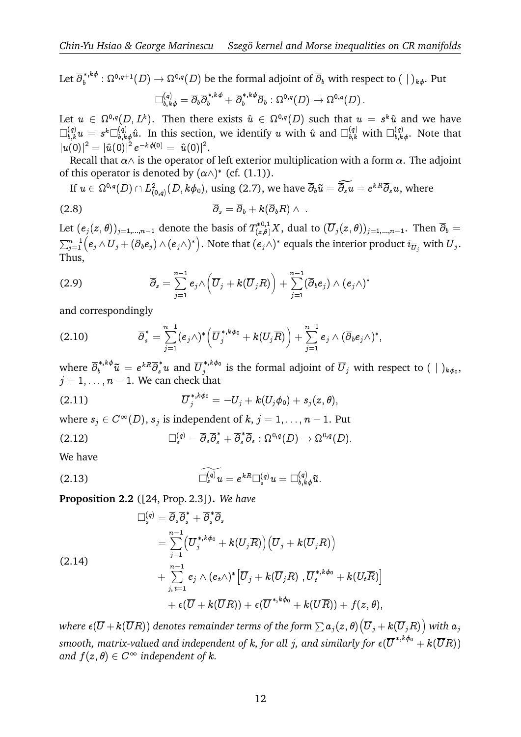Let $\overline{\partial}_b^{*,k\phi} : \Omega^{0,q+1}(D) \to \Omega^{0,q}(D)$ be the formal adjoint of $\overline{\partial}_b$ with respect to $(\,|\,)_{k\phi}$. Put

$$\Box^{(q)}_{b,k\phi} = \overline{\partial}_b \overline{\partial}_b^{*,k\phi} + \overline{\partial}_b^{*,k\phi}\overline{\partial}_b : \Omega^{0,q}(D) \to \Omega^{0,q}(D)\,.$$

Let $u \in \Omega^{0,q}(D, L^k)$. Then there exists $\hat{u} \in \Omega^{0,q}(D)$ such that $u = s^k \hat{u}$ and we have $\Box^{(q)}_{b,k} u = s^k \Box^{(q)}_{b,k\phi}\hat{u}$. In this section, we identify $u$ with $\hat{u}$ and $\Box^{(q)}_{b,k}$ with $\Box^{(q)}_{b,k\phi}$. Note that $|u(0)|^2 = |\hat{u}(0)|^2 e^{-k\phi(0)} = |\hat{u}(0)|^2$.

Recall that $\alpha\wedge$ is the operator of left exterior multiplication with a form $\alpha$. The adjoint of this operator is denoted by $(\alpha\wedge)^*$ (cf. (1.1)).

If $u \in \Omega^{0,q}(D) \cap L^2_{(0,q)}(D, k\phi_0)$, using (2.7), we have $\overline{\partial}_b \widetilde{u} = \widetilde{\overline{\partial}_s u} = e^{kR}\overline{\partial}_s u$, where

$$\overline{\partial}_s = \overline{\partial}_b + k(\overline{\partial}_b R)\wedge\ . \tag{2.8}$$

Let $(e_j(z,\theta))_{j=1,\ldots,n-1}$ denote the basis of $T^{*0,1}_{(z,\theta)}X$, dual to $(\overline{U}_j(z,\theta))_{j=1,\ldots,n-1}$. Then $\overline{\partial}_b = \sum_{j=1}^{n-1}\Big(e_j \wedge \overline{U}_j + (\overline{\partial}_b e_j)\wedge(e_j\wedge)^*\Big)$. Note that $(e_j\wedge)^*$ equals the interior product $i_{\overline{U}_j}$ with $\overline{U}_j$. Thus,

$$\overline{\partial}_s = \sum_{j=1}^{n-1} e_j\wedge\Big(\overline{U}_j + k(\overline{U}_j R)\Big) + \sum_{j=1}^{n-1}(\overline{\partial}_b e_j)\wedge(e_j\wedge)^* \tag{2.9}$$

and correspondingly

$$\overline{\partial}_s^* = \sum_{j=1}^{n-1}(e_j\wedge)^*\Big(\overline{U}_j^{*,k\phi_0} + k(U_j\overline{R})\Big) + \sum_{j=1}^{n-1} e_j\wedge(\overline{\partial}_b e_j\wedge)^*, \tag{2.10}$$

where $\overline{\partial}_b^{*,k\phi}\widetilde{u} = e^{kR}\overline{\partial}_s^* u$ and $\overline{U}_j^{*,k\phi_0}$ is the formal adjoint of $\overline{U}_j$ with respect to $(\,|\,)_{k\phi_0}$, $j = 1,\ldots,n-1$. We can check that

$$\overline{U}_j^{*,k\phi_0} = -U_j + k(U_j\phi_0) + s_j(z,\theta), \tag{2.11}$$

where $s_j \in C^\infty(D)$, $s_j$ is independent of $k$, $j = 1,\ldots,n-1$. Put

$$\Box^{(q)}_s = \overline{\partial}_s\overline{\partial}_s^* + \overline{\partial}_s^*\overline{\partial}_s : \Omega^{0,q}(D) \to \Omega^{0,q}(D). \tag{2.12}$$

We have

$$\widetilde{\Box^{(q)}_s u} = e^{kR}\Box^{(q)}_s u = \Box^{(q)}_{b,k\phi}\widetilde{u}. \tag{2.13}$$

**Proposition 2.2** ([24, Prop. 2.3]). *We have*

$$\begin{aligned}
\Box^{(q)}_s &= \overline{\partial}_s\overline{\partial}_s^* + \overline{\partial}_s^*\overline{\partial}_s \\
&= \sum_{j=1}^{n-1}\Big(\overline{U}_j^{*,k\phi_0} + k(U_j\overline{R})\Big)\Big(\overline{U}_j + k(\overline{U}_j R)\Big) \\
&\quad + \sum_{j,\,t=1}^{n-1} e_j\wedge(e_t\wedge)^*\Big[\overline{U}_j + k(\overline{U}_j R)\ ,\overline{U}_t^{*,k\phi_0} + k(U_t\overline{R})\Big] \\
&\quad + \epsilon(\overline{U} + k(\overline{U}R)) + \epsilon(\overline{U}^{*,k\phi_0} + k(U\overline{R})) + f(z,\theta),
\end{aligned} \tag{2.14}$$

*where $\epsilon(\overline{U} + k(\overline{U}R))$ denotes remainder terms of the form $\sum a_j(z,\theta)\Big(\overline{U}_j + k(\overline{U}_j R)\Big)$ with $a_j$ smooth, matrix-valued and independent of $k$, for all $j$, and similarly for $\epsilon(\overline{U}^{*,k\phi_0} + k(\overline{U}R))$ and $f(z,\theta) \in C^\infty$ independent of $k$.*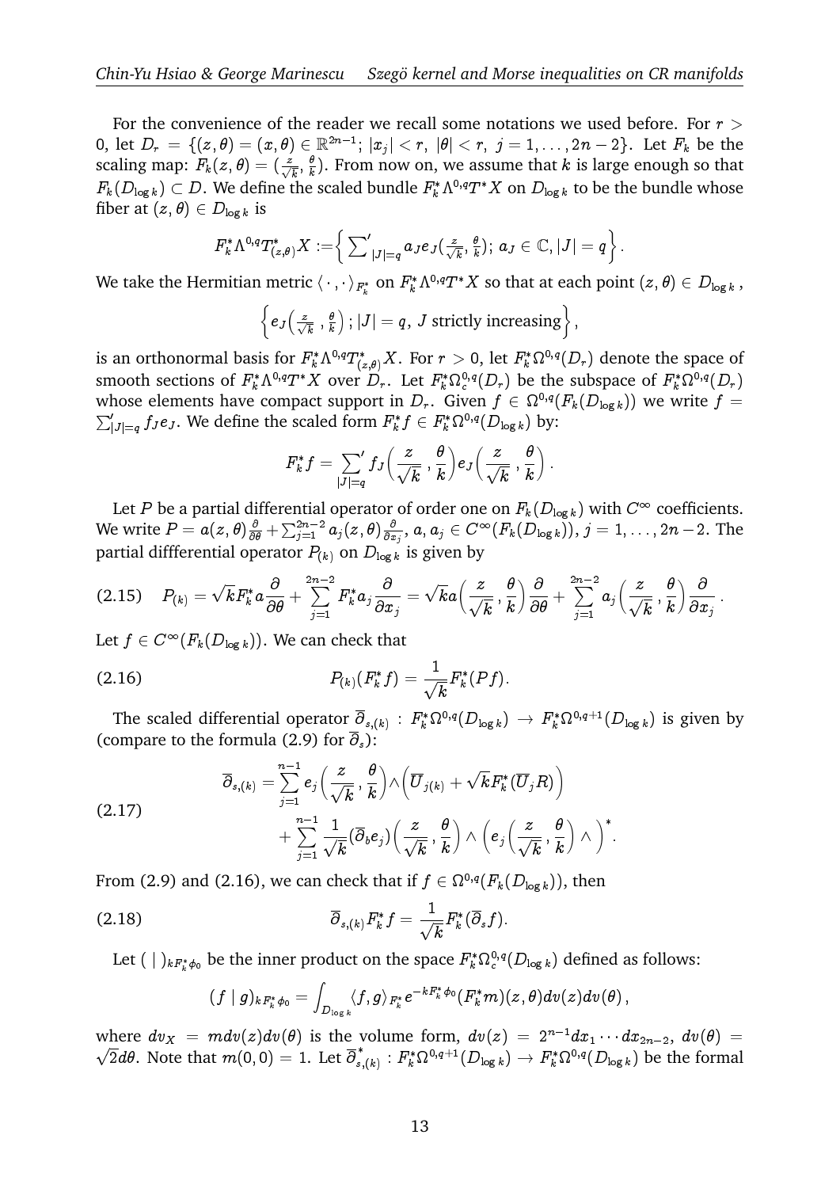For the convenience of the reader we recall some notations we used before. For $r > 0$, let $D_r = \{(z,\theta) = (x,\theta) \in \mathbb{R}^{2n-1};\ |x_j| < r,\ |\theta| < r,\ j = 1,\ldots,2n-2\}$. Let $F_k$ be the scaling map: $F_k(z,\theta) = (\frac{z}{\sqrt{k}}, \frac{\theta}{k})$. From now on, we assume that $k$ is large enough so that $F_k(D_{\log k}) \subset D$. We define the scaled bundle $F_k^*\Lambda^{0,q}T^*X$ on $D_{\log k}$ to be the bundle whose fiber at $(z,\theta) \in D_{\log k}$ is

$$F_k^*\Lambda^{0,q}T^*_{(z,\theta)}X := \Big\{ {\sum}'_{|J|=q} a_J e_J(\tfrac{z}{\sqrt{k}}, \tfrac{\theta}{k});\ a_J \in \mathbb{C}, |J| = q \Big\}.$$

We take the Hermitian metric $\langle \cdot\,, \cdot \rangle_{F_k^*}$ on $F_k^*\Lambda^{0,q}T^*X$ so that at each point $(z,\theta) \in D_{\log k}$,

$$\Big\{ e_J\Big(\tfrac{z}{\sqrt{k}}\,, \tfrac{\theta}{k}\Big)\,;\ |J| = q,\ J \text{ strictly increasing} \Big\},$$

is an orthonormal basis for $F_k^*\Lambda^{0,q}T^*_{(z,\theta)}X$. For $r > 0$, let $F_k^*\Omega^{0,q}(D_r)$ denote the space of smooth sections of $F_k^*\Lambda^{0,q}T^*X$ over $D_r$. Let $F_k^*\Omega_c^{0,q}(D_r)$ be the subspace of $F_k^*\Omega^{0,q}(D_r)$ whose elements have compact support in $D_r$. Given $f \in \Omega^{0,q}(F_k(D_{\log k}))$ we write $f = \sum'_{|J|=q} f_J e_J$. We define the scaled form $F_k^* f \in F_k^*\Omega^{0,q}(D_{\log k})$ by:

$$F_k^* f = {\sum_{|J|=q}}' f_J\Big(\frac{z}{\sqrt{k}}\,, \frac{\theta}{k}\Big) e_J\Big(\frac{z}{\sqrt{k}}\,, \frac{\theta}{k}\Big)\,.$$

Let $P$ be a partial differential operator of order one on $F_k(D_{\log k})$ with $C^\infty$ coefficients. We write $P = a(z,\theta)\frac{\partial}{\partial\theta} + \sum_{j=1}^{2n-2} a_j(z,\theta)\frac{\partial}{\partial x_j}$, $a, a_j \in C^\infty(F_k(D_{\log k}))$, $j = 1,\ldots,2n-2$. The partial diffferential operator $P_{(k)}$ on $D_{\log k}$ is given by

$$P_{(k)} = \sqrt{k} F_k^* a \frac{\partial}{\partial\theta} + \sum_{j=1}^{2n-2} F_k^* a_j \frac{\partial}{\partial x_j} = \sqrt{k}\, a\Big(\frac{z}{\sqrt{k}}\,, \frac{\theta}{k}\Big)\frac{\partial}{\partial\theta} + \sum_{j=1}^{2n-2} a_j\Big(\frac{z}{\sqrt{k}}\,, \frac{\theta}{k}\Big)\frac{\partial}{\partial x_j}\,. \tag{2.15}$$

Let $f \in C^\infty(F_k(D_{\log k}))$. We can check that

$$P_{(k)}(F_k^* f) = \frac{1}{\sqrt{k}} F_k^*(Pf). \tag{2.16}$$

The scaled differential operator $\overline{\partial}_{s,(k)} : F_k^*\Omega^{0,q}(D_{\log k}) \to F_k^*\Omega^{0,q+1}(D_{\log k})$ is given by (compare to the formula (2.9) for $\overline{\partial}_s$):

$$\begin{aligned} \overline{\partial}_{s,(k)} = &\sum_{j=1}^{n-1} e_j\Big(\frac{z}{\sqrt{k}}\,, \frac{\theta}{k}\Big) \wedge \Big(\overline{U}_{j(k)} + \sqrt{k} F_k^*(\overline{U}_j R)\Big) \\ &+ \sum_{j=1}^{n-1} \frac{1}{\sqrt{k}} (\overline{\partial}_b e_j)\Big(\frac{z}{\sqrt{k}}\,, \frac{\theta}{k}\Big) \wedge \Big(e_j\Big(\frac{z}{\sqrt{k}}\,, \frac{\theta}{k}\Big) \wedge\Big)^*. \end{aligned} \tag{2.17}$$

From (2.9) and (2.16), we can check that if $f \in \Omega^{0,q}(F_k(D_{\log k}))$, then

$$\overline{\partial}_{s,(k)} F_k^* f = \frac{1}{\sqrt{k}} F_k^*(\overline{\partial}_s f). \tag{2.18}$$

Let $(\ |\ )_{kF_k^*\phi_0}$ be the inner product on the space $F_k^*\Omega_c^{0,q}(D_{\log k})$ defined as follows:

$$(f\ |\ g)_{kF_k^*\phi_0} = \int_{D_{\log k}} \langle f, g \rangle_{F_k^*} e^{-kF_k^*\phi_0} (F_k^* m)(z,\theta) dv(z) dv(\theta)\,,$$

where $dv_X = m dv(z) dv(\theta)$ is the volume form, $dv(z) = 2^{n-1} dx_1 \cdots dx_{2n-2}$, $dv(\theta) = \sqrt{2} d\theta$. Note that $m(0,0) = 1$. Let $\overline{\partial}^*_{s,(k)} : F_k^*\Omega^{0,q+1}(D_{\log k}) \to F_k^*\Omega^{0,q}(D_{\log k})$ be the formal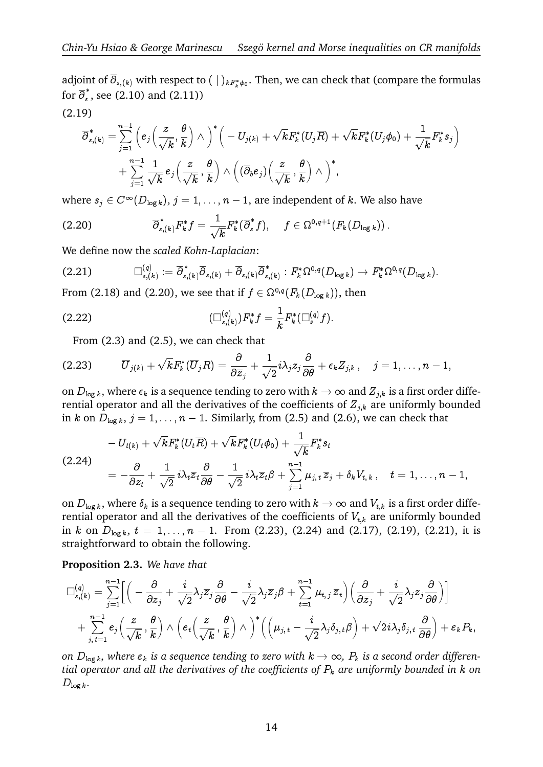adjoint of $\overline{\partial}_{s,(k)}$ with respect to $(\,|\,)_{kF_k^*\phi_0}$. Then, we can check that (compare the formulas for $\overline{\partial}_s^*$, see (2.10) and (2.11))

(2.19)

$$
\begin{aligned}
\overline{\partial}^*_{s,(k)} = &\sum_{j=1}^{n-1}\Big(e_j\Big(\frac{z}{\sqrt{k}},\frac{\theta}{k}\Big)\wedge\Big)^*\Big(-U_{j(k)}+\sqrt{k}F_k^*(U_j\overline{R})+\sqrt{k}F_k^*(U_j\phi_0)+\frac{1}{\sqrt{k}}F_k^*s_j\Big)\\
&+\sum_{j=1}^{n-1}\frac{1}{\sqrt{k}}\,e_j\Big(\frac{z}{\sqrt{k}},\frac{\theta}{k}\Big)\wedge\Big((\overline{\partial}_be_j)\Big(\frac{z}{\sqrt{k}},\frac{\theta}{k}\Big)\wedge\Big)^*,
\end{aligned}
$$

where $s_j\in C^\infty(D_{\log k})$, $j=1,\ldots,n-1$, are independent of $k$. We also have

$$
\overline{\partial}^*_{s,(k)}F_k^*f=\frac{1}{\sqrt{k}}F_k^*(\overline{\partial}_s^*f),\quad f\in\Omega^{0,q+1}(F_k(D_{\log k}))\,. \tag{2.20}
$$

We define now the *scaled Kohn-Laplacian*:

$$
\Box^{(q)}_{s,(k)}:=\overline{\partial}^*_{s,(k)}\overline{\partial}_{s,(k)}+\overline{\partial}_{s,(k)}\overline{\partial}^*_{s,(k)}:F_k^*\Omega^{0,q}(D_{\log k})\to F_k^*\Omega^{0,q}(D_{\log k}). \tag{2.21}
$$

From (2.18) and (2.20), we see that if $f\in\Omega^{0,q}(F_k(D_{\log k}))$, then

$$
(\Box^{(q)}_{s,(k)})F_k^*f=\frac{1}{k}F_k^*(\Box^{(q)}_sf). \tag{2.22}
$$

From (2.3) and (2.5), we can check that

$$
\overline{U}_{j(k)}+\sqrt{k}F_k^*(\overline{U}_jR)=\frac{\partial}{\partial\overline{z}_j}+\frac{1}{\sqrt{2}}i\lambda_jz_j\frac{\partial}{\partial\theta}+\epsilon_kZ_{j,k}\,,\quad j=1,\ldots,n-1, \tag{2.23}
$$

on $D_{\log k}$, where $\epsilon_k$ is a sequence tending to zero with $k\to\infty$ and $Z_{j,k}$ is a first order differential operator and all the derivatives of the coefficients of $Z_{j,k}$ are uniformly bounded in $k$ on $D_{\log k}$, $j=1,\ldots,n-1$. Similarly, from (2.5) and (2.6), we can check that

$$
\begin{aligned}
&-U_{t(k)}+\sqrt{k}F_k^*(U_t\overline{R})+\sqrt{k}F_k^*(U_t\phi_0)+\frac{1}{\sqrt{k}}F_k^*s_t\\
&=-\frac{\partial}{\partial z_t}+\frac{1}{\sqrt{2}}\,i\lambda_t\overline{z}_t\frac{\partial}{\partial\theta}-\frac{1}{\sqrt{2}}\,i\lambda_t\overline{z}_t\beta+\sum_{j=1}^{n-1}\mu_{j,t}\,\overline{z}_j+\delta_kV_{t,k}\,,\quad t=1,\ldots,n-1,
\end{aligned} \tag{2.24}
$$

on $D_{\log k}$, where $\delta_k$ is a sequence tending to zero with $k\to\infty$ and $V_{t,k}$ is a first order differential operator and all the derivatives of the coefficients of $V_{t,k}$ are uniformly bounded in $k$ on $D_{\log k}$, $t=1,\ldots,n-1$. From (2.23), (2.24) and (2.17), (2.19), (2.21), it is straightforward to obtain the following.

**Proposition 2.3.** *We have that*

$$
\begin{aligned}
\Box^{(q)}_{s,(k)}=&\sum_{j=1}^{n-1}\Big[\Big(-\frac{\partial}{\partial z_j}+\frac{i}{\sqrt{2}}\lambda_j\overline{z}_j\frac{\partial}{\partial\theta}-\frac{i}{\sqrt{2}}\lambda_j\overline{z}_j\beta+\sum_{t=1}^{n-1}\mu_{t,j}\,\overline{z}_t\Big)\Big(\frac{\partial}{\partial\overline{z}_j}+\frac{i}{\sqrt{2}}\lambda_jz_j\frac{\partial}{\partial\theta}\Big)\Big]\\
&+\sum_{j,t=1}^{n-1}e_j\Big(\frac{z}{\sqrt{k}},\frac{\theta}{k}\Big)\wedge\Big(e_t\Big(\frac{z}{\sqrt{k}},\frac{\theta}{k}\Big)\wedge\Big)^*\Big(\Big(\mu_{j,t}-\frac{i}{\sqrt{2}}\lambda_j\delta_{j,t}\beta\Big)+\sqrt{2}i\lambda_j\delta_{j,t}\frac{\partial}{\partial\theta}\Big)+\varepsilon_kP_k,
\end{aligned}
$$

*on $D_{\log k}$, where $\varepsilon_k$ is a sequence tending to zero with $k\to\infty$, $P_k$ is a second order differential operator and all the derivatives of the coefficients of $P_k$ are uniformly bounded in $k$ on $D_{\log k}$.*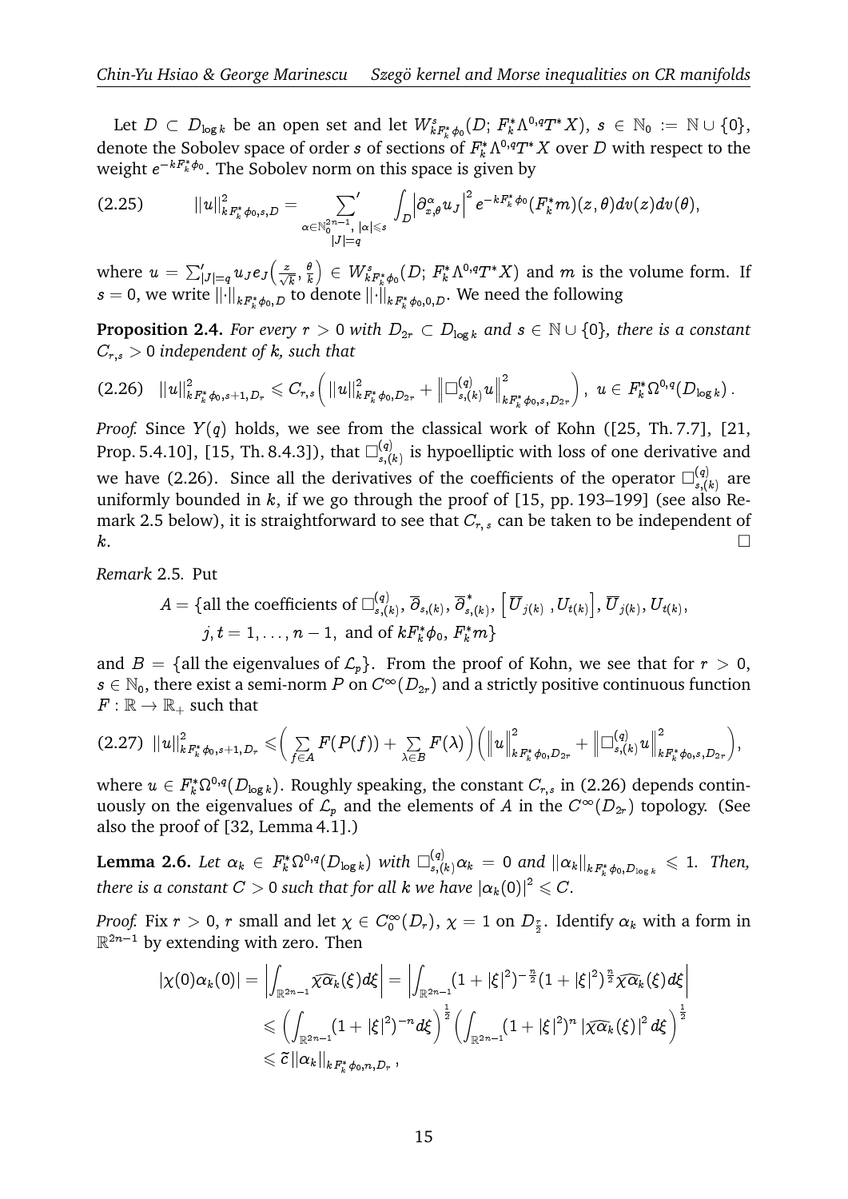Let $D \subset D_{\log k}$ be an open set and let $W^s_{kF^*_k\phi_0}(D;\, F^*_k\Lambda^{0,q}T^*X)$, $s \in \mathbb{N}_0 := \mathbb{N}\cup\{0\}$, denote the Sobolev space of order $s$ of sections of $F^*_k\Lambda^{0,q}T^*X$ over $D$ with respect to the weight $e^{-kF^*_k\phi_0}$. The Sobolev norm on this space is given by

$$
\|u\|^2_{kF^*_k\phi_0,s,D} = \sum_{\substack{\alpha\in\mathbb{N}_0^{2n-1},\,|\alpha|\leqslant s\\ |J|=q}}{}^{'} \int_D \left|\partial^\alpha_{x,\theta}u_J\right|^2 e^{-kF^*_k\phi_0}(F^*_k m)(z,\theta)dv(z)dv(\theta), \tag{2.25}
$$

where $u = \sum'_{|J|=q} u_J e_J\Big(\frac{z}{\sqrt{k}}, \frac{\theta}{k}\Big) \in W^s_{kF^*_k\phi_0}(D;\, F^*_k\Lambda^{0,q}T^*X)$ and $m$ is the volume form. If $s=0$, we write $\|\cdot\|_{kF^*_k\phi_0,D}$ to denote $\|\cdot\|_{kF^*_k\phi_0,0,D}$. We need the following

**Proposition 2.4.** *For every $r>0$ with $D_{2r}\subset D_{\log k}$ and $s\in\mathbb{N}\cup\{0\}$, there is a constant $C_{r,s}>0$ independent of $k$, such that*

$$
\|u\|^2_{kF^*_k\phi_0,s+1,D_r} \leqslant C_{r,s}\Big(\|u\|^2_{kF^*_k\phi_0,D_{2r}} + \Big\|\Box^{(q)}_{s,(k)}u\Big\|^2_{kF^*_k\phi_0,s,D_{2r}}\Big),\ u\in F^*_k\Omega^{0,q}(D_{\log k})\,. \tag{2.26}
$$

*Proof.* Since $Y(q)$ holds, we see from the classical work of Kohn ([25, Th. 7.7], [21, Prop. 5.4.10], [15, Th. 8.4.3]), that $\Box^{(q)}_{s,(k)}$ is hypoelliptic with loss of one derivative and we have (2.26). Since all the derivatives of the coefficients of the operator $\Box^{(q)}_{s,(k)}$ are uniformly bounded in $k$, if we go through the proof of [15, pp. 193–199] (see also Remark 2.5 below), it is straightforward to see that $C_{r,s}$ can be taken to be independent of $k$. $\square$

*Remark* 2.5. Put

$$
\begin{aligned}
A = \{&\text{all the coefficients of } \Box^{(q)}_{s,(k)},\, \overline{\partial}_{s,(k)},\, \overline{\partial}^{\,*}_{s,(k)},\, \big[\overline{U}_{j(k)}\,, U_{t(k)}\big],\, \overline{U}_{j(k)}, U_{t(k)},\\
&j,t=1,\ldots,n-1,\ \text{and of } kF^*_k\phi_0,\, F^*_k m\}
\end{aligned}
$$

and $B=\{$all the eigenvalues of $\mathcal{L}_p\}$. From the proof of Kohn, we see that for $r>0$, $s\in\mathbb{N}_0$, there exist a semi-norm $P$ on $C^\infty(D_{2r})$ and a strictly positive continuous function $F:\mathbb{R}\to\mathbb{R}_+$ such that

$$
\|u\|^2_{kF^*_k\phi_0,s+1,D_r} \leqslant \Big(\sum_{f\in A}F(P(f)) + \sum_{\lambda\in B}F(\lambda)\Big)\Big(\Big\|u\Big\|^2_{kF^*_k\phi_0,D_{2r}} + \Big\|\Box^{(q)}_{s,(k)}u\Big\|^2_{kF^*_k\phi_0,s,D_{2r}}\Big), \tag{2.27}
$$

where $u\in F^*_k\Omega^{0,q}(D_{\log k})$. Roughly speaking, the constant $C_{r,s}$ in (2.26) depends continuously on the eigenvalues of $\mathcal{L}_p$ and the elements of $A$ in the $C^\infty(D_{2r})$ topology. (See also the proof of [32, Lemma 4.1].)

**Lemma 2.6.** *Let $\alpha_k \in F^*_k\Omega^{0,q}(D_{\log k})$ with $\Box^{(q)}_{s,(k)}\alpha_k = 0$ and $\|\alpha_k\|_{kF^*_k\phi_0,D_{\log k}}\leqslant 1$. Then, there is a constant $C>0$ such that for all $k$ we have $|\alpha_k(0)|^2\leqslant C$.*

*Proof.* Fix $r>0$, $r$ small and let $\chi\in C^\infty_0(D_r)$, $\chi=1$ on $D_{\frac{r}{2}}$. Identify $\alpha_k$ with a form in $\mathbb{R}^{2n-1}$ by extending with zero. Then

$$
\begin{aligned}
|\chi(0)\alpha_k(0)| &= \left|\int_{\mathbb{R}^{2n-1}}\widehat{\chi\alpha_k}(\xi)d\xi\right| = \left|\int_{\mathbb{R}^{2n-1}}(1+|\xi|^2)^{-\frac{n}{2}}(1+|\xi|^2)^{\frac{n}{2}}\widehat{\chi\alpha_k}(\xi)d\xi\right|\\
&\leqslant \left(\int_{\mathbb{R}^{2n-1}}(1+|\xi|^2)^{-n}d\xi\right)^{\frac12}\left(\int_{\mathbb{R}^{2n-1}}(1+|\xi|^2)^{n}\left|\widehat{\chi\alpha_k}(\xi)\right|^2d\xi\right)^{\frac12}\\
&\leqslant \widetilde{c}\,\|\alpha_k\|_{kF^*_k\phi_0,n,D_r}\,,
\end{aligned}
$$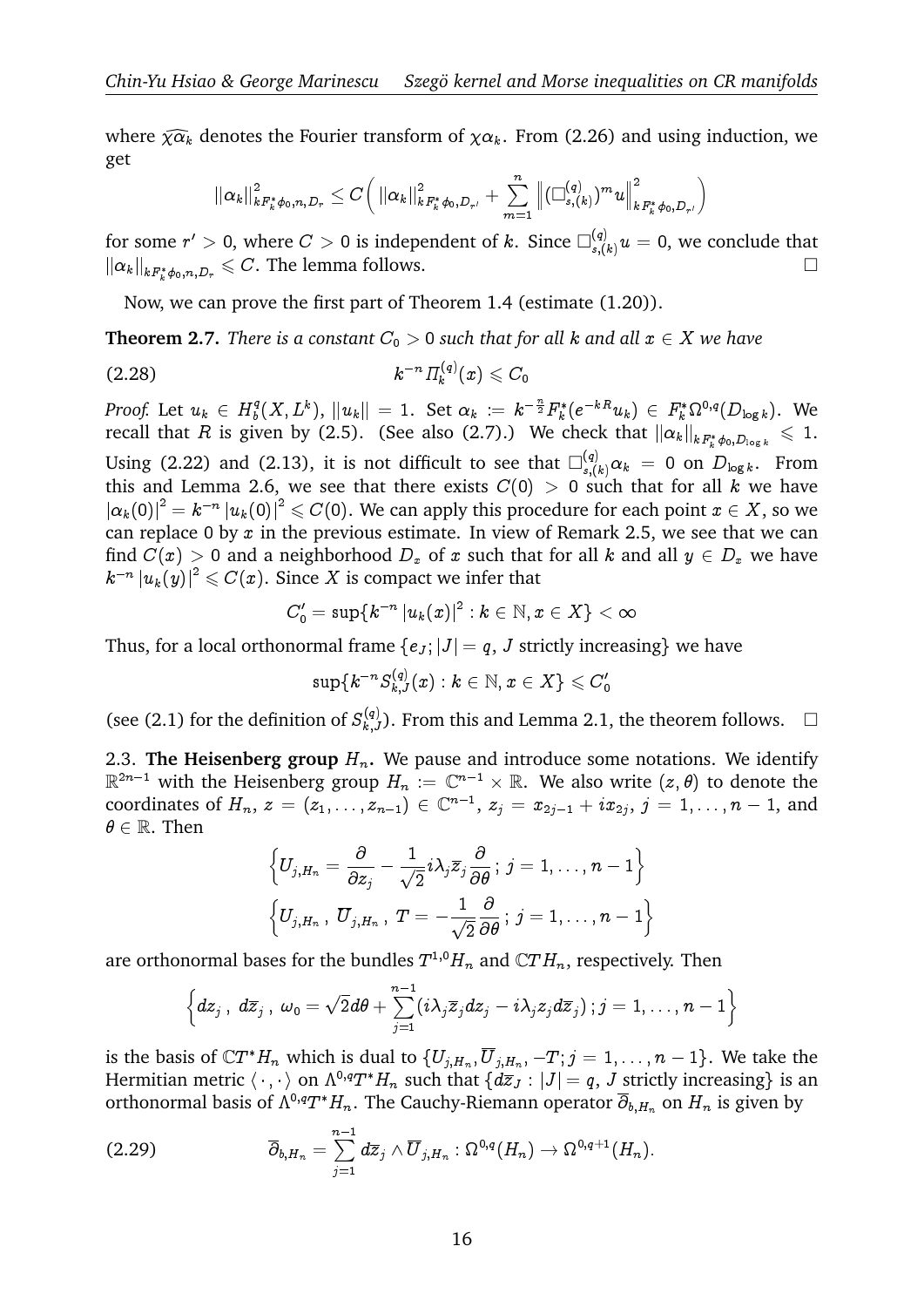where $\widehat{\chi\alpha_k}$ denotes the Fourier transform of $\chi\alpha_k$. From (2.26) and using induction, we get

$$\|\alpha_k\|^2_{kF_k^*\phi_0,n,D_r} \le C\Big( \|\alpha_k\|^2_{kF_k^*\phi_0,D_{r'}} + \sum_{m=1}^{n} \big\|(\Box^{(q)}_{s,(k)})^m u\big\|^2_{kF_k^*\phi_0,D_{r'}}\Big)$$

for some $r' > 0$, where $C > 0$ is independent of $k$. Since $\Box^{(q)}_{s,(k)} u = 0$, we conclude that $\|\alpha_k\|_{kF_k^*\phi_0,n,D_r} \leqslant C$. The lemma follows. $\square$

Now, we can prove the first part of Theorem 1.4 (estimate (1.20)).

**Theorem 2.7.** *There is a constant $C_0 > 0$ such that for all $k$ and all $x \in X$ we have*

$$k^{-n}\Pi^{(q)}_k(x) \leqslant C_0 \tag{2.28}$$

*Proof.* Let $u_k \in H^q_b(X, L^k)$, $\|u_k\| = 1$. Set $\alpha_k := k^{-\frac{n}{2}} F_k^*(e^{-kR}u_k) \in F_k^*\Omega^{0,q}(D_{\log k})$. We recall that $R$ is given by (2.5). (See also (2.7).) We check that $\|\alpha_k\|_{kF_k^*\phi_0,D_{\log k}} \leqslant 1$. Using (2.22) and (2.13), it is not difficult to see that $\Box^{(q)}_{s,(k)}\alpha_k = 0$ on $D_{\log k}$. From this and Lemma 2.6, we see that there exists $C(0) > 0$ such that for all $k$ we have $|\alpha_k(0)|^2 = k^{-n}|u_k(0)|^2 \leqslant C(0)$. We can apply this procedure for each point $x \in X$, so we can replace 0 by $x$ in the previous estimate. In view of Remark 2.5, we see that we can find $C(x) > 0$ and a neighborhood $D_x$ of $x$ such that for all $k$ and all $y \in D_x$ we have $k^{-n}|u_k(y)|^2 \leqslant C(x)$. Since $X$ is compact we infer that

$$C_0' = \sup\{k^{-n}|u_k(x)|^2 : k \in \mathbb{N}, x \in X\} < \infty$$

Thus, for a local orthonormal frame $\{e_J; |J| = q,\ J \text{ strictly increasing}\}$ we have

$$\sup\{k^{-n}S^{(q)}_{k,J}(x) : k \in \mathbb{N}, x \in X\} \leqslant C_0'$$

(see (2.1) for the definition of $S^{(q)}_{k,J}$). From this and Lemma 2.1, the theorem follows. $\square$

2.3. **The Heisenberg group $H_n$.** We pause and introduce some notations. We identify $\mathbb{R}^{2n-1}$ with the Heisenberg group $H_n := \mathbb{C}^{n-1} \times \mathbb{R}$. We also write $(z, \theta)$ to denote the coordinates of $H_n$, $z = (z_1, \ldots, z_{n-1}) \in \mathbb{C}^{n-1}$, $z_j = x_{2j-1} + ix_{2j}$, $j = 1, \ldots, n-1$, and $\theta \in \mathbb{R}$. Then

$$\Big\{U_{j,H_n} = \frac{\partial}{\partial z_j} - \frac{1}{\sqrt{2}} i\lambda_j \overline{z}_j \frac{\partial}{\partial \theta}\,;\, j = 1, \ldots, n-1\Big\}$$

$$\Big\{U_{j,H_n}\,,\ \overline{U}_{j,H_n}\,,\ T = -\frac{1}{\sqrt{2}}\frac{\partial}{\partial \theta}\,;\, j = 1, \ldots, n-1\Big\}$$

are orthonormal bases for the bundles $T^{1,0}H_n$ and $\mathbb{C}TH_n$, respectively. Then

$$\Big\{dz_j\,,\ d\overline{z}_j\,,\ \omega_0 = \sqrt{2}d\theta + \sum_{j=1}^{n-1}(i\lambda_j\overline{z}_j dz_j - i\lambda_j z_j d\overline{z}_j)\,; j = 1, \ldots, n-1\Big\}$$

is the basis of $\mathbb{C}T^*H_n$ which is dual to $\{U_{j,H_n}, \overline{U}_{j,H_n}, -T; j = 1, \ldots, n-1\}$. We take the Hermitian metric $\langle\,\cdot\,,\cdot\,\rangle$ on $\Lambda^{0,q}T^*H_n$ such that $\{d\overline{z}_J : |J| = q,\ J \text{ strictly increasing}\}$ is an orthonormal basis of $\Lambda^{0,q}T^*H_n$. The Cauchy-Riemann operator $\overline{\partial}_{b,H_n}$ on $H_n$ is given by

$$\overline{\partial}_{b,H_n} = \sum_{j=1}^{n-1} d\overline{z}_j \wedge \overline{U}_{j,H_n} : \Omega^{0,q}(H_n) \to \Omega^{0,q+1}(H_n). \tag{2.29}$$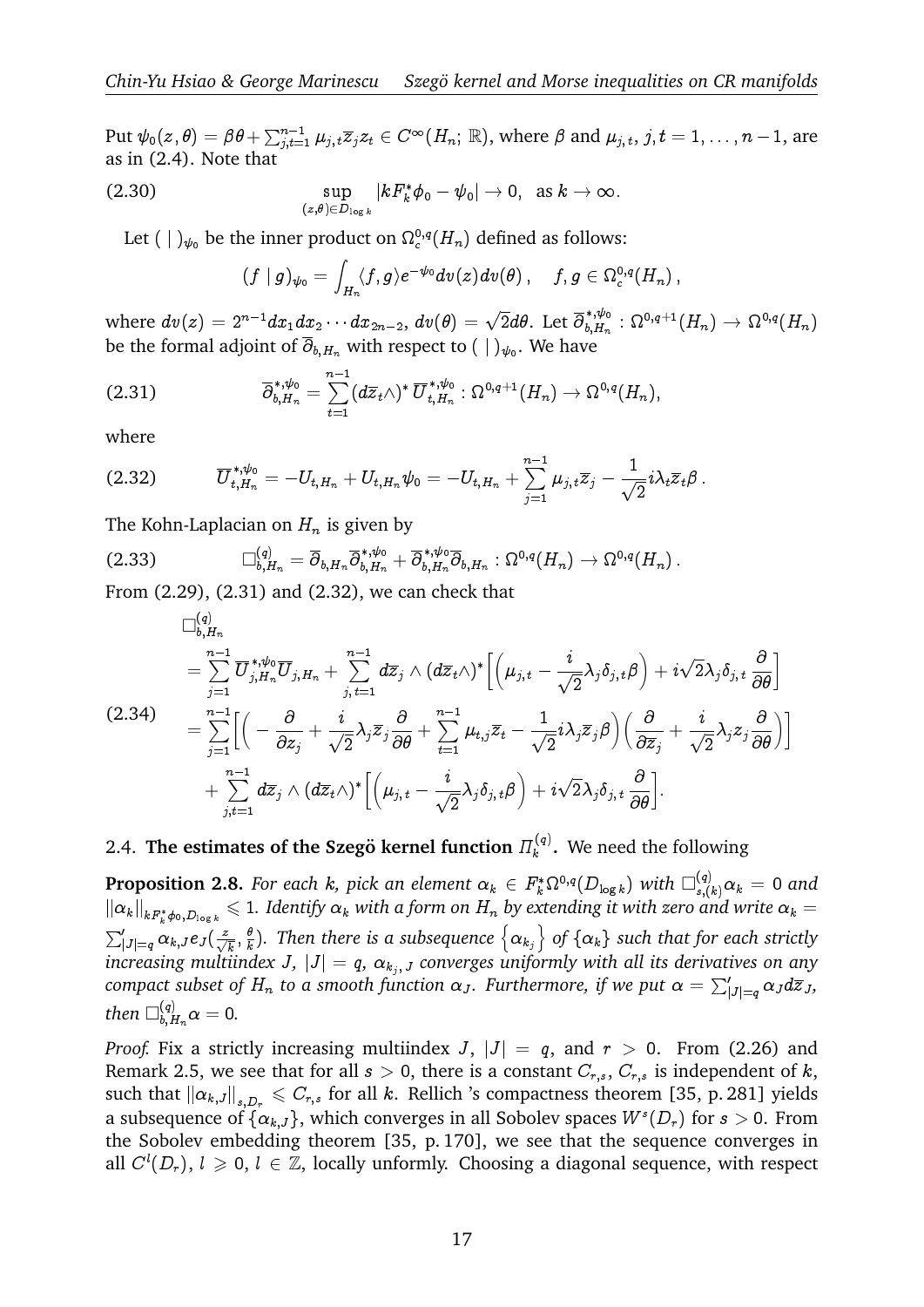Put $\psi_0(z,\theta)=\beta\theta+\sum_{j,t=1}^{n-1}\mu_{j,t}\overline{z}_jz_t\in C^\infty(H_n;\,\mathbb{R})$, where $\beta$ and $\mu_{j,t}$, $j,t=1,\ldots,n-1$, are as in (2.4). Note that

$$\sup_{(z,\theta)\in D_{\log k}}\left|kF_k^*\phi_0-\psi_0\right|\to 0,\quad\text{as } k\to\infty. \tag{2.30}$$

Let $(\ |\ )_{\psi_0}$ be the inner product on $\Omega_c^{0,q}(H_n)$ defined as follows:

$$(\,f\ |\ g\,)_{\psi_0}=\int_{H_n}\langle f,g\rangle e^{-\psi_0}dv(z)dv(\theta)\,,\quad f,g\in\Omega_c^{0,q}(H_n)\,,$$

where $dv(z)=2^{n-1}dx_1dx_2\cdots dx_{2n-2}$, $dv(\theta)=\sqrt{2}d\theta$. Let $\overline{\partial}^{*,\psi_0}_{b,H_n}:\Omega^{0,q+1}(H_n)\to\Omega^{0,q}(H_n)$ be the formal adjoint of $\overline{\partial}_{b,H_n}$ with respect to $(\ |\ )_{\psi_0}$. We have

$$\overline{\partial}^{*,\psi_0}_{b,H_n}=\sum_{t=1}^{n-1}(d\overline{z}_t\wedge)^*\,\overline{U}^{*,\psi_0}_{t,H_n}:\Omega^{0,q+1}(H_n)\to\Omega^{0,q}(H_n), \tag{2.31}$$

where

$$\overline{U}^{*,\psi_0}_{t,H_n}=-U_{t,H_n}+U_{t,H_n}\psi_0=-U_{t,H_n}+\sum_{j=1}^{n-1}\mu_{j,t}\overline{z}_j-\frac{1}{\sqrt{2}}i\lambda_t\overline{z}_t\beta\,. \tag{2.32}$$

The Kohn-Laplacian on $H_n$ is given by

$$\Box^{(q)}_{b,H_n}=\overline{\partial}_{b,H_n}\overline{\partial}^{*,\psi_0}_{b,H_n}+\overline{\partial}^{*,\psi_0}_{b,H_n}\overline{\partial}_{b,H_n}:\Omega^{0,q}(H_n)\to\Omega^{0,q}(H_n)\,. \tag{2.33}$$

From (2.29), (2.31) and (2.32), we can check that

$$\begin{aligned}
&\Box^{(q)}_{b,H_n}\\
&=\sum_{j=1}^{n-1}\overline{U}^{*,\psi_0}_{j,H_n}\overline{U}_{j,H_n}+\sum_{j,\,t=1}^{n-1}d\overline{z}_j\wedge(d\overline{z}_t\wedge)^*\Big[\Big(\mu_{j,t}-\frac{i}{\sqrt{2}}\lambda_j\delta_{j,t}\beta\Big)+i\sqrt{2}\lambda_j\delta_{j,t}\frac{\partial}{\partial\theta}\Big]\\
&=\sum_{j=1}^{n-1}\Big[\Big(-\frac{\partial}{\partial z_j}+\frac{i}{\sqrt{2}}\lambda_j\overline{z}_j\frac{\partial}{\partial\theta}+\sum_{t=1}^{n-1}\mu_{t,j}\overline{z}_t-\frac{1}{\sqrt{2}}i\lambda_j\overline{z}_j\beta\Big)\Big(\frac{\partial}{\partial\overline{z}_j}+\frac{i}{\sqrt{2}}\lambda_jz_j\frac{\partial}{\partial\theta}\Big)\Big]\\
&\quad+\sum_{j,t=1}^{n-1}d\overline{z}_j\wedge(d\overline{z}_t\wedge)^*\Big[\Big(\mu_{j,t}-\frac{i}{\sqrt{2}}\lambda_j\delta_{j,t}\beta\Big)+i\sqrt{2}\lambda_j\delta_{j,t}\frac{\partial}{\partial\theta}\Big].
\end{aligned} \tag{2.34}$$

## 2.4. The estimates of the Szegö kernel function $\Pi^{(q)}_k$.

We need the following

**Proposition 2.8.** *For each $k$, pick an element $\alpha_k\in F_k^*\Omega^{0,q}(D_{\log k})$ with $\Box^{(q)}_{s,(k)}\alpha_k=0$ and $\|\alpha_k\|_{kF_k^*\phi_0,D_{\log k}}\leqslant 1$. Identify $\alpha_k$ with a form on $H_n$ by extending it with zero and write $\alpha_k=\sum'_{|J|=q}\alpha_{k,J}e_J(\frac{z}{\sqrt{k}},\frac{\theta}{k})$. Then there is a subsequence $\left\{\alpha_{k_j}\right\}$ of $\{\alpha_k\}$ such that for each strictly increasing multiindex $J$, $|J|=q$, $\alpha_{k_j,J}$ converges uniformly with all its derivatives on any compact subset of $H_n$ to a smooth function $\alpha_J$. Furthermore, if we put $\alpha=\sum'_{|J|=q}\alpha_Jd\overline{z}_J$, then $\Box^{(q)}_{b,H_n}\alpha=0$.*

*Proof.* Fix a strictly increasing multiindex $J$, $|J|=q$, and $r>0$. From (2.26) and Remark 2.5, we see that for all $s>0$, there is a constant $C_{r,s}$, $C_{r,s}$ is independent of $k$, such that $\|\alpha_{k,J}\|_{s,D_r}\leqslant C_{r,s}$ for all $k$. Rellich 's compactness theorem [35, p. 281] yields a subsequence of $\{\alpha_{k,J}\}$, which converges in all Sobolev spaces $W^s(D_r)$ for $s>0$. From the Sobolev embedding theorem [35, p. 170], we see that the sequence converges in all $C^l(D_r)$, $l\geqslant 0$, $l\in\mathbb{Z}$, locally unformly. Choosing a diagonal sequence, with respect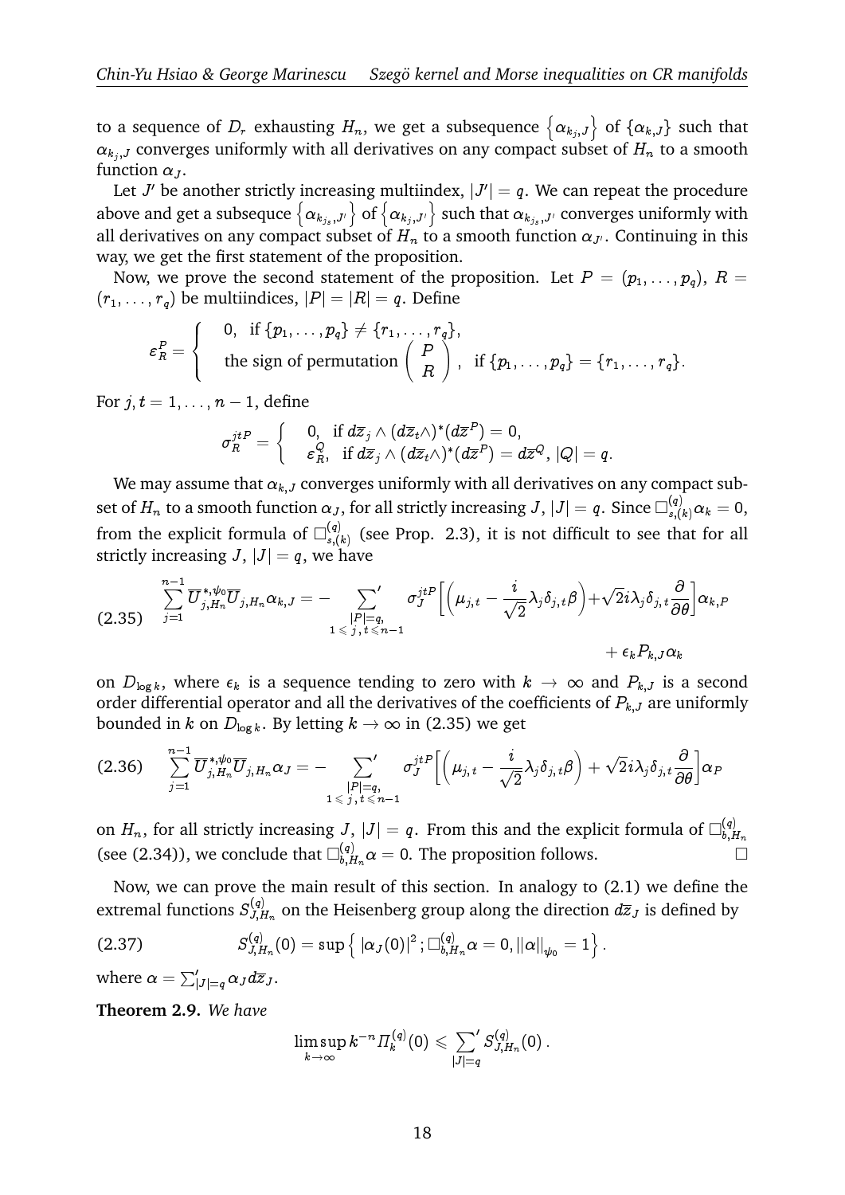to a sequence of $D_r$ exhausting $H_n$, we get a subsequence $\left\{\alpha_{k_j,J}\right\}$ of $\{\alpha_{k,J}\}$ such that $\alpha_{k_j,J}$ converges uniformly with all derivatives on any compact subset of $H_n$ to a smooth function $\alpha_J$.

Let $J'$ be another strictly increasing multiindex, $|J'|=q$. We can repeat the procedure above and get a subsequce $\left\{\alpha_{k_{j_s},J'}\right\}$ of $\left\{\alpha_{k_j,J'}\right\}$ such that $\alpha_{k_{j_s},J'}$ converges uniformly with all derivatives on any compact subset of $H_n$ to a smooth function $\alpha_{J'}$. Continuing in this way, we get the first statement of the proposition.

Now, we prove the second statement of the proposition. Let $P=(p_1,\ldots,p_q)$, $R=(r_1,\ldots,r_q)$ be multiindices, $|P|=|R|=q$. Define

$$\varepsilon^P_R=\begin{cases} 0, & \text{if } \{p_1,\ldots,p_q\}\neq\{r_1,\ldots,r_q\},\\ \text{the sign of permutation } \begin{pmatrix} P\\ R\end{pmatrix}, & \text{if } \{p_1,\ldots,p_q\}=\{r_1,\ldots,r_q\}.\end{cases}$$

For $j,t=1,\ldots,n-1$, define

$$\sigma^{jtP}_R=\begin{cases} 0, & \text{if } d\overline{z}_j\wedge(d\overline{z}_t\wedge)^*(d\overline{z}^P)=0,\\ \varepsilon^Q_R, & \text{if } d\overline{z}_j\wedge(d\overline{z}_t\wedge)^*(d\overline{z}^P)=d\overline{z}^Q,\ |Q|=q.\end{cases}$$

We may assume that $\alpha_{k,J}$ converges uniformly with all derivatives on any compact subset of $H_n$ to a smooth function $\alpha_J$, for all strictly increasing $J$, $|J|=q$. Since $\Box^{(q)}_{s,(k)}\alpha_k=0$, from the explicit formula of $\Box^{(q)}_{s,(k)}$ (see Prop. 2.3), it is not difficult to see that for all strictly increasing $J$, $|J|=q$, we have

$$\sum^{n-1}_{j=1}\overline{U}^{*,\psi_0}_{j,H_n}\overline{U}_{j,H_n}\alpha_{k,J}=-\sum_{\substack{|P|=q,\\ 1\leqslant j,\,t\leqslant n-1}}{}^{'}\ \sigma^{jtP}_J\Big[\Big(\mu_{j,t}-\frac{i}{\sqrt{2}}\lambda_j\delta_{j,t}\beta\Big)+\sqrt{2}i\lambda_j\delta_{j,t}\frac{\partial}{\partial\theta}\Big]\alpha_{k,P}+\epsilon_kP_{k,J}\alpha_k \tag{2.35}$$

on $D_{\log k}$, where $\epsilon_k$ is a sequence tending to zero with $k\rightarrow\infty$ and $P_{k,J}$ is a second order differential operator and all the derivatives of the coefficients of $P_{k,J}$ are uniformly bounded in $k$ on $D_{\log k}$. By letting $k\rightarrow\infty$ in (2.35) we get

$$\sum^{n-1}_{j=1}\overline{U}^{*,\psi_0}_{j,H_n}\overline{U}_{j,H_n}\alpha_J=-\sum_{\substack{|P|=q,\\ 1\leqslant j,\,t\leqslant n-1}}{}^{'}\ \sigma^{jtP}_J\Big[\Big(\mu_{j,t}-\frac{i}{\sqrt{2}}\lambda_j\delta_{j,t}\beta\Big)+\sqrt{2}i\lambda_j\delta_{j,t}\frac{\partial}{\partial\theta}\Big]\alpha_P \tag{2.36}$$

on $H_n$, for all strictly increasing $J$, $|J|=q$. From this and the explicit formula of $\Box^{(q)}_{b,H_n}$ (see (2.34)), we conclude that $\Box^{(q)}_{b,H_n}\alpha=0$. The proposition follows. $\square$

Now, we can prove the main result of this section. In analogy to (2.1) we define the extremal functions $S^{(q)}_{J,H_n}$ on the Heisenberg group along the direction $d\overline{z}_J$ is defined by

$$S^{(q)}_{J,H_n}(0)=\sup\Big\{\,|\alpha_J(0)|^2\,;\Box^{(q)}_{b,H_n}\alpha=0,||\alpha||_{\psi_0}=1\Big\}\,. \tag{2.37}$$

where $\alpha=\sum'_{|J|=q}\alpha_Jd\overline{z}_J$.

**Theorem 2.9.** *We have*

$$\limsup_{k\rightarrow\infty}k^{-n}\Pi^{(q)}_k(0)\leqslant\sum_{|J|=q}{}^{'}S^{(q)}_{J,H_n}(0)\,.$$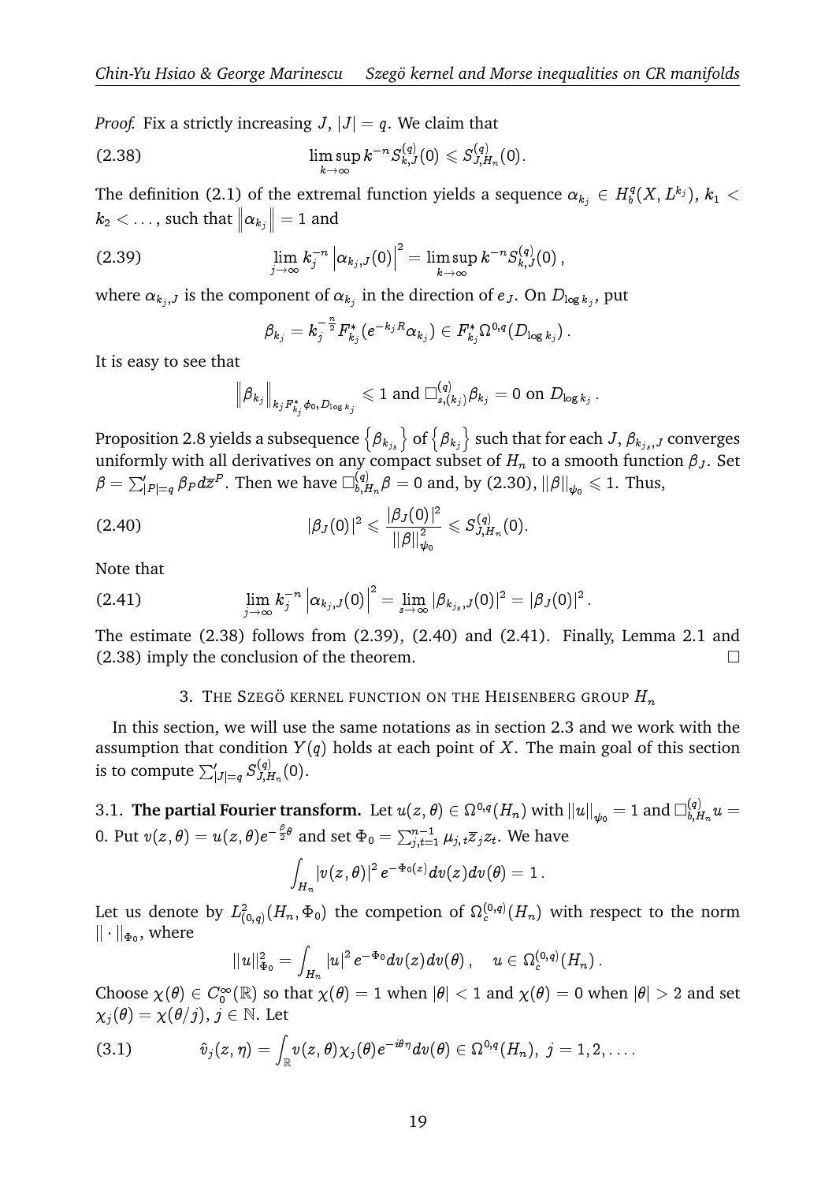*Proof.* Fix a strictly increasing $J$, $|J|=q$. We claim that

$$\limsup_{k\to\infty} k^{-n} S^{(q)}_{k,J}(0) \leqslant S^{(q)}_{J,H_n}(0). \tag{2.38}$$

The definition (2.1) of the extremal function yields a sequence $\alpha_{k_j} \in H^q_b(X, L^{k_j})$, $k_1 < k_2 < \ldots$, such that $\left\|\alpha_{k_j}\right\| = 1$ and

$$\lim_{j\to\infty} k_j^{-n} \left|\alpha_{k_j,J}(0)\right|^2 = \limsup_{k\to\infty} k^{-n} S^{(q)}_{k,J}(0)\,, \tag{2.39}$$

where $\alpha_{k_j,J}$ is the component of $\alpha_{k_j}$ in the direction of $e_J$. On $D_{\log k_j}$, put

$$\beta_{k_j} = k_j^{-\frac{n}{2}} F^*_{k_j}(e^{-k_j R}\alpha_{k_j}) \in F^*_{k_j}\Omega^{0,q}(D_{\log k_j})\,.$$

It is easy to see that

$$\left\|\beta_{k_j}\right\|_{k_j F^*_{k_j}\phi_0, D_{\log k_j}} \leqslant 1 \text{ and } \Box^{(q)}_{s,(k_j)}\beta_{k_j} = 0 \text{ on } D_{\log k_j}\,.$$

Proposition 2.8 yields a subsequence $\left\{\beta_{k_{j_s}}\right\}$ of $\left\{\beta_{k_j}\right\}$ such that for each $J$, $\beta_{k_{j_s},J}$ converges uniformly with all derivatives on any compact subset of $H_n$ to a smooth function $\beta_J$. Set $\beta = \sum'_{|P|=q}\beta_P d\overline{z}^P$. Then we have $\Box^{(q)}_{b,H_n}\beta = 0$ and, by (2.30), $||\beta||_{\psi_0} \leqslant 1$. Thus,

$$|\beta_J(0)|^2 \leqslant \frac{|\beta_J(0)|^2}{||\beta||^2_{\psi_0}} \leqslant S^{(q)}_{J,H_n}(0). \tag{2.40}$$

Note that

$$\lim_{j\to\infty} k_j^{-n}\left|\alpha_{k_j,J}(0)\right|^2 = \lim_{s\to\infty}|\beta_{k_{j_s},J}(0)|^2 = |\beta_J(0)|^2\,. \tag{2.41}$$

The estimate (2.38) follows from (2.39), (2.40) and (2.41). Finally, Lemma 2.1 and (2.38) imply the conclusion of the theorem. $\square$

## 3. The Szegö kernel function on the Heisenberg group $H_n$

In this section, we will use the same notations as in section 2.3 and we work with the assumption that condition $Y(q)$ holds at each point of $X$. The main goal of this section is to compute $\sum'_{|J|=q} S^{(q)}_{J,H_n}(0)$.

### 3.1. **The partial Fourier transform.**

Let $u(z,\theta) \in \Omega^{0,q}(H_n)$ with $||u||_{\psi_0} = 1$ and $\Box^{(q)}_{b,H_n}u = 0$. Put $v(z,\theta) = u(z,\theta)e^{-\frac{\beta}{2}\theta}$ and set $\Phi_0 = \sum_{j,t=1}^{n-1}\mu_{j,t}\overline{z}_j z_t$. We have

$$\int_{H_n}|v(z,\theta)|^2 e^{-\Phi_0(z)}dv(z)dv(\theta) = 1\,.$$

Let us denote by $L^2_{(0,q)}(H_n,\Phi_0)$ the competion of $\Omega^{(0,q)}_c(H_n)$ with respect to the norm $||\cdot||_{\Phi_0}$, where

$$||u||^2_{\Phi_0} = \int_{H_n}|u|^2 e^{-\Phi_0}dv(z)dv(\theta)\,,\quad u\in\Omega^{(0,q)}_c(H_n)\,.$$

Choose $\chi(\theta)\in C^\infty_0(\mathbb{R})$ so that $\chi(\theta)=1$ when $|\theta|<1$ and $\chi(\theta)=0$ when $|\theta|>2$ and set $\chi_j(\theta)=\chi(\theta/j)$, $j\in\mathbb{N}$. Let

$$\hat{v}_j(z,\eta) = \int_{\mathbb{R}} v(z,\theta)\chi_j(\theta)e^{-i\theta\eta}dv(\theta)\in\Omega^{0,q}(H_n),\ j=1,2,\ldots. \tag{3.1}$$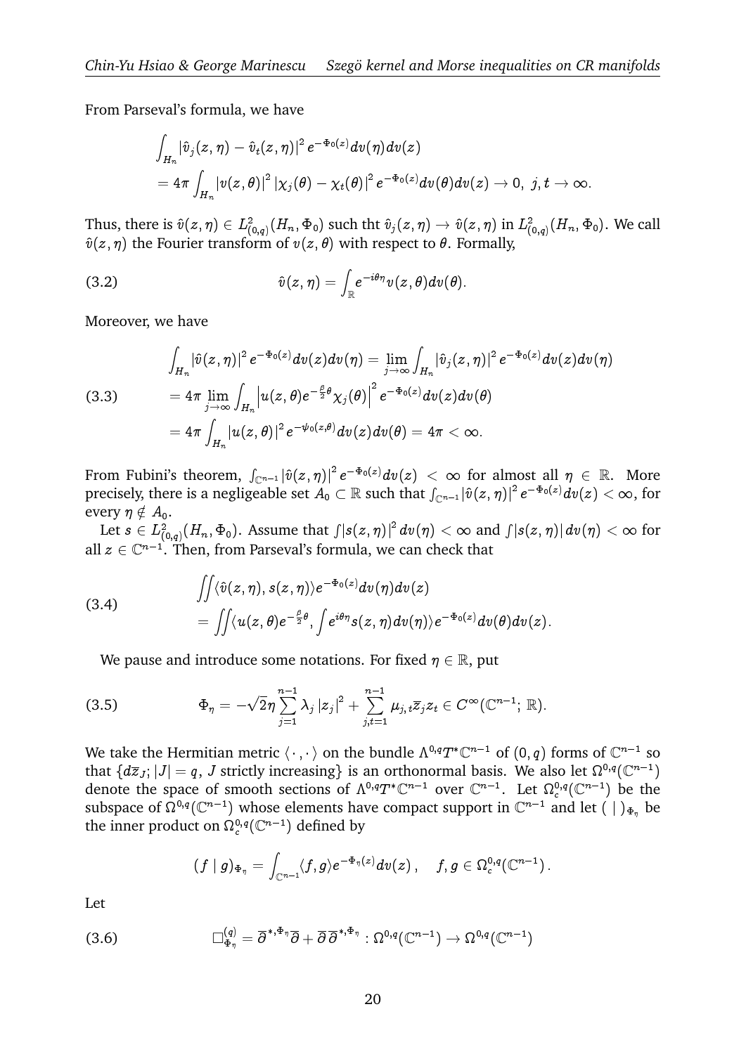From Parseval's formula, we have

$$
\begin{aligned}
&\int_{H_n} \left|\hat{v}_j(z,\eta) - \hat{v}_t(z,\eta)\right|^2 e^{-\Phi_0(z)} dv(\eta) dv(z) \\
&= 4\pi \int_{H_n} |v(z,\theta)|^2 \left|\chi_j(\theta) - \chi_t(\theta)\right|^2 e^{-\Phi_0(z)} dv(\theta) dv(z) \to 0,\ j,t \to \infty.
\end{aligned}
$$

Thus, there is $\hat{v}(z,\eta) \in L^2_{(0,q)}(H_n, \Phi_0)$ such tht $\hat{v}_j(z,\eta) \to \hat{v}(z,\eta)$ in $L^2_{(0,q)}(H_n, \Phi_0)$. We call $\hat{v}(z,\eta)$ the Fourier transform of $v(z,\theta)$ with respect to $\theta$. Formally,

$$
\hat{v}(z,\eta) = \int_{\mathbb{R}} e^{-i\theta\eta} v(z,\theta) dv(\theta). \tag{3.2}
$$

Moreover, we have

$$
\begin{aligned}
&\int_{H_n} |\hat{v}(z,\eta)|^2 e^{-\Phi_0(z)} dv(z) dv(\eta) = \lim_{j\to\infty} \int_{H_n} |\hat{v}_j(z,\eta)|^2 e^{-\Phi_0(z)} dv(z) dv(\eta) \\
&= 4\pi \lim_{j\to\infty} \int_{H_n} \left|u(z,\theta) e^{-\frac{\beta}{2}\theta} \chi_j(\theta)\right|^2 e^{-\Phi_0(z)} dv(z) dv(\theta) \\
&= 4\pi \int_{H_n} |u(z,\theta)|^2 e^{-\psi_0(z,\theta)} dv(z) dv(\theta) = 4\pi < \infty.
\end{aligned} \tag{3.3}
$$

From Fubini's theorem, $\int_{\mathbb{C}^{n-1}} |\hat{v}(z,\eta)|^2 e^{-\Phi_0(z)} dv(z) < \infty$ for almost all $\eta \in \mathbb{R}$. More precisely, there is a negligeable set $A_0 \subset \mathbb{R}$ such that $\int_{\mathbb{C}^{n-1}} |\hat{v}(z,\eta)|^2 e^{-\Phi_0(z)} dv(z) < \infty$, for every $\eta \notin A_0$.

Let $s \in L^2_{(0,q)}(H_n, \Phi_0)$. Assume that $\int |s(z,\eta)|^2 dv(\eta) < \infty$ and $\int |s(z,\eta)| dv(\eta) < \infty$ for all $z \in \mathbb{C}^{n-1}$. Then, from Parseval's formula, we can check that

$$
\begin{aligned}
&\iint \langle \hat{v}(z,\eta), s(z,\eta) \rangle e^{-\Phi_0(z)} dv(\eta) dv(z) \\
&= \iint \langle u(z,\theta) e^{-\frac{\beta}{2}\theta}, \int e^{i\theta\eta} s(z,\eta) dv(\eta) \rangle e^{-\Phi_0(z)} dv(\theta) dv(z).
\end{aligned} \tag{3.4}
$$

We pause and introduce some notations. For fixed $\eta \in \mathbb{R}$, put

$$
\Phi_\eta = -\sqrt{2}\eta \sum_{j=1}^{n-1} \lambda_j |z_j|^2 + \sum_{j,t=1}^{n-1} \mu_{j,t} \overline{z}_j z_t \in C^\infty(\mathbb{C}^{n-1};\, \mathbb{R}). \tag{3.5}
$$

We take the Hermitian metric $\langle \cdot\,, \cdot \rangle$ on the bundle $\Lambda^{0,q} T^* \mathbb{C}^{n-1}$ of $(0,q)$ forms of $\mathbb{C}^{n-1}$ so that $\{d\overline{z}_J;\, |J| = q,\ J \text{ strictly increasing}\}$ is an orthonormal basis. We also let $\Omega^{0,q}(\mathbb{C}^{n-1})$ denote the space of smooth sections of $\Lambda^{0,q} T^* \mathbb{C}^{n-1}$ over $\mathbb{C}^{n-1}$. Let $\Omega^{0,q}_c(\mathbb{C}^{n-1})$ be the subspace of $\Omega^{0,q}(\mathbb{C}^{n-1})$ whose elements have compact support in $\mathbb{C}^{n-1}$ and let $(\ |\ )_{\Phi_\eta}$ be the inner product on $\Omega^{0,q}_c(\mathbb{C}^{n-1})$ defined by

$$
(f \mid g)_{\Phi_\eta} = \int_{\mathbb{C}^{n-1}} \langle f, g \rangle e^{-\Phi_\eta(z)} dv(z)\,, \quad f, g \in \Omega^{0,q}_c(\mathbb{C}^{n-1})\,.
$$

Let

$$
\Box^{(q)}_{\Phi_\eta} = \overline{\partial}^{*,\Phi_\eta} \overline{\partial} + \overline{\partial}\, \overline{\partial}^{*,\Phi_\eta} : \Omega^{0,q}(\mathbb{C}^{n-1}) \to \Omega^{0,q}(\mathbb{C}^{n-1}) \tag{3.6}
$$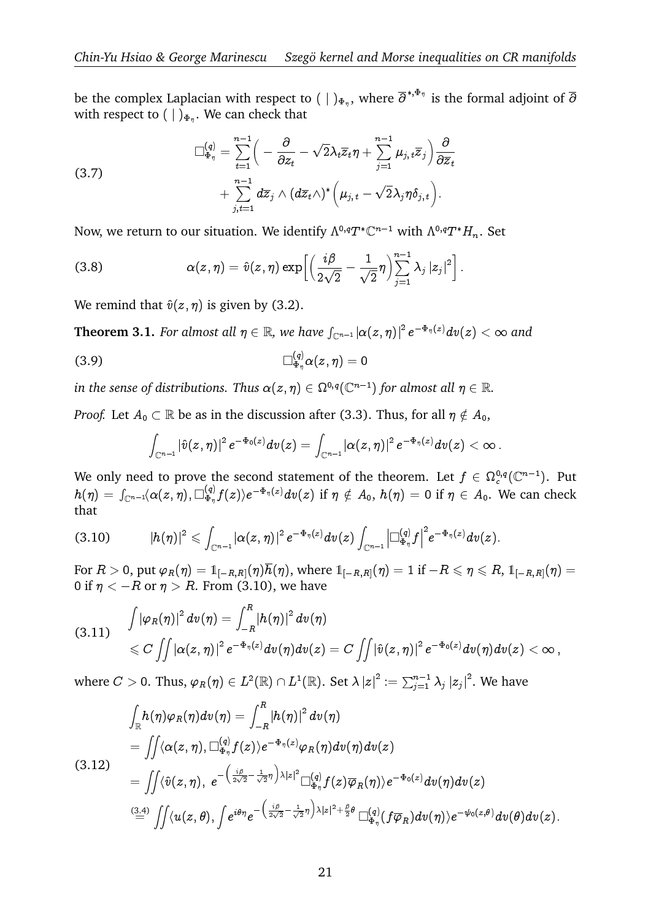be the complex Laplacian with respect to $(\,|\,)_{\Phi_\eta}$, where $\overline{\partial}^{*,\Phi_\eta}$ is the formal adjoint of $\overline{\partial}$ with respect to $(\,|\,)_{\Phi_\eta}$. We can check that

$$
\begin{aligned}
\Box^{(q)}_{\Phi_\eta} = \sum_{t=1}^{n-1}\Big(-\frac{\partial}{\partial z_t} - \sqrt{2}\lambda_t\overline{z}_t\eta + \sum_{j=1}^{n-1}\mu_{j,t}\overline{z}_j\Big)\frac{\partial}{\partial\overline{z}_t} \\
+ \sum_{j,t=1}^{n-1} d\overline{z}_j\wedge(d\overline{z}_t\wedge)^*\Big(\mu_{j,t} - \sqrt{2}\lambda_j\eta\delta_{j,t}\Big).
\end{aligned}
\tag{3.7}
$$

Now, we return to our situation. We identify $\Lambda^{0,q}T^*\mathbb{C}^{n-1}$ with $\Lambda^{0,q}T^*H_n$. Set

$$
\alpha(z,\eta) = \hat{v}(z,\eta)\exp\Big[\Big(\frac{i\beta}{2\sqrt{2}} - \frac{1}{\sqrt{2}}\eta\Big)\sum_{j=1}^{n-1}\lambda_j\,|z_j|^2\Big]. \tag{3.8}
$$

We remind that $\hat{v}(z,\eta)$ is given by (3.2).

**Theorem 3.1.** *For almost all $\eta\in\mathbb{R}$, we have $\int_{\mathbb{C}^{n-1}}|\alpha(z,\eta)|^2 e^{-\Phi_\eta(z)}dv(z)<\infty$ and*

$$
\Box^{(q)}_{\Phi_\eta}\alpha(z,\eta) = 0 \tag{3.9}
$$

*in the sense of distributions. Thus $\alpha(z,\eta)\in\Omega^{0,q}(\mathbb{C}^{n-1})$ for almost all $\eta\in\mathbb{R}$.*

*Proof.* Let $A_0\subset\mathbb{R}$ be as in the discussion after (3.3). Thus, for all $\eta\notin A_0$,

$$
\int_{\mathbb{C}^{n-1}}|\hat{v}(z,\eta)|^2 e^{-\Phi_0(z)}dv(z) = \int_{\mathbb{C}^{n-1}}|\alpha(z,\eta)|^2 e^{-\Phi_\eta(z)}dv(z)<\infty\,.
$$

We only need to prove the second statement of the theorem. Let $f\in\Omega^{0,q}_c(\mathbb{C}^{n-1})$. Put $h(\eta)=\int_{\mathbb{C}^{n-1}}\langle\alpha(z,\eta),\Box^{(q)}_{\Phi_\eta}f(z)\rangle e^{-\Phi_\eta(z)}dv(z)$ if $\eta\notin A_0$, $h(\eta)=0$ if $\eta\in A_0$. We can check that

$$
|h(\eta)|^2\leqslant\int_{\mathbb{C}^{n-1}}|\alpha(z,\eta)|^2 e^{-\Phi_\eta(z)}dv(z)\int_{\mathbb{C}^{n-1}}\Big|\Box^{(q)}_{\Phi_\eta}f\Big|^2 e^{-\Phi_\eta(z)}dv(z). \tag{3.10}
$$

For $R>0$, put $\varphi_R(\eta)=\mathbb{1}_{[-R,R]}(\eta)\overline{h}(\eta)$, where $\mathbb{1}_{[-R,R]}(\eta)=1$ if $-R\leqslant\eta\leqslant R$, $\mathbb{1}_{[-R,R]}(\eta)=0$ if $\eta<-R$ or $\eta>R$. From (3.10), we have

$$
\begin{aligned}
&\int|\varphi_R(\eta)|^2 dv(\eta) = \int_{-R}^{R}|h(\eta)|^2 dv(\eta)\\
&\leqslant C\iint|\alpha(z,\eta)|^2 e^{-\Phi_\eta(z)}dv(\eta)dv(z) = C\iint|\hat{v}(z,\eta)|^2 e^{-\Phi_0(z)}dv(\eta)dv(z)<\infty\,,
\end{aligned}
\tag{3.11}
$$

where $C>0$. Thus, $\varphi_R(\eta)\in L^2(\mathbb{R})\cap L^1(\mathbb{R})$. Set $\lambda|z|^2:=\sum_{j=1}^{n-1}\lambda_j|z_j|^2$. We have

$$
\begin{aligned}
&\int_{\mathbb{R}}h(\eta)\varphi_R(\eta)dv(\eta) = \int_{-R}^{R}|h(\eta)|^2 dv(\eta)\\
&=\iint\langle\alpha(z,\eta),\Box^{(q)}_{\Phi_\eta}f(z)\rangle e^{-\Phi_\eta(z)}\varphi_R(\eta)dv(\eta)dv(z)\\
&=\iint\langle\hat{v}(z,\eta),\ e^{-\left(\frac{i\beta}{2\sqrt{2}}-\frac{1}{\sqrt{2}}\eta\right)\lambda|z|^2}\Box^{(q)}_{\Phi_\eta}f(z)\overline{\varphi}_R(\eta)\rangle e^{-\Phi_0(z)}dv(\eta)dv(z)\\
&\overset{(3.4)}{=}\iint\langle u(z,\theta),\int e^{i\theta\eta}e^{-\left(\frac{i\beta}{2\sqrt{2}}-\frac{1}{\sqrt{2}}\eta\right)\lambda|z|^2+\frac{\beta}{2}\theta}\,\Box^{(q)}_{\Phi_\eta}(f\overline{\varphi}_R)dv(\eta)\rangle e^{-\psi_0(z,\theta)}dv(\theta)dv(z).
\end{aligned}
\tag{3.12}
$$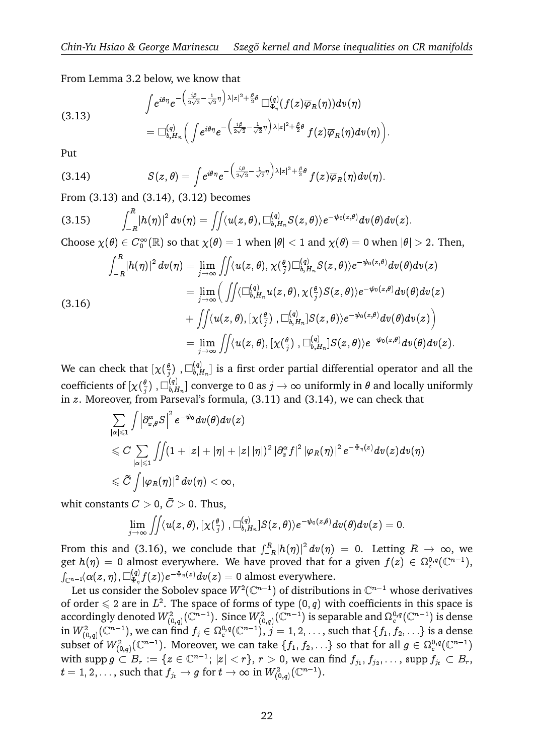From Lemma 3.2 below, we know that

$$
\begin{aligned}
&\int e^{i\theta\eta} e^{-\left(\frac{i\beta}{2\sqrt{2}}-\frac{1}{\sqrt{2}}\eta\right)\lambda|z|^2+\frac{\beta}{2}\theta}\,\Box^{(q)}_{\Phi_\eta}(f(z)\overline{\varphi}_R(\eta))dv(\eta)\\
&=\Box^{(q)}_{b,H_n}\Big(\int e^{i\theta\eta} e^{-\left(\frac{i\beta}{2\sqrt{2}}-\frac{1}{\sqrt{2}}\eta\right)\lambda|z|^2+\frac{\beta}{2}\theta}\, f(z)\overline{\varphi}_R(\eta)dv(\eta)\Big).
\end{aligned}
\tag{3.13}
$$

Put

$$
S(z,\theta)=\int e^{i\theta\eta} e^{-\left(\frac{i\beta}{2\sqrt{2}}-\frac{1}{\sqrt{2}}\eta\right)\lambda|z|^2+\frac{\beta}{2}\theta}\, f(z)\overline{\varphi}_R(\eta)dv(\eta).
\tag{3.14}
$$

From (3.13) and (3.14), (3.12) becomes

$$
\int_{-R}^{R}\left|h(\eta)\right|^2dv(\eta)=\iint\langle u(z,\theta),\Box^{(q)}_{b,H_n}S(z,\theta)\rangle e^{-\psi_0(z,\theta)}dv(\theta)dv(z).
\tag{3.15}
$$

Choose $\chi(\theta)\in C^\infty_0(\mathbb{R})$ so that $\chi(\theta)=1$ when $|\theta|<1$ and $\chi(\theta)=0$ when $|\theta|>2$. Then,

$$
\begin{aligned}
\int_{-R}^{R}\left|h(\eta)\right|^2dv(\eta)&=\lim_{j\to\infty}\iint\langle u(z,\theta),\chi(\tfrac{\theta}{j})\Box^{(q)}_{b,H_n}S(z,\theta)\rangle e^{-\psi_0(z,\theta)}dv(\theta)dv(z)\\
&=\lim_{j\to\infty}\Big(\iint\langle\Box^{(q)}_{b,H_n}u(z,\theta),\chi(\tfrac{\theta}{j})S(z,\theta)\rangle e^{-\psi_0(z,\theta)}dv(\theta)dv(z)\\
&\quad+\iint\langle u(z,\theta),[\chi(\tfrac{\theta}{j})\,,\Box^{(q)}_{b,H_n}]S(z,\theta)\rangle e^{-\psi_0(z,\theta)}dv(\theta)dv(z)\Big)\\
&=\lim_{j\to\infty}\iint\langle u(z,\theta),[\chi(\tfrac{\theta}{j})\,,\Box^{(q)}_{b,H_n}]S(z,\theta)\rangle e^{-\psi_0(z,\theta)}dv(\theta)dv(z).
\end{aligned}
\tag{3.16}
$$

We can check that $[\chi(\frac{\theta}{j})\,,\Box^{(q)}_{b,H_n}]$ is a first order partial differential operator and all the coefficients of $[\chi(\frac{\theta}{j})\,,\Box^{(q)}_{b,H_n}]$ converge to 0 as $j\to\infty$ uniformly in $\theta$ and locally uniformly in $z$. Moreover, from Parseval's formula, (3.11) and (3.14), we can check that

$$
\begin{aligned}
&\sum_{|\alpha|\leqslant 1}\int\left|\partial^\alpha_{x,\theta}S\right|^2e^{-\psi_0}dv(\theta)dv(z)\\
&\leqslant C\sum_{|\alpha|\leqslant 1}\iint(1+|z|+|\eta|+|z|\,|\eta|)^2\left|\partial^\alpha_x f\right|^2\left|\varphi_R(\eta)\right|^2e^{-\Phi_\eta(z)}dv(z)dv(\eta)\\
&\leqslant\widetilde{C}\int\left|\varphi_R(\eta)\right|^2dv(\eta)<\infty,
\end{aligned}
$$

whit constants $C>0$, $\widetilde{C}>0$. Thus,

$$
\lim_{j\to\infty}\iint\langle u(z,\theta),[\chi(\tfrac{\theta}{j})\,,\Box^{(q)}_{b,H_n}]S(z,\theta)\rangle e^{-\psi_0(z,\theta)}dv(\theta)dv(z)=0.
$$

From this and (3.16), we conclude that $\int_{-R}^{R}\left|h(\eta)\right|^2dv(\eta)=0$. Letting $R\to\infty$, we get $h(\eta)=0$ almost everywhere. We have proved that for a given $f(z)\in\Omega^{0,q}_c(\mathbb{C}^{n-1})$, $\int_{\mathbb{C}^{n-1}}\langle\alpha(z,\eta),\Box^{(q)}_{\Phi_\eta}f(z)\rangle e^{-\Phi_\eta(z)}dv(z)=0$ almost everywhere.

Let us consider the Sobolev space $W^2(\mathbb{C}^{n-1})$ of distributions in $\mathbb{C}^{n-1}$ whose derivatives of order $\leqslant 2$ are in $L^2$. The space of forms of type $(0,q)$ with coefficients in this space is accordingly denoted $W^2_{(0,q)}(\mathbb{C}^{n-1})$. Since $W^2_{(0,q)}(\mathbb{C}^{n-1})$ is separable and $\Omega^{0,q}_c(\mathbb{C}^{n-1})$ is dense in $W^2_{(0,q)}(\mathbb{C}^{n-1})$, we can find $f_j\in\Omega^{0,q}_c(\mathbb{C}^{n-1})$, $j=1,2,\ldots$, such that $\{f_1,f_2,\ldots\}$ is a dense subset of $W^2_{(0,q)}(\mathbb{C}^{n-1})$. Moreover, we can take $\{f_1,f_2,\ldots\}$ so that for all $g\in\Omega^{0,q}_c(\mathbb{C}^{n-1})$ with $\operatorname{supp}g\subset B_r:=\{z\in\mathbb{C}^{n-1};\,|z|<r\}$, $r>0$, we can find $f_{j_1},f_{j_2},\ldots$, $\operatorname{supp}f_{j_t}\subset B_r$, $t=1,2,\ldots$, such that $f_{j_t}\to g$ for $t\to\infty$ in $W^2_{(0,q)}(\mathbb{C}^{n-1})$.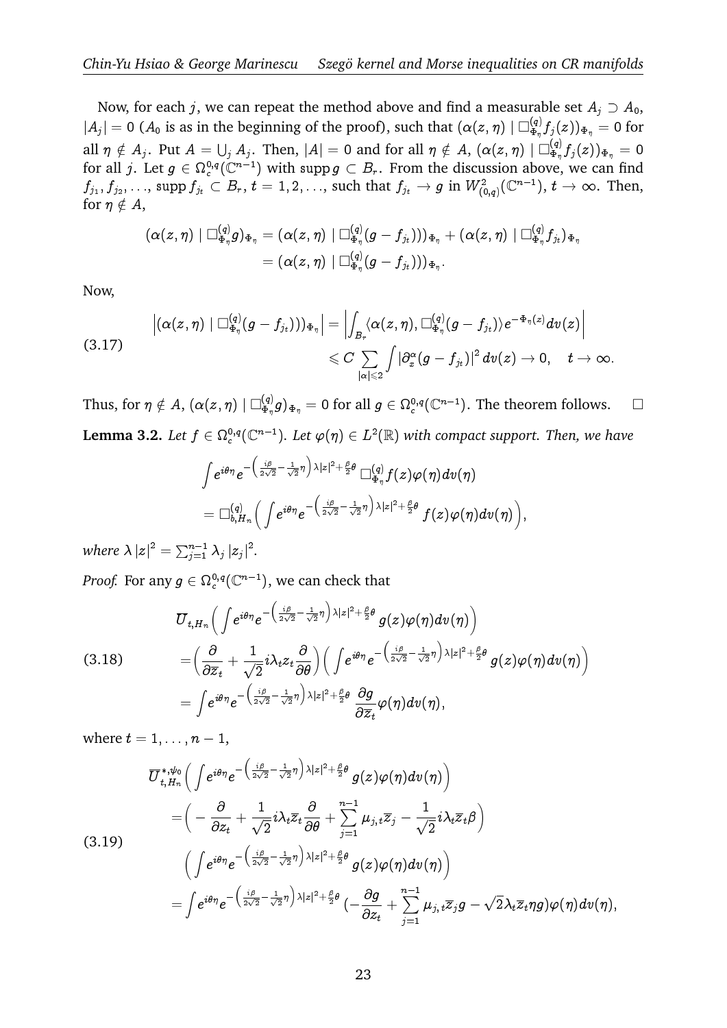Now, for each $j$, we can repeat the method above and find a measurable set $A_j \supset A_0$, $|A_j| = 0$ ($A_0$ is as in the beginning of the proof), such that $(\alpha(z,\eta) \mid \Box^{(q)}_{\Phi_\eta} f_j(z))_{\Phi_\eta} = 0$ for all $\eta \notin A_j$. Put $A = \bigcup_j A_j$. Then, $|A| = 0$ and for all $\eta \notin A$, $(\alpha(z,\eta) \mid \Box^{(q)}_{\Phi_\eta} f_j(z))_{\Phi_\eta} = 0$ for all $j$. Let $g \in \Omega^{0,q}_c(\mathbb{C}^{n-1})$ with $\operatorname{supp} g \subset B_r$. From the discussion above, we can find $f_{j_1}, f_{j_2}, \ldots$, $\operatorname{supp} f_{j_t} \subset B_r$, $t = 1, 2, \ldots$, such that $f_{j_t} \to g$ in $W^2_{(0,q)}(\mathbb{C}^{n-1})$, $t \to \infty$. Then, for $\eta \notin A$,

$$
\begin{aligned}
(\alpha(z,\eta) \mid \Box^{(q)}_{\Phi_\eta} g)_{\Phi_\eta} &= (\alpha(z,\eta) \mid \Box^{(q)}_{\Phi_\eta}(g - f_{j_t})))_{\Phi_\eta} + (\alpha(z,\eta) \mid \Box^{(q)}_{\Phi_\eta} f_{j_t})_{\Phi_\eta} \\
&= (\alpha(z,\eta) \mid \Box^{(q)}_{\Phi_\eta}(g - f_{j_t})))_{\Phi_\eta}.
\end{aligned}
$$

Now,

$$
\begin{aligned}
\left|(\alpha(z,\eta) \mid \Box^{(q)}_{\Phi_\eta}(g - f_{j_t})))_{\Phi_\eta}\right| &= \left|\int_{B_r} \langle \alpha(z,\eta), \Box^{(q)}_{\Phi_\eta}(g - f_{j_t})\rangle e^{-\Phi_\eta(z)} dv(z)\right| \\
&\leqslant C \sum_{|\alpha| \leqslant 2} \int \left|\partial^\alpha_x (g - f_{j_t})\right|^2 dv(z) \to 0, \quad t \to \infty.
\end{aligned} \tag{3.17}
$$

Thus, for $\eta \notin A$, $(\alpha(z,\eta) \mid \Box^{(q)}_{\Phi_\eta} g)_{\Phi_\eta} = 0$ for all $g \in \Omega^{0,q}_c(\mathbb{C}^{n-1})$. The theorem follows. $\square$

**Lemma 3.2.** *Let $f \in \Omega^{0,q}_c(\mathbb{C}^{n-1})$. Let $\varphi(\eta) \in L^2(\mathbb{R})$ with compact support. Then, we have*

$$
\begin{aligned}
&\int e^{i\theta\eta} e^{-\left(\frac{i\beta}{2\sqrt{2}} - \frac{1}{\sqrt{2}}\eta\right)\lambda|z|^2 + \frac{\beta}{2}\theta}\, \Box^{(q)}_{\Phi_\eta} f(z) \varphi(\eta) dv(\eta) \\
&= \Box^{(q)}_{b,H_n}\Big(\int e^{i\theta\eta} e^{-\left(\frac{i\beta}{2\sqrt{2}} - \frac{1}{\sqrt{2}}\eta\right)\lambda|z|^2 + \frac{\beta}{2}\theta}\, f(z)\varphi(\eta) dv(\eta)\Big),
\end{aligned}
$$

*where $\lambda|z|^2 = \sum_{j=1}^{n-1} \lambda_j |z_j|^2$.*

*Proof.* For any $g \in \Omega^{0,q}_c(\mathbb{C}^{n-1})$, we can check that

$$
\begin{aligned}
&\overline{U}_{t,H_n}\Big(\int e^{i\theta\eta} e^{-\left(\frac{i\beta}{2\sqrt{2}} - \frac{1}{\sqrt{2}}\eta\right)\lambda|z|^2 + \frac{\beta}{2}\theta}\, g(z)\varphi(\eta) dv(\eta)\Big) \\
&= \Big(\frac{\partial}{\partial \overline{z}_t} + \frac{1}{\sqrt{2}} i\lambda_t z_t \frac{\partial}{\partial\theta}\Big)\Big(\int e^{i\theta\eta} e^{-\left(\frac{i\beta}{2\sqrt{2}} - \frac{1}{\sqrt{2}}\eta\right)\lambda|z|^2 + \frac{\beta}{2}\theta}\, g(z)\varphi(\eta) dv(\eta)\Big) \\
&= \int e^{i\theta\eta} e^{-\left(\frac{i\beta}{2\sqrt{2}} - \frac{1}{\sqrt{2}}\eta\right)\lambda|z|^2 + \frac{\beta}{2}\theta}\, \frac{\partial g}{\partial \overline{z}_t} \varphi(\eta) dv(\eta),
\end{aligned} \tag{3.18}
$$

where $t = 1, \ldots, n-1$,

$$
\begin{aligned}
&\overline{U}^{*,\psi_0}_{t,H_n}\Big(\int e^{i\theta\eta} e^{-\left(\frac{i\beta}{2\sqrt{2}} - \frac{1}{\sqrt{2}}\eta\right)\lambda|z|^2 + \frac{\beta}{2}\theta}\, g(z)\varphi(\eta) dv(\eta)\Big) \\
&= \Big(-\frac{\partial}{\partial z_t} + \frac{1}{\sqrt{2}} i\lambda_t \overline{z}_t \frac{\partial}{\partial\theta} + \sum_{j=1}^{n-1} \mu_{j,t}\overline{z}_j - \frac{1}{\sqrt{2}} i\lambda_t \overline{z}_t \beta\Big) \\
&\quad \Big(\int e^{i\theta\eta} e^{-\left(\frac{i\beta}{2\sqrt{2}} - \frac{1}{\sqrt{2}}\eta\right)\lambda|z|^2 + \frac{\beta}{2}\theta}\, g(z)\varphi(\eta) dv(\eta)\Big) \\
&= \int e^{i\theta\eta} e^{-\left(\frac{i\beta}{2\sqrt{2}} - \frac{1}{\sqrt{2}}\eta\right)\lambda|z|^2 + \frac{\beta}{2}\theta}\, \big(-\frac{\partial g}{\partial z_t} + \sum_{j=1}^{n-1} \mu_{j,t}\overline{z}_j g - \sqrt{2}\lambda_t \overline{z}_t \eta g\big)\varphi(\eta) dv(\eta),
\end{aligned} \tag{3.19}
$$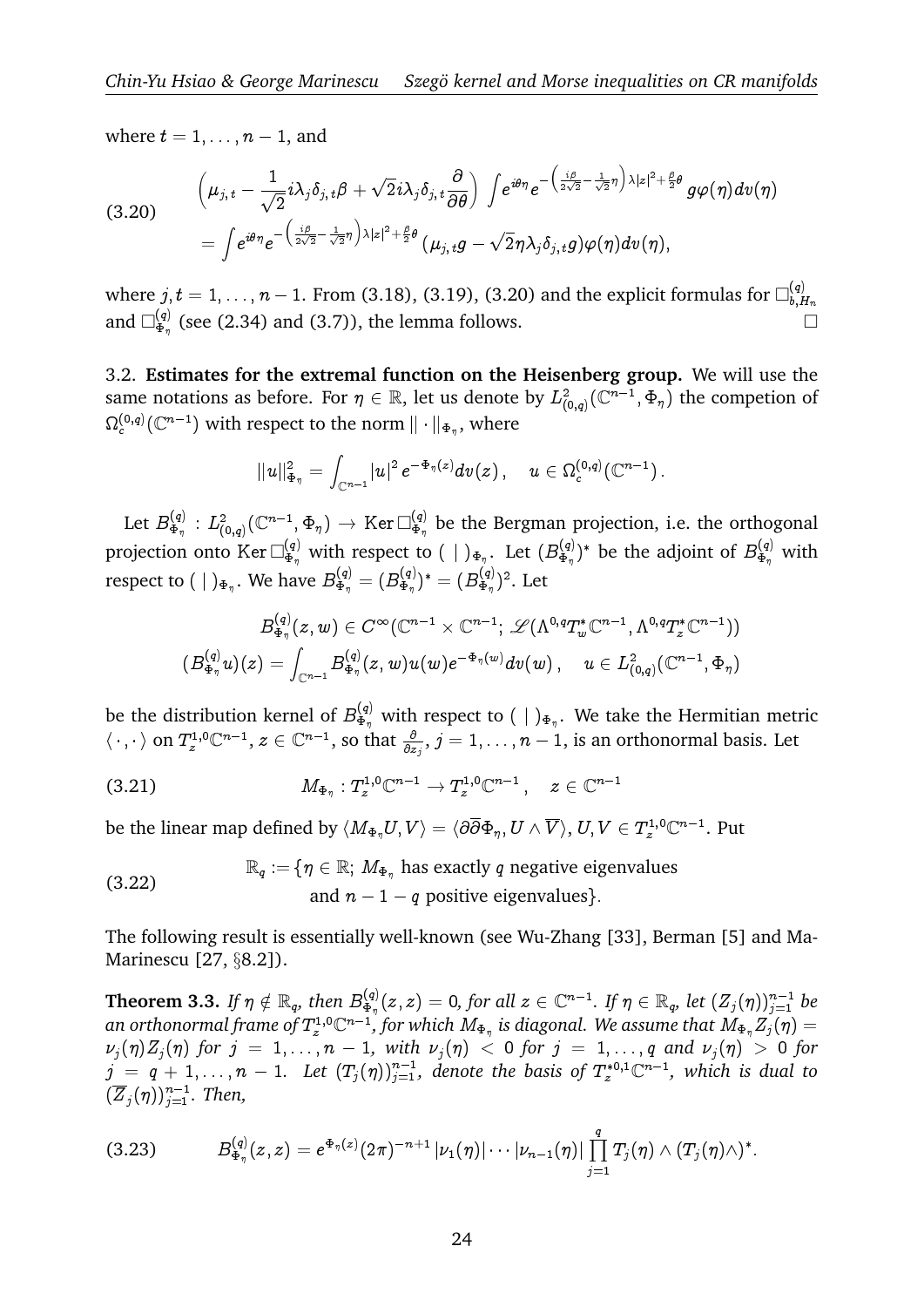where $t = 1, \ldots, n-1$, and

$$
\begin{aligned}
(3.20) \qquad & \Big(\mu_{j,t} - \frac{1}{\sqrt{2}} i\lambda_j\delta_{j,t}\beta + \sqrt{2} i\lambda_j\delta_{j,t}\frac{\partial}{\partial\theta}\Big) \int e^{i\theta\eta} e^{-\left(\frac{i\beta}{2\sqrt{2}} - \frac{1}{\sqrt{2}}\eta\right)\lambda|z|^2 + \frac{\beta}{2}\theta} g\varphi(\eta) dv(\eta) \\
& = \int e^{i\theta\eta} e^{-\left(\frac{i\beta}{2\sqrt{2}} - \frac{1}{\sqrt{2}}\eta\right)\lambda|z|^2 + \frac{\beta}{2}\theta} (\mu_{j,t} g - \sqrt{2}\eta\lambda_j\delta_{j,t} g)\varphi(\eta) dv(\eta),
\end{aligned}
$$

where $j, t = 1, \ldots, n-1$. From (3.18), (3.19), (3.20) and the explicit formulas for $\Box^{(q)}_{b,H_n}$ and $\Box^{(q)}_{\Phi_\eta}$ (see (2.34) and (3.7)), the lemma follows. $\Box$

3.2. **Estimates for the extremal function on the Heisenberg group.** We will use the same notations as before. For $\eta \in \mathbb{R}$, let us denote by $L^2_{(0,q)}(\mathbb{C}^{n-1}, \Phi_\eta)$ the competion of $\Omega^{(0,q)}_c(\mathbb{C}^{n-1})$ with respect to the norm $\|\cdot\|_{\Phi_\eta}$, where

$$
\|u\|^2_{\Phi_\eta} = \int_{\mathbb{C}^{n-1}} |u|^2 e^{-\Phi_\eta(z)} dv(z), \quad u \in \Omega^{(0,q)}_c(\mathbb{C}^{n-1}).
$$

Let $B^{(q)}_{\Phi_\eta} : L^2_{(0,q)}(\mathbb{C}^{n-1}, \Phi_\eta) \to \operatorname{Ker}\Box^{(q)}_{\Phi_\eta}$ be the Bergman projection, i.e. the orthogonal projection onto $\operatorname{Ker}\Box^{(q)}_{\Phi_\eta}$ with respect to $(\ |\ )_{\Phi_\eta}$. Let $(B^{(q)}_{\Phi_\eta})^*$ be the adjoint of $B^{(q)}_{\Phi_\eta}$ with respect to $(\ |\ )_{\Phi_\eta}$. We have $B^{(q)}_{\Phi_\eta} = (B^{(q)}_{\Phi_\eta})^* = (B^{(q)}_{\Phi_\eta})^2$. Let

$$
\begin{gathered}
B^{(q)}_{\Phi_\eta}(z,w) \in C^\infty(\mathbb{C}^{n-1} \times \mathbb{C}^{n-1}; \mathscr{L}(\Lambda^{0,q}T^*_w\mathbb{C}^{n-1}, \Lambda^{0,q}T^*_z\mathbb{C}^{n-1})) \\
(B^{(q)}_{\Phi_\eta}u)(z) = \int_{\mathbb{C}^{n-1}} B^{(q)}_{\Phi_\eta}(z,w)u(w)e^{-\Phi_\eta(w)}dv(w), \quad u \in L^2_{(0,q)}(\mathbb{C}^{n-1}, \Phi_\eta)
\end{gathered}
$$

be the distribution kernel of $B^{(q)}_{\Phi_\eta}$ with respect to $(\ |\ )_{\Phi_\eta}$. We take the Hermitian metric $\langle\cdot,\cdot\rangle$ on $T^{1,0}_z\mathbb{C}^{n-1}$, $z \in \mathbb{C}^{n-1}$, so that $\frac{\partial}{\partial z_j}$, $j = 1, \ldots, n-1$, is an orthonormal basis. Let

$$
M_{\Phi_\eta} : T^{1,0}_z\mathbb{C}^{n-1} \to T^{1,0}_z\mathbb{C}^{n-1}, \quad z \in \mathbb{C}^{n-1} \tag{3.21}
$$

be the linear map defined by $\langle M_{\Phi_\eta}U, V\rangle = \langle \partial\overline{\partial}\Phi_\eta, U \wedge \overline{V}\rangle$, $U, V \in T^{1,0}_z\mathbb{C}^{n-1}$. Put

$$
\begin{aligned}
(3.22) \qquad \mathbb{R}_q := \{\eta \in \mathbb{R};\ & M_{\Phi_\eta} \text{ has exactly } q \text{ negative eigenvalues} \\
& \text{and } n-1-q \text{ positive eigenvalues}\}.
\end{aligned}
$$

The following result is essentially well-known (see Wu-Zhang [33], Berman [5] and Ma-Marinescu [27, §8.2]).

**Theorem 3.3.** *If $\eta \notin \mathbb{R}_q$, then $B^{(q)}_{\Phi_\eta}(z,z) = 0$, for all $z \in \mathbb{C}^{n-1}$. If $\eta \in \mathbb{R}_q$, let $(Z_j(\eta))^{n-1}_{j=1}$ be an orthonormal frame of $T^{1,0}_z\mathbb{C}^{n-1}$, for which $M_{\Phi_\eta}$ is diagonal. We assume that $M_{\Phi_\eta}Z_j(\eta) = \nu_j(\eta)Z_j(\eta)$ for $j = 1, \ldots, n-1$, with $\nu_j(\eta) < 0$ for $j = 1, \ldots, q$ and $\nu_j(\eta) > 0$ for $j = q+1, \ldots, n-1$. Let $(T_j(\eta))^{n-1}_{j=1}$, denote the basis of $T^{*0,1}_z\mathbb{C}^{n-1}$, which is dual to $(\overline{Z}_j(\eta))^{n-1}_{j=1}$. Then,*

$$
B^{(q)}_{\Phi_\eta}(z,z) = e^{\Phi_\eta(z)}(2\pi)^{-n+1}|\nu_1(\eta)|\cdots|\nu_{n-1}(\eta)|\prod_{j=1}^{q} T_j(\eta) \wedge (T_j(\eta)\wedge)^*. \tag{3.23}
$$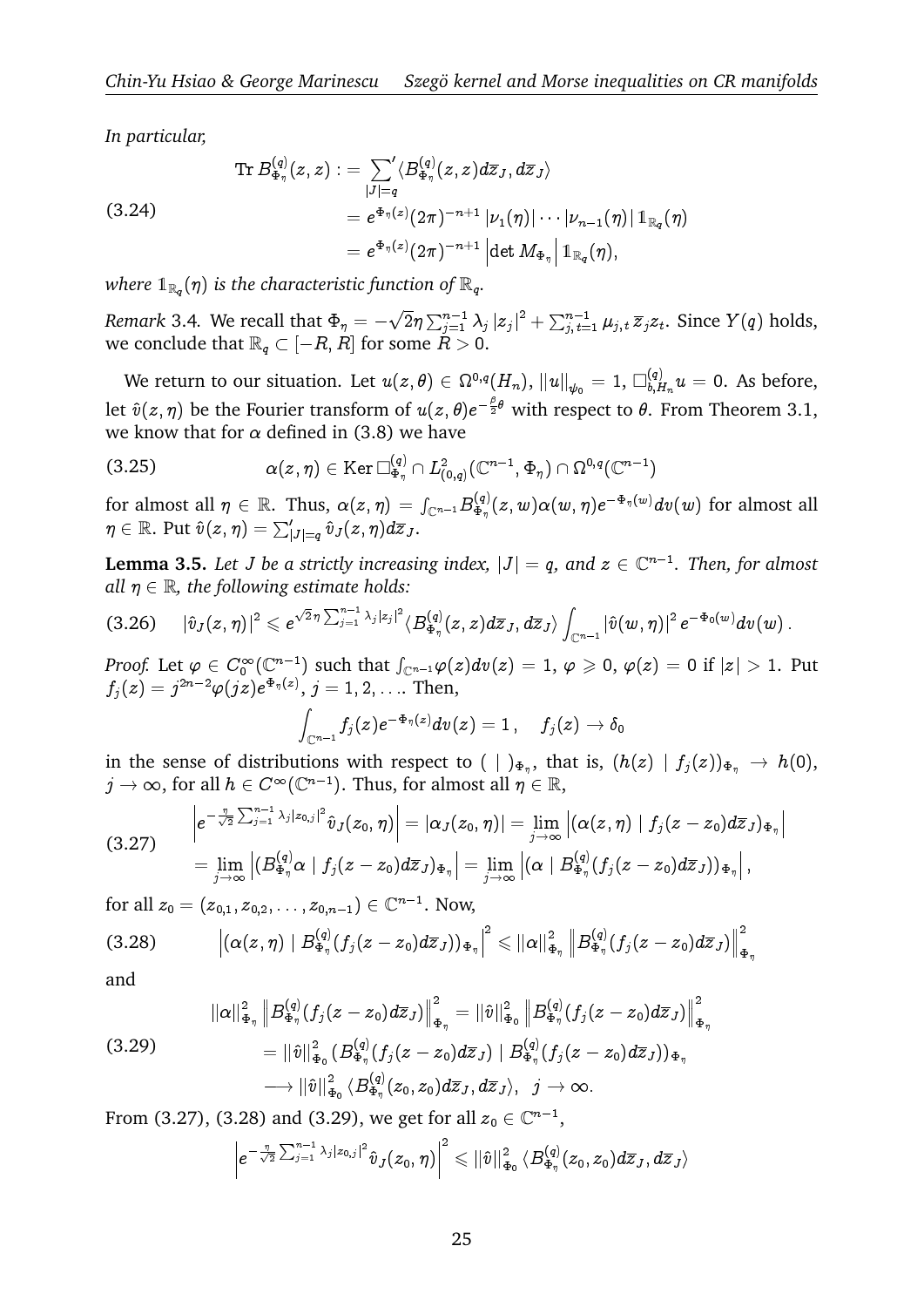*In particular,*

$$
\begin{aligned}
\operatorname{Tr} B^{(q)}_{\Phi_\eta}(z,z) &:= {\sum_{|J|=q}}' \langle B^{(q)}_{\Phi_\eta}(z,z) d\overline{z}_J, d\overline{z}_J\rangle \\
&= e^{\Phi_\eta(z)} (2\pi)^{-n+1} \left|\nu_1(\eta)\right| \cdots \left|\nu_{n-1}(\eta)\right| \mathbb{1}_{\mathbb{R}_q}(\eta) \\
&= e^{\Phi_\eta(z)} (2\pi)^{-n+1} \left|\det M_{\Phi_\eta}\right| \mathbb{1}_{\mathbb{R}_q}(\eta),
\end{aligned}
\tag{3.24}
$$

*where $\mathbb{1}_{\mathbb{R}_q}(\eta)$ is the characteristic function of $\mathbb{R}_q$.*

*Remark* 3.4. We recall that $\Phi_\eta = -\sqrt{2}\eta \sum_{j=1}^{n-1} \lambda_j \left|z_j\right|^2 + \sum_{j,t=1}^{n-1} \mu_{j,t}\, \overline{z}_j z_t$. Since $Y(q)$ holds, we conclude that $\mathbb{R}_q \subset [-R, R]$ for some $R > 0$.

We return to our situation. Let $u(z,\theta) \in \Omega^{0,q}(H_n)$, $\|u\|_{\psi_0} = 1$, $\Box^{(q)}_{b,H_n} u = 0$. As before, let $\hat{v}(z,\eta)$ be the Fourier transform of $u(z,\theta)e^{-\frac{\beta}{2}\theta}$ with respect to $\theta$. From Theorem 3.1, we know that for $\alpha$ defined in (3.8) we have

$$
\alpha(z,\eta) \in \operatorname{Ker} \Box^{(q)}_{\Phi_\eta} \cap L^2_{(0,q)}(\mathbb{C}^{n-1}, \Phi_\eta) \cap \Omega^{0,q}(\mathbb{C}^{n-1}) \tag{3.25}
$$

for almost all $\eta \in \mathbb{R}$. Thus, $\alpha(z,\eta) = \int_{\mathbb{C}^{n-1}} B^{(q)}_{\Phi_\eta}(z,w)\alpha(w,\eta)e^{-\Phi_\eta(w)} dv(w)$ for almost all $\eta \in \mathbb{R}$. Put $\hat{v}(z,\eta) = \sum'_{|J|=q} \hat{v}_J(z,\eta) d\overline{z}_J$.

**Lemma 3.5.** *Let $J$ be a strictly increasing index, $|J| = q$, and $z \in \mathbb{C}^{n-1}$. Then, for almost all $\eta \in \mathbb{R}$, the following estimate holds:*

$$
\left|\hat{v}_J(z,\eta)\right|^2 \leqslant e^{\sqrt{2}\eta \sum_{j=1}^{n-1} \lambda_j |z_j|^2} \langle B^{(q)}_{\Phi_\eta}(z,z) d\overline{z}_J, d\overline{z}_J\rangle \int_{\mathbb{C}^{n-1}} \left|\hat{v}(w,\eta)\right|^2 e^{-\Phi_0(w)} dv(w)\,. \tag{3.26}
$$

*Proof.* Let $\varphi \in C^\infty_0(\mathbb{C}^{n-1})$ such that $\int_{\mathbb{C}^{n-1}} \varphi(z) dv(z) = 1$, $\varphi \geqslant 0$, $\varphi(z) = 0$ if $|z| > 1$. Put $f_j(z) = j^{2n-2}\varphi(jz)e^{\Phi_\eta(z)}$, $j = 1, 2, \ldots$. Then,

$$
\int_{\mathbb{C}^{n-1}} f_j(z) e^{-\Phi_\eta(z)} dv(z) = 1\,, \quad f_j(z) \to \delta_0
$$

in the sense of distributions with respect to $(\ |\ )_{\Phi_\eta}$, that is, $(h(z) \mid f_j(z))_{\Phi_\eta} \to h(0)$, $j \to \infty$, for all $h \in C^\infty(\mathbb{C}^{n-1})$. Thus, for almost all $\eta \in \mathbb{R}$,

$$
\begin{aligned}
&\left| e^{-\frac{\eta}{\sqrt{2}} \sum_{j=1}^{n-1} \lambda_j |z_{0,j}|^2} \hat{v}_J(z_0,\eta) \right| = \left|\alpha_J(z_0,\eta)\right| = \lim_{j\to\infty} \left| (\alpha(z,\eta) \mid f_j(z-z_0) d\overline{z}_J)_{\Phi_\eta} \right| \\
&= \lim_{j\to\infty} \left| (B^{(q)}_{\Phi_\eta}\alpha \mid f_j(z-z_0)d\overline{z}_J)_{\Phi_\eta} \right| = \lim_{j\to\infty} \left| (\alpha \mid B^{(q)}_{\Phi_\eta}(f_j(z-z_0)d\overline{z}_J))_{\Phi_\eta} \right|,
\end{aligned}
\tag{3.27}
$$

for all $z_0 = (z_{0,1}, z_{0,2}, \ldots, z_{0,n-1}) \in \mathbb{C}^{n-1}$. Now,

$$
\left| (\alpha(z,\eta) \mid B^{(q)}_{\Phi_\eta}(f_j(z-z_0)d\overline{z}_J))_{\Phi_\eta} \right|^2 \leqslant \|\alpha\|^2_{\Phi_\eta} \left\| B^{(q)}_{\Phi_\eta}(f_j(z-z_0)d\overline{z}_J) \right\|^2_{\Phi_\eta} \tag{3.28}
$$

and

$$
\begin{aligned}
\|\alpha\|^2_{\Phi_\eta} \left\| B^{(q)}_{\Phi_\eta}(f_j(z-z_0)d\overline{z}_J) \right\|^2_{\Phi_\eta} &= \|\hat{v}\|^2_{\Phi_0} \left\| B^{(q)}_{\Phi_\eta}(f_j(z-z_0)d\overline{z}_J) \right\|^2_{\Phi_\eta} \\
&= \|\hat{v}\|^2_{\Phi_0} \left( B^{(q)}_{\Phi_\eta}(f_j(z-z_0)d\overline{z}_J) \mid B^{(q)}_{\Phi_\eta}(f_j(z-z_0)d\overline{z}_J) \right)_{\Phi_\eta} \\
&\longrightarrow \|\hat{v}\|^2_{\Phi_0} \langle B^{(q)}_{\Phi_\eta}(z_0,z_0) d\overline{z}_J, d\overline{z}_J\rangle, \quad j \to \infty.
\end{aligned}
\tag{3.29}
$$

From (3.27), (3.28) and (3.29), we get for all $z_0 \in \mathbb{C}^{n-1}$,

$$
\left| e^{-\frac{\eta}{\sqrt{2}} \sum_{j=1}^{n-1} \lambda_j |z_{0,j}|^2} \hat{v}_J(z_0,\eta) \right|^2 \leqslant \|\hat{v}\|^2_{\Phi_0} \langle B^{(q)}_{\Phi_\eta}(z_0,z_0) d\overline{z}_J, d\overline{z}_J\rangle
$$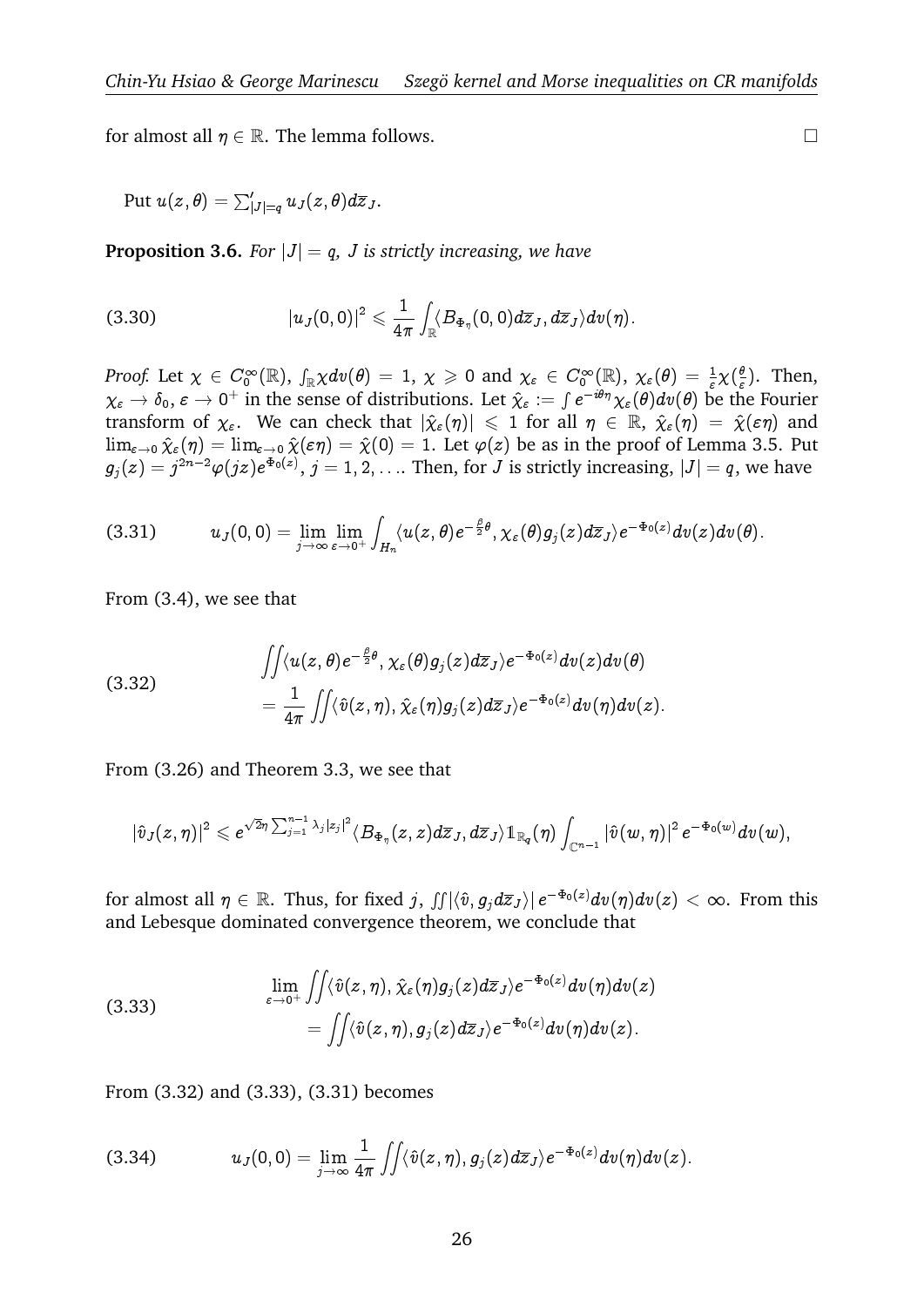for almost all $\eta\in\mathbb{R}$. The lemma follows. $\square$

Put $u(z,\theta)=\sum'_{|J|=q}u_J(z,\theta)d\overline{z}_J$.

**Proposition 3.6.** *For $|J|=q$, $J$ is strictly increasing, we have*

$$|u_J(0,0)|^2\leqslant\frac{1}{4\pi}\int_{\mathbb{R}}\langle B_{\Phi_\eta}(0,0)d\overline{z}_J,d\overline{z}_J\rangle dv(\eta). \tag{3.30}$$

*Proof.* Let $\chi\in C_0^\infty(\mathbb{R})$, $\int_{\mathbb{R}}\chi dv(\theta)=1$, $\chi\geqslant 0$ and $\chi_\varepsilon\in C_0^\infty(\mathbb{R})$, $\chi_\varepsilon(\theta)=\frac{1}{\varepsilon}\chi(\frac{\theta}{\varepsilon})$. Then, $\chi_\varepsilon\to\delta_0$, $\varepsilon\to 0^+$ in the sense of distributions. Let $\hat{\chi}_\varepsilon:=\int e^{-i\theta\eta}\chi_\varepsilon(\theta)dv(\theta)$ be the Fourier transform of $\chi_\varepsilon$. We can check that $|\hat{\chi}_\varepsilon(\eta)|\leqslant 1$ for all $\eta\in\mathbb{R}$, $\hat{\chi}_\varepsilon(\eta)=\hat{\chi}(\varepsilon\eta)$ and $\lim_{\varepsilon\to 0}\hat{\chi}_\varepsilon(\eta)=\lim_{\varepsilon\to 0}\hat{\chi}(\varepsilon\eta)=\hat{\chi}(0)=1$. Let $\varphi(z)$ be as in the proof of Lemma 3.5. Put $g_j(z)=j^{2n-2}\varphi(jz)e^{\Phi_0(z)}$, $j=1,2,\ldots$. Then, for $J$ is strictly increasing, $|J|=q$, we have

$$u_J(0,0)=\lim_{j\to\infty}\lim_{\varepsilon\to 0^+}\int_{H_n}\langle u(z,\theta)e^{-\frac{\beta}{2}\theta},\chi_\varepsilon(\theta)g_j(z)d\overline{z}_J\rangle e^{-\Phi_0(z)}dv(z)dv(\theta). \tag{3.31}$$

From (3.4), we see that

$$\begin{aligned}&\iint\langle u(z,\theta)e^{-\frac{\beta}{2}\theta},\chi_\varepsilon(\theta)g_j(z)d\overline{z}_J\rangle e^{-\Phi_0(z)}dv(z)dv(\theta)\\&=\frac{1}{4\pi}\iint\langle\hat{v}(z,\eta),\hat{\chi}_\varepsilon(\eta)g_j(z)d\overline{z}_J\rangle e^{-\Phi_0(z)}dv(\eta)dv(z).\end{aligned} \tag{3.32}$$

From (3.26) and Theorem 3.3, we see that

$$|\hat{v}_J(z,\eta)|^2\leqslant e^{\sqrt{2}\eta\sum_{j=1}^{n-1}\lambda_j|z_j|^2}\langle B_{\Phi_\eta}(z,z)d\overline{z}_J,d\overline{z}_J\rangle\mathbb{1}_{\mathbb{R}_q}(\eta)\int_{\mathbb{C}^{n-1}}|\hat{v}(w,\eta)|^2e^{-\Phi_0(w)}dv(w),$$

for almost all $\eta\in\mathbb{R}$. Thus, for fixed $j$, $\iint|\langle\hat{v},g_jd\overline{z}_J\rangle|e^{-\Phi_0(z)}dv(\eta)dv(z)<\infty$. From this and Lebesque dominated convergence theorem, we conclude that

$$\begin{aligned}\lim_{\varepsilon\to 0^+}&\iint\langle\hat{v}(z,\eta),\hat{\chi}_\varepsilon(\eta)g_j(z)d\overline{z}_J\rangle e^{-\Phi_0(z)}dv(\eta)dv(z)\\&=\iint\langle\hat{v}(z,\eta),g_j(z)d\overline{z}_J\rangle e^{-\Phi_0(z)}dv(\eta)dv(z).\end{aligned} \tag{3.33}$$

From (3.32) and (3.33), (3.31) becomes

$$u_J(0,0)=\lim_{j\to\infty}\frac{1}{4\pi}\iint\langle\hat{v}(z,\eta),g_j(z)d\overline{z}_J\rangle e^{-\Phi_0(z)}dv(\eta)dv(z). \tag{3.34}$$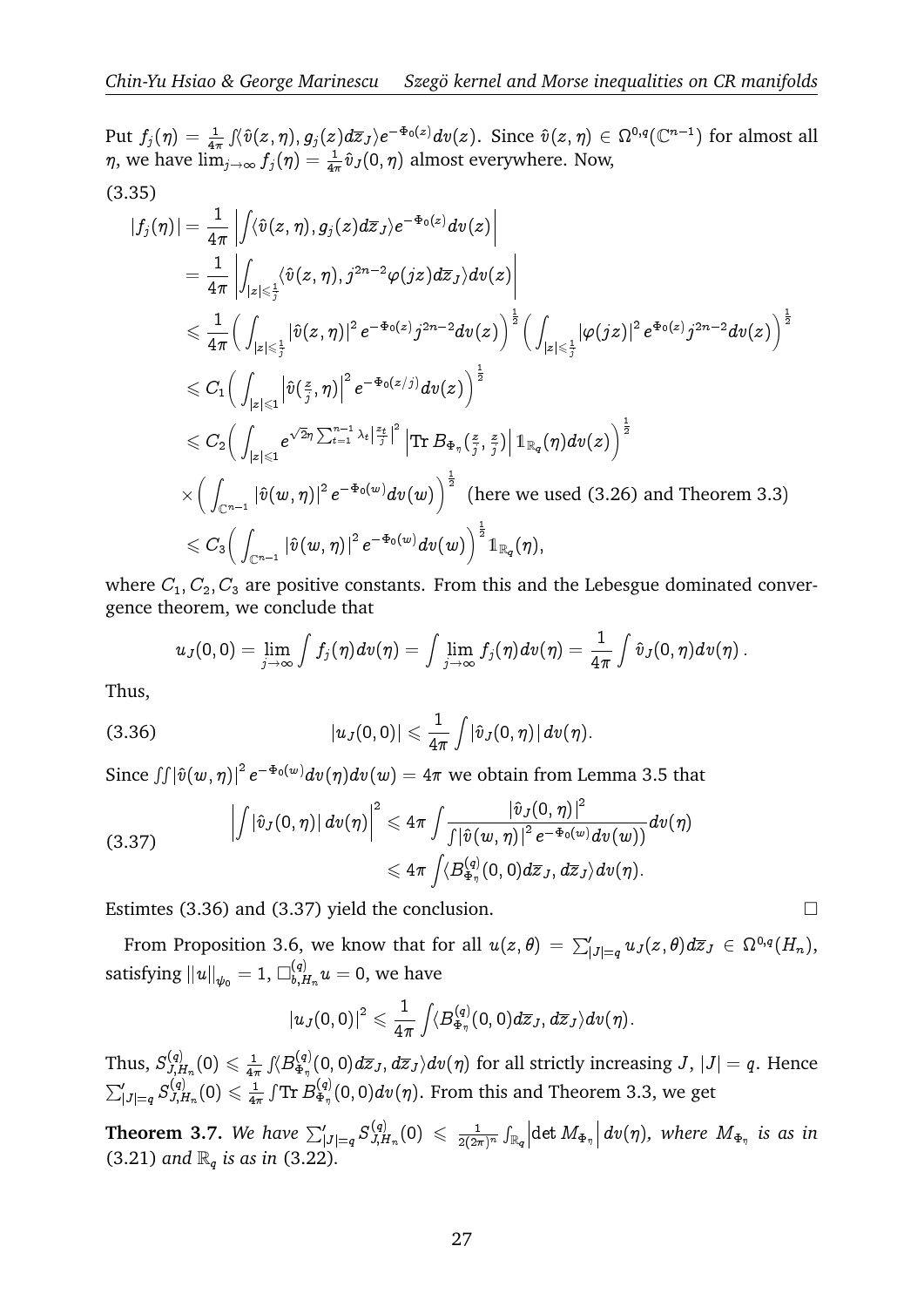Put $f_j(\eta) = \frac{1}{4\pi}\int\langle \hat{v}(z,\eta), g_j(z)d\overline{z}_J\rangle e^{-\Phi_0(z)}dv(z)$. Since $\hat{v}(z,\eta)\in\Omega^{0,q}(\mathbb{C}^{n-1})$ for almost all $\eta$, we have $\lim_{j\to\infty} f_j(\eta) = \frac{1}{4\pi}\hat{v}_J(0,\eta)$ almost everywhere. Now,

(3.35)

$$
\begin{aligned}
|f_j(\eta)| &= \frac{1}{4\pi}\left|\int\langle \hat{v}(z,\eta), g_j(z)d\overline{z}_J\rangle e^{-\Phi_0(z)}dv(z)\right| \\
&= \frac{1}{4\pi}\left|\int_{|z|\leqslant\frac{1}{j}}\langle \hat{v}(z,\eta), j^{2n-2}\varphi(jz)d\overline{z}_J\rangle dv(z)\right| \\
&\leqslant \frac{1}{4\pi}\Big(\int_{|z|\leqslant\frac{1}{j}}\left|\hat{v}(z,\eta)\right|^2 e^{-\Phi_0(z)}j^{2n-2}dv(z)\Big)^{\frac{1}{2}}\Big(\int_{|z|\leqslant\frac{1}{j}}\left|\varphi(jz)\right|^2 e^{\Phi_0(z)}j^{2n-2}dv(z)\Big)^{\frac{1}{2}} \\
&\leqslant C_1\Big(\int_{|z|\leqslant 1}\left|\hat{v}(\tfrac{z}{j},\eta)\right|^2 e^{-\Phi_0(z/j)}dv(z)\Big)^{\frac{1}{2}} \\
&\leqslant C_2\Big(\int_{|z|\leqslant 1} e^{\sqrt{2}\eta\sum_{t=1}^{n-1}\lambda_t\left|\frac{z_t}{j}\right|^2}\left|\mathrm{Tr}\,B_{\Phi_\eta}(\tfrac{z}{j},\tfrac{z}{j})\right|\mathbb{1}_{\mathbb{R}_q}(\eta)dv(z)\Big)^{\frac{1}{2}} \\
&\quad\times\Big(\int_{\mathbb{C}^{n-1}}\left|\hat{v}(w,\eta)\right|^2 e^{-\Phi_0(w)}dv(w)\Big)^{\frac{1}{2}} \ \ \text{(here we used (3.26) and Theorem 3.3)} \\
&\leqslant C_3\Big(\int_{\mathbb{C}^{n-1}}\left|\hat{v}(w,\eta)\right|^2 e^{-\Phi_0(w)}dv(w)\Big)^{\frac{1}{2}}\mathbb{1}_{\mathbb{R}_q}(\eta),
\end{aligned}
$$

where $C_1, C_2, C_3$ are positive constants. From this and the Lebesgue dominated convergence theorem, we conclude that

$$
u_J(0,0) = \lim_{j\to\infty}\int f_j(\eta)dv(\eta) = \int\lim_{j\to\infty} f_j(\eta)dv(\eta) = \frac{1}{4\pi}\int\hat{v}_J(0,\eta)dv(\eta)\,.
$$

Thus,

$$
|u_J(0,0)| \leqslant \frac{1}{4\pi}\int|\hat{v}_J(0,\eta)|\,dv(\eta). \tag{3.36}
$$

Since $\iint\left|\hat{v}(w,\eta)\right|^2 e^{-\Phi_0(w)}dv(\eta)dv(w) = 4\pi$ we obtain from Lemma 3.5 that

$$
\begin{aligned}
\left|\int|\hat{v}_J(0,\eta)|\,dv(\eta)\right|^2 &\leqslant 4\pi\int\frac{\left|\hat{v}_J(0,\eta)\right|^2}{\int\left|\hat{v}(w,\eta)\right|^2 e^{-\Phi_0(w)}dv(w))}dv(\eta) \\
&\leqslant 4\pi\int\langle B^{(q)}_{\Phi_\eta}(0,0)d\overline{z}_J, d\overline{z}_J\rangle dv(\eta).
\end{aligned} \tag{3.37}
$$

Estimtes (3.36) and (3.37) yield the conclusion. $\square$

From Proposition 3.6, we know that for all $u(z,\theta) = \sum'_{|J|=q}u_J(z,\theta)d\overline{z}_J\in\Omega^{0,q}(H_n)$, satisfying $\|u\|_{\psi_0} = 1$, $\Box^{(q)}_{b,H_n}u = 0$, we have

$$
\left|u_J(0,0)\right|^2 \leqslant \frac{1}{4\pi}\int\langle B^{(q)}_{\Phi_\eta}(0,0)d\overline{z}_J, d\overline{z}_J\rangle dv(\eta).
$$

Thus, $S^{(q)}_{J,H_n}(0)\leqslant\frac{1}{4\pi}\int\langle B^{(q)}_{\Phi_\eta}(0,0)d\overline{z}_J, d\overline{z}_J\rangle dv(\eta)$ for all strictly increasing $J$, $|J| = q$. Hence $\sum'_{|J|=q}S^{(q)}_{J,H_n}(0)\leqslant\frac{1}{4\pi}\int\mathrm{Tr}\,B^{(q)}_{\Phi_\eta}(0,0)dv(\eta)$. From this and Theorem 3.3, we get

**Theorem 3.7.** *We have* $\sum'_{|J|=q}S^{(q)}_{J,H_n}(0)\leqslant\frac{1}{2(2\pi)^n}\int_{\mathbb{R}_q}\left|\det M_{\Phi_\eta}\right|dv(\eta)$*, where* $M_{\Phi_\eta}$ *is as in* (3.21) *and* $\mathbb{R}_q$ *is as in* (3.22)*.*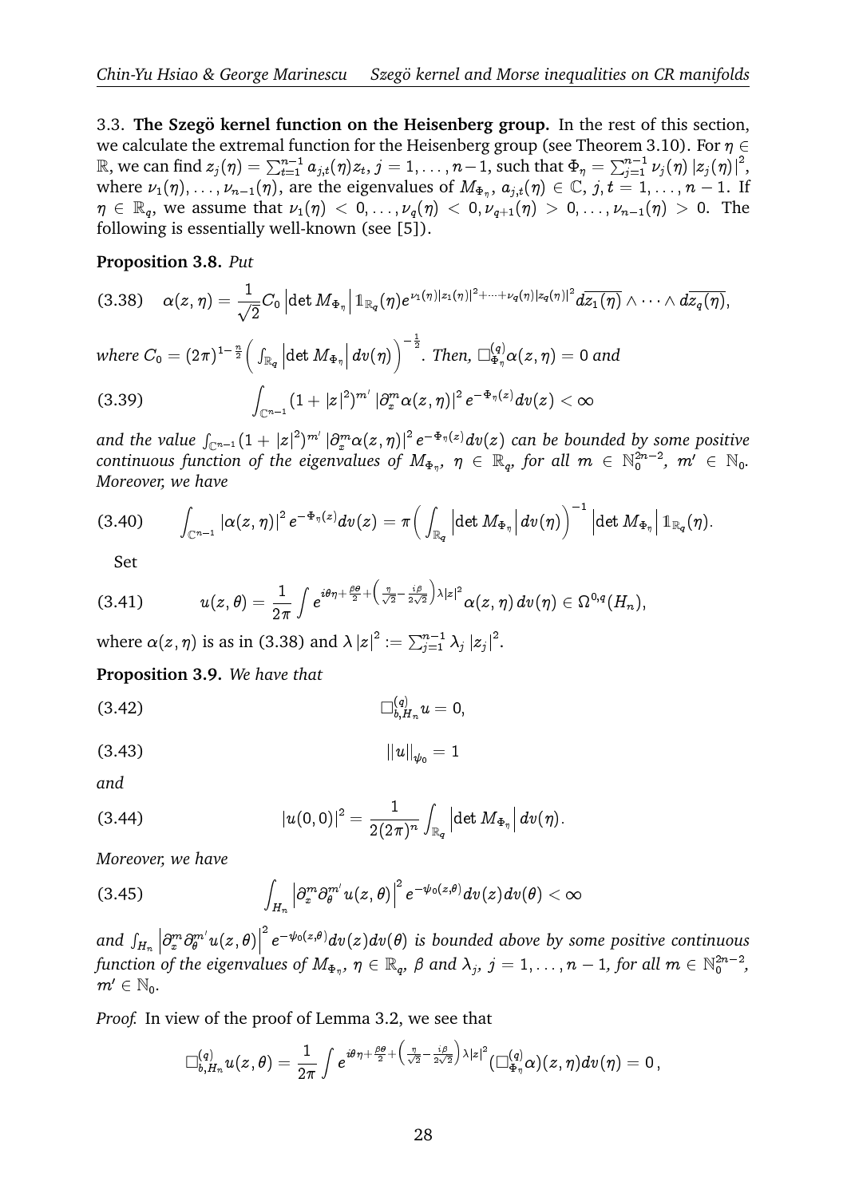3.3. **The Szegö kernel function on the Heisenberg group.** In the rest of this section, we calculate the extremal function for the Heisenberg group (see Theorem 3.10). For $\eta \in \mathbb{R}$, we can find $z_j(\eta) = \sum_{t=1}^{n-1} a_{j,t}(\eta) z_t$, $j = 1, \ldots, n-1$, such that $\Phi_\eta = \sum_{j=1}^{n-1} \nu_j(\eta) \left|z_j(\eta)\right|^2$, where $\nu_1(\eta), \ldots, \nu_{n-1}(\eta)$, are the eigenvalues of $M_{\Phi_\eta}$, $a_{j,t}(\eta) \in \mathbb{C}$, $j, t = 1, \ldots, n-1$. If $\eta \in \mathbb{R}_q$, we assume that $\nu_1(\eta) < 0, \ldots, \nu_q(\eta) < 0, \nu_{q+1}(\eta) > 0, \ldots, \nu_{n-1}(\eta) > 0$. The following is essentially well-known (see [5]).

**Proposition 3.8.** *Put*

$$\alpha(z,\eta) = \frac{1}{\sqrt{2}} C_0 \left|\det M_{\Phi_\eta}\right| \mathbb{1}_{\mathbb{R}_q}(\eta) e^{\nu_1(\eta)|z_1(\eta)|^2 + \cdots + \nu_q(\eta)|z_q(\eta)|^2} d\overline{z_1(\eta)} \wedge \cdots \wedge d\overline{z_q(\eta)}, \tag{3.38}$$

*where* $C_0 = (2\pi)^{1-\frac{n}{2}} \Big( \int_{\mathbb{R}_q} \left|\det M_{\Phi_\eta}\right| dv(\eta) \Big)^{-\frac{1}{2}}$. *Then,* $\Box^{(q)}_{\Phi_\eta} \alpha(z,\eta) = 0$ *and*

$$\int_{\mathbb{C}^{n-1}} (1 + |z|^2)^{m'} \left|\partial^m_x \alpha(z,\eta)\right|^2 e^{-\Phi_\eta(z)} dv(z) < \infty \tag{3.39}$$

*and the value* $\int_{\mathbb{C}^{n-1}} (1 + |z|^2)^{m'} \left|\partial^m_x \alpha(z,\eta)\right|^2 e^{-\Phi_\eta(z)} dv(z)$ *can be bounded by some positive continuous function of the eigenvalues of* $M_{\Phi_\eta}$, $\eta \in \mathbb{R}_q$, *for all* $m \in \mathbb{N}_0^{2n-2}$, $m' \in \mathbb{N}_0$. *Moreover, we have*

$$\int_{\mathbb{C}^{n-1}} \left|\alpha(z,\eta)\right|^2 e^{-\Phi_\eta(z)} dv(z) = \pi \Big( \int_{\mathbb{R}_q} \left|\det M_{\Phi_\eta}\right| dv(\eta) \Big)^{-1} \left|\det M_{\Phi_\eta}\right| \mathbb{1}_{\mathbb{R}_q}(\eta). \tag{3.40}$$

Set

$$u(z,\theta) = \frac{1}{2\pi} \int e^{i\theta\eta + \frac{\beta\theta}{2} + \left(\frac{\eta}{\sqrt{2}} - \frac{i\beta}{2\sqrt{2}}\right)\lambda|z|^2} \alpha(z,\eta)\, dv(\eta) \in \Omega^{0,q}(H_n), \tag{3.41}$$

where $\alpha(z,\eta)$ is as in (3.38) and $\lambda \left|z\right|^2 := \sum_{j=1}^{n-1} \lambda_j \left|z_j\right|^2$.

**Proposition 3.9.** *We have that*

$$\Box^{(q)}_{b,H_n} u = 0, \tag{3.42}$$

$$\left\|u\right\|_{\psi_0} = 1 \tag{3.43}$$

*and*

$$\left|u(0,0)\right|^2 = \frac{1}{2(2\pi)^n} \int_{\mathbb{R}_q} \left|\det M_{\Phi_\eta}\right| dv(\eta). \tag{3.44}$$

*Moreover, we have*

$$\int_{H_n} \left|\partial^m_x \partial^{m'}_\theta u(z,\theta)\right|^2 e^{-\psi_0(z,\theta)} dv(z) dv(\theta) < \infty \tag{3.45}$$

*and* $\int_{H_n} \left|\partial^m_x \partial^{m'}_\theta u(z,\theta)\right|^2 e^{-\psi_0(z,\theta)} dv(z) dv(\theta)$ *is bounded above by some positive continuous function of the eigenvalues of* $M_{\Phi_\eta}$, $\eta \in \mathbb{R}_q$, $\beta$ *and* $\lambda_j$, $j = 1, \ldots, n-1$, *for all* $m \in \mathbb{N}_0^{2n-2}$, $m' \in \mathbb{N}_0$.

*Proof.* In view of the proof of Lemma 3.2, we see that

$$\Box^{(q)}_{b,H_n} u(z,\theta) = \frac{1}{2\pi} \int e^{i\theta\eta + \frac{\beta\theta}{2} + \left(\frac{\eta}{\sqrt{2}} - \frac{i\beta}{2\sqrt{2}}\right)\lambda|z|^2} (\Box^{(q)}_{\Phi_\eta} \alpha)(z,\eta) dv(\eta) = 0\,,$$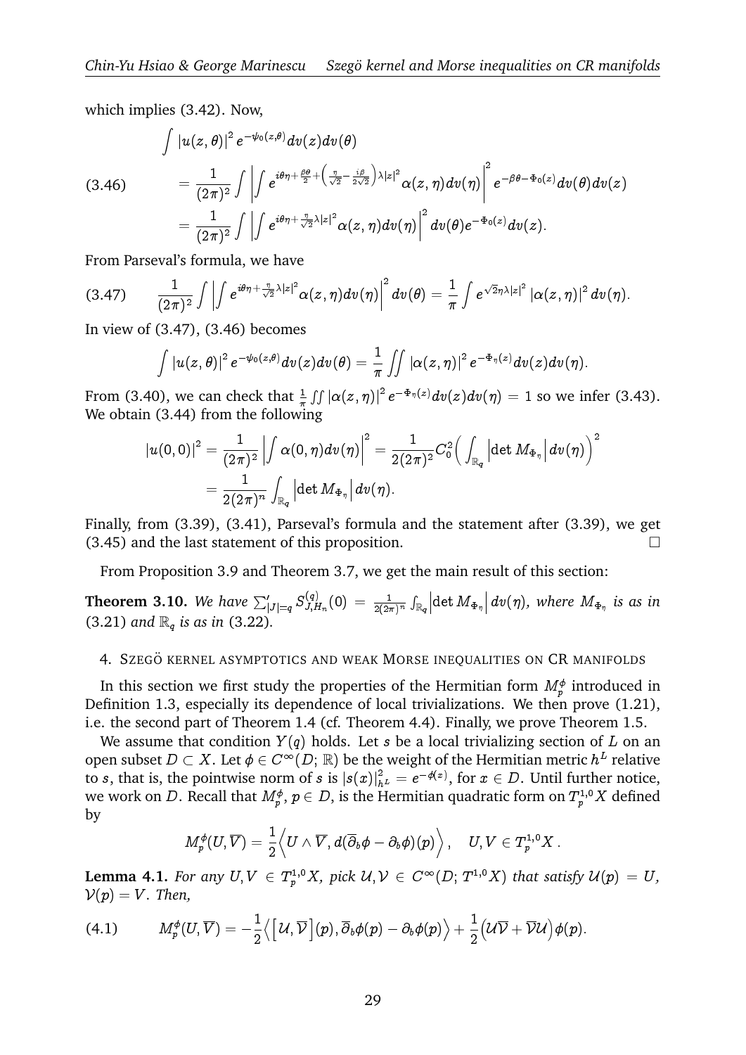which implies (3.42). Now,

$$
\begin{aligned}
&\int |u(z,\theta)|^2 e^{-\psi_0(z,\theta)} dv(z)dv(\theta) \\
(3.46)\qquad &= \frac{1}{(2\pi)^2}\int \left|\int e^{i\theta\eta+\frac{\beta\theta}{2}+\left(\frac{\eta}{\sqrt{2}}-\frac{i\beta}{2\sqrt{2}}\right)\lambda|z|^2}\alpha(z,\eta)dv(\eta)\right|^2 e^{-\beta\theta-\Phi_0(z)}dv(\theta)dv(z) \\
&= \frac{1}{(2\pi)^2}\int \left|\int e^{i\theta\eta+\frac{\eta}{\sqrt{2}}\lambda|z|^2}\alpha(z,\eta)dv(\eta)\right|^2 dv(\theta)e^{-\Phi_0(z)}dv(z).
\end{aligned}
$$

From Parseval's formula, we have

$$
(3.47)\qquad \frac{1}{(2\pi)^2}\int \left|\int e^{i\theta\eta+\frac{\eta}{\sqrt{2}}\lambda|z|^2}\alpha(z,\eta)dv(\eta)\right|^2 dv(\theta) = \frac{1}{\pi}\int e^{\sqrt{2}\eta\lambda|z|^2}|\alpha(z,\eta)|^2 dv(\eta).
$$

In view of (3.47), (3.46) becomes

$$
\int |u(z,\theta)|^2 e^{-\psi_0(z,\theta)} dv(z)dv(\theta) = \frac{1}{\pi}\iint |\alpha(z,\eta)|^2 e^{-\Phi_\eta(z)}dv(z)dv(\eta).
$$

From (3.40), we can check that $\frac{1}{\pi}\iint |\alpha(z,\eta)|^2 e^{-\Phi_\eta(z)}dv(z)dv(\eta)=1$ so we infer (3.43). We obtain (3.44) from the following

$$
\begin{aligned}
|u(0,0)|^2 &= \frac{1}{(2\pi)^2}\left|\int \alpha(0,\eta)dv(\eta)\right|^2 = \frac{1}{2(2\pi)^2}C_0^2\Big(\int_{\mathbb{R}_q}\left|\det M_{\Phi_\eta}\right|dv(\eta)\Big)^2 \\
&= \frac{1}{2(2\pi)^n}\int_{\mathbb{R}_q}\left|\det M_{\Phi_\eta}\right|dv(\eta).
\end{aligned}
$$

Finally, from (3.39), (3.41), Parseval's formula and the statement after (3.39), we get (3.45) and the last statement of this proposition. $\square$

From Proposition 3.9 and Theorem 3.7, we get the main result of this section:

**Theorem 3.10.** *We have* $\sum'_{|J|=q}S^{(q)}_{J,H_n}(0) = \frac{1}{2(2\pi)^n}\int_{\mathbb{R}_q}\left|\det M_{\Phi_\eta}\right|dv(\eta)$*, where* $M_{\Phi_\eta}$ *is as in* (3.21) *and* $\mathbb{R}_q$ *is as in* (3.22).

## 4. Szegö kernel asymptotics and weak Morse inequalities on CR manifolds

In this section we first study the properties of the Hermitian form $M^\phi_p$ introduced in Definition 1.3, especially its dependence of local trivializations. We then prove (1.21), i.e. the second part of Theorem 1.4 (cf. Theorem 4.4). Finally, we prove Theorem 1.5.

We assume that condition $Y(q)$ holds. Let $s$ be a local trivializing section of $L$ on an open subset $D\subset X$. Let $\phi\in C^\infty(D;\mathbb{R})$ be the weight of the Hermitian metric $h^L$ relative to $s$, that is, the pointwise norm of $s$ is $|s(x)|^2_{h^L}=e^{-\phi(x)}$, for $x\in D$. Until further notice, we work on $D$. Recall that $M^\phi_p$, $p\in D$, is the Hermitian quadratic form on $T^{1,0}_pX$ defined by

$$
M^\phi_p(U,\overline{V}) = \frac{1}{2}\Big\langle U\wedge\overline{V}, d(\overline{\partial}_b\phi-\partial_b\phi)(p)\Big\rangle,\quad U,V\in T^{1,0}_pX\,.
$$

**Lemma 4.1.** *For any* $U,V\in T^{1,0}_pX$*, pick* $\mathcal{U},\mathcal{V}\in C^\infty(D;T^{1,0}X)$ *that satisfy* $\mathcal{U}(p)=U$*,* $\mathcal{V}(p)=V$*. Then,*

$$
(4.1)\qquad M^\phi_p(U,\overline{V}) = -\frac{1}{2}\Big\langle\big[\mathcal{U},\overline{\mathcal{V}}\big](p),\overline{\partial}_b\phi(p)-\partial_b\phi(p)\Big\rangle+\frac{1}{2}\Big(\mathcal{U}\overline{\mathcal{V}}+\overline{\mathcal{V}}\mathcal{U}\Big)\phi(p).
$$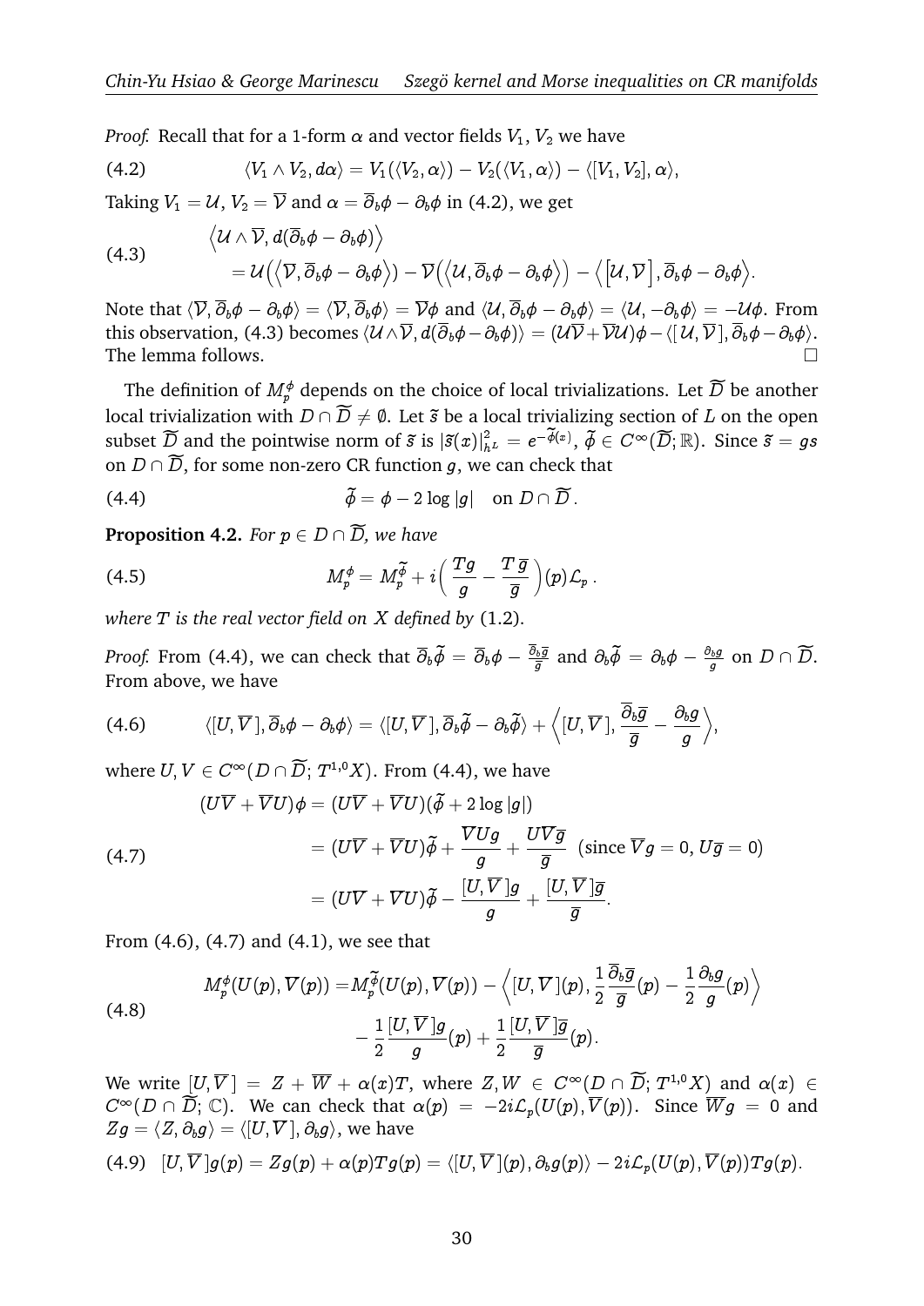*Proof.* Recall that for a 1-form $\alpha$ and vector fields $V_1, V_2$ we have

$$\langle V_1 \wedge V_2, d\alpha \rangle = V_1(\langle V_2, \alpha \rangle) - V_2(\langle V_1, \alpha \rangle) - \langle [V_1, V_2], \alpha \rangle, \tag{4.2}$$

Taking $V_1 = \mathcal{U}$, $V_2 = \overline{\mathcal{V}}$ and $\alpha = \overline{\partial}_b \phi - \partial_b \phi$ in (4.2), we get

$$\begin{aligned} &\Big\langle \mathcal{U} \wedge \overline{\mathcal{V}}, d(\overline{\partial}_b \phi - \partial_b \phi) \Big\rangle \\ &= \mathcal{U}\Big(\Big\langle \overline{\mathcal{V}}, \overline{\partial}_b \phi - \partial_b \phi \Big\rangle\Big) - \overline{\mathcal{V}}\Big(\Big\langle \mathcal{U}, \overline{\partial}_b \phi - \partial_b \phi \Big\rangle\Big) - \Big\langle \Big[\mathcal{U}, \overline{\mathcal{V}}\Big], \overline{\partial}_b \phi - \partial_b \phi \Big\rangle. \end{aligned} \tag{4.3}$$

Note that $\langle \overline{\mathcal{V}}, \overline{\partial}_b \phi - \partial_b \phi \rangle = \langle \overline{\mathcal{V}}, \overline{\partial}_b \phi \rangle = \overline{\mathcal{V}} \phi$ and $\langle \mathcal{U}, \overline{\partial}_b \phi - \partial_b \phi \rangle = \langle \mathcal{U}, -\partial_b \phi \rangle = -\mathcal{U} \phi$. From this observation, (4.3) becomes $\langle \mathcal{U} \wedge \overline{\mathcal{V}}, d(\overline{\partial}_b \phi - \partial_b \phi) \rangle = (\mathcal{U}\overline{\mathcal{V}} + \overline{\mathcal{V}}\mathcal{U})\phi - \langle [\, \mathcal{U}, \overline{\mathcal{V}}\, ], \overline{\partial}_b \phi - \partial_b \phi \rangle$. The lemma follows. $\square$

The definition of $M_p^\phi$ depends on the choice of local trivializations. Let $\widetilde{D}$ be another local trivialization with $D \cap \widetilde{D} \neq \emptyset$. Let $\widetilde{s}$ be a local trivializing section of $L$ on the open subset $\widetilde{D}$ and the pointwise norm of $\widetilde{s}$ is $|\widetilde{s}(x)|^2_{h^L} = e^{-\widetilde{\phi}(x)}$, $\widetilde{\phi} \in C^\infty(\widetilde{D}; \mathbb{R})$. Since $\widetilde{s} = gs$ on $D \cap \widetilde{D}$, for some non-zero CR function $g$, we can check that

$$\widetilde{\phi} = \phi - 2 \log |g| \quad \text{on } D \cap \widetilde{D}\,. \tag{4.4}$$

**Proposition 4.2.** *For $p \in D \cap \widetilde{D}$, we have*

$$M_p^\phi = M_p^{\widetilde{\phi}} + i\Big(\frac{Tg}{g} - \frac{T\,\overline{g}}{\overline{g}}\Big)(p)\mathcal{L}_p\,. \tag{4.5}$$

*where $T$ is the real vector field on $X$ defined by* (1.2).

*Proof.* From (4.4), we can check that $\overline{\partial}_b \widetilde{\phi} = \overline{\partial}_b \phi - \frac{\overline{\partial}_b \overline{g}}{\overline{g}}$ and $\partial_b \widetilde{\phi} = \partial_b \phi - \frac{\partial_b g}{g}$ on $D \cap \widetilde{D}$. From above, we have

$$\langle [U, \overline{V}\,], \overline{\partial}_b \phi - \partial_b \phi \rangle = \langle [U, \overline{V}\,], \overline{\partial}_b \widetilde{\phi} - \partial_b \widetilde{\phi} \rangle + \Big\langle [U, \overline{V}\,], \frac{\overline{\partial}_b \overline{g}}{\overline{g}} - \frac{\partial_b g}{g} \Big\rangle, \tag{4.6}$$

where $U, V \in C^\infty(D \cap \widetilde{D}; T^{1,0}X)$. From (4.4), we have

$$\begin{aligned} (U\overline{V} + \overline{V}U)\phi &= (U\overline{V} + \overline{V}U)(\widetilde{\phi} + 2 \log |g|) \\ &= (U\overline{V} + \overline{V}U)\widetilde{\phi} + \frac{\overline{V}Ug}{g} + \frac{U\overline{V}\overline{g}}{\overline{g}} \ \ (\text{since } \overline{V}g = 0, U\overline{g} = 0) \\ &= (U\overline{V} + \overline{V}U)\widetilde{\phi} - \frac{[U, \overline{V}\,]g}{g} + \frac{[U, \overline{V}\,]\overline{g}}{\overline{g}}. \end{aligned} \tag{4.7}$$

From (4.6), (4.7) and (4.1), we see that

$$\begin{aligned} M_p^\phi(U(p), \overline{V}(p)) = &M_p^{\widetilde{\phi}}(U(p), \overline{V}(p)) - \Big\langle [U, \overline{V}\,](p), \frac{1}{2}\frac{\overline{\partial}_b \overline{g}}{\overline{g}}(p) - \frac{1}{2}\frac{\partial_b g}{g}(p) \Big\rangle \\ &- \frac{1}{2}\frac{[U, \overline{V}\,]g}{g}(p) + \frac{1}{2}\frac{[U, \overline{V}\,]\overline{g}}{\overline{g}}(p). \end{aligned} \tag{4.8}$$

We write $[U, \overline{V}\,] = Z + \overline{W} + \alpha(x)T$, where $Z, W \in C^\infty(D \cap \widetilde{D}; T^{1,0}X)$ and $\alpha(x) \in C^\infty(D \cap \widetilde{D}; \mathbb{C})$. We can check that $\alpha(p) = -2i\mathcal{L}_p(U(p), \overline{V}(p))$. Since $\overline{W}g = 0$ and $Zg = \langle Z, \partial_b g \rangle = \langle [U, \overline{V}\,], \partial_b g \rangle$, we have

$$[U, \overline{V}\,]g(p) = Zg(p) + \alpha(p)Tg(p) = \langle [U, \overline{V}\,](p), \partial_b g(p) \rangle - 2i\mathcal{L}_p(U(p), \overline{V}(p))Tg(p). \tag{4.9}$$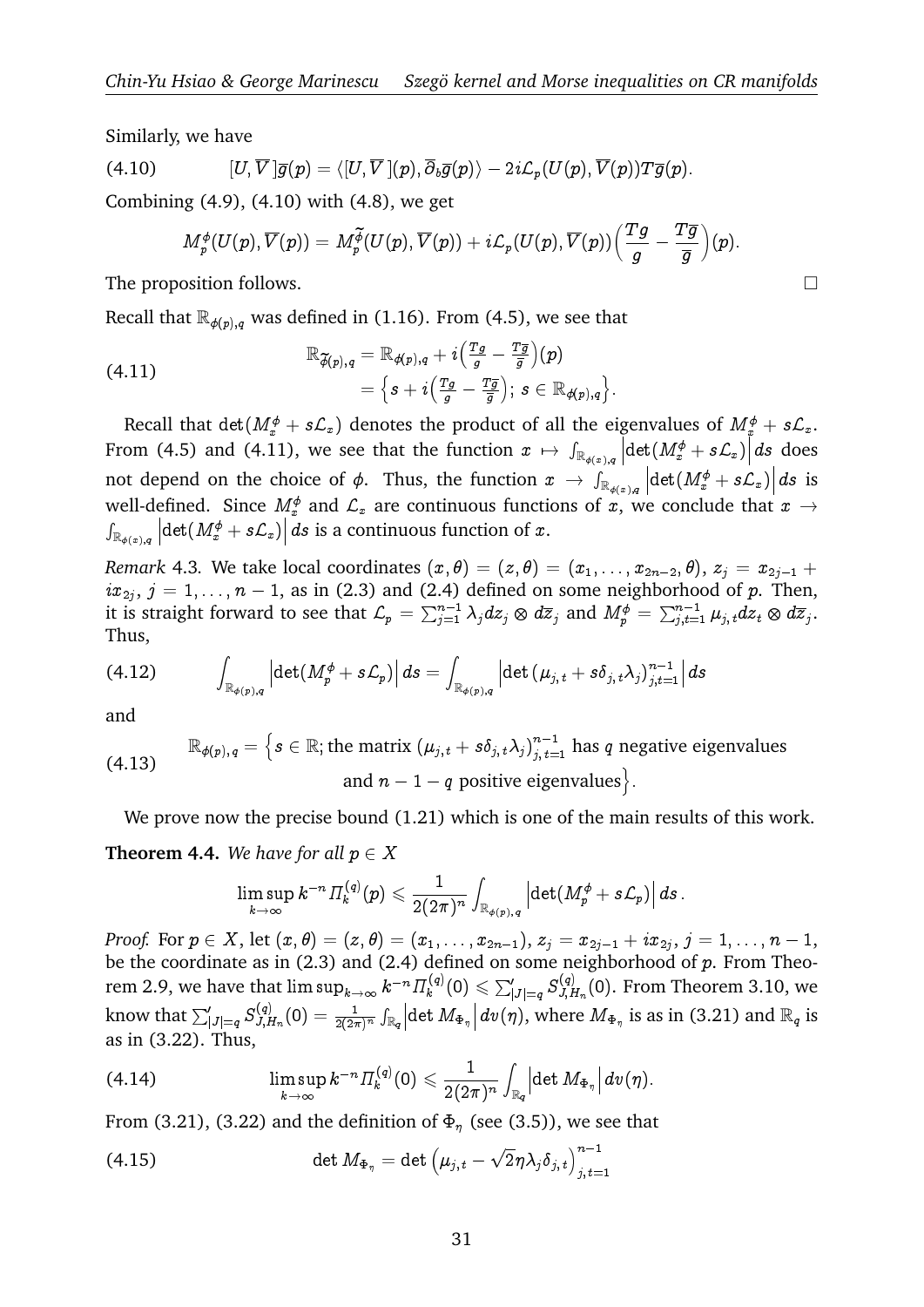Similarly, we have

$$[U,\overline{V}\,]\overline{g}(p) = \langle [U,\overline{V}\,](p), \overline{\partial}_b\overline{g}(p)\rangle - 2i\mathcal{L}_p(U(p),\overline{V}(p))T\overline{g}(p). \tag{4.10}$$

Combining (4.9), (4.10) with (4.8), we get

$$M^{\phi}_p(U(p),\overline{V}(p)) = M^{\widetilde{\phi}}_p(U(p),\overline{V}(p)) + i\mathcal{L}_p(U(p),\overline{V}(p))\Big(\frac{Tg}{g}-\frac{T\overline{g}}{\overline{g}}\Big)(p).$$

The proposition follows. $\square$

Recall that $\mathbb{R}_{\phi(p),q}$ was defined in (1.16). From (4.5), we see that

$$\begin{aligned}\mathbb{R}_{\widetilde{\phi}(p),q} &= \mathbb{R}_{\phi(p),q} + i\Big(\tfrac{Tg}{g}-\tfrac{T\overline{g}}{\overline{g}}\Big)(p)\\ &= \Big\{s + i\Big(\tfrac{Tg}{g}-\tfrac{T\overline{g}}{\overline{g}}\Big);\ s\in\mathbb{R}_{\phi(p),q}\Big\}.\end{aligned} \tag{4.11}$$

Recall that $\det(M^{\phi}_x + s\mathcal{L}_x)$ denotes the product of all the eigenvalues of $M^{\phi}_x + s\mathcal{L}_x$. From (4.5) and (4.11), we see that the function $x\mapsto \int_{\mathbb{R}_{\phi(x),q}}\Big|\det(M^{\phi}_x+s\mathcal{L}_x)\Big|ds$ does not depend on the choice of $\phi$. Thus, the function $x\to\int_{\mathbb{R}_{\phi(x),q}}\Big|\det(M^{\phi}_x+s\mathcal{L}_x)\Big|ds$ is well-defined. Since $M^{\phi}_x$ and $\mathcal{L}_x$ are continuous functions of $x$, we conclude that $x\to\int_{\mathbb{R}_{\phi(x),q}}\Big|\det(M^{\phi}_x+s\mathcal{L}_x)\Big|ds$ is a continuous function of $x$.

*Remark* 4.3. We take local coordinates $(x,\theta)=(z,\theta)=(x_1,\ldots,x_{2n-2},\theta)$, $z_j=x_{2j-1}+ix_{2j}$, $j=1,\ldots,n-1$, as in (2.3) and (2.4) defined on some neighborhood of $p$. Then, it is straight forward to see that $\mathcal{L}_p=\sum_{j=1}^{n-1}\lambda_j dz_j\otimes d\overline{z}_j$ and $M^{\phi}_p=\sum_{j,t=1}^{n-1}\mu_{j,t}dz_t\otimes d\overline{z}_j$. Thus,

$$\int_{\mathbb{R}_{\phi(p),q}}\Big|\det(M^{\phi}_p+s\mathcal{L}_p)\Big|ds = \int_{\mathbb{R}_{\phi(p),q}}\Big|\det\big(\mu_{j,t}+s\delta_{j,t}\lambda_j\big)_{j,t=1}^{n-1}\Big|ds \tag{4.12}$$

and

$$\begin{aligned}\mathbb{R}_{\phi(p),q} = \Big\{s\in\mathbb{R};\ &\text{the matrix } \big(\mu_{j,t}+s\delta_{j,t}\lambda_j\big)_{j,t=1}^{n-1} \text{ has } q \text{ negative eigenvalues}\\ &\text{and } n-1-q \text{ positive eigenvalues}\Big\}.\end{aligned} \tag{4.13}$$

We prove now the precise bound (1.21) which is one of the main results of this work.

**Theorem 4.4.** *We have for all $p\in X$*

$$\limsup_{k\to\infty} k^{-n}\Pi^{(q)}_k(p) \leqslant \frac{1}{2(2\pi)^n}\int_{\mathbb{R}_{\phi(p),q}}\Big|\det(M^{\phi}_p+s\mathcal{L}_p)\Big|ds\,.$$

*Proof.* For $p\in X$, let $(x,\theta)=(z,\theta)=(x_1,\ldots,x_{2n-1})$, $z_j=x_{2j-1}+ix_{2j}$, $j=1,\ldots,n-1$, be the coordinate as in (2.3) and (2.4) defined on some neighborhood of $p$. From Theorem 2.9, we have that $\limsup_{k\to\infty}k^{-n}\Pi^{(q)}_k(0)\leqslant\sum'_{|J|=q}S^{(q)}_{J,H_n}(0)$. From Theorem 3.10, we know that $\sum'_{|J|=q}S^{(q)}_{J,H_n}(0)=\frac{1}{2(2\pi)^n}\int_{\mathbb{R}_q}\Big|\det M_{\Phi_\eta}\Big|dv(\eta)$, where $M_{\Phi_\eta}$ is as in (3.21) and $\mathbb{R}_q$ is as in (3.22). Thus,

$$\limsup_{k\to\infty}k^{-n}\Pi^{(q)}_k(0)\leqslant\frac{1}{2(2\pi)^n}\int_{\mathbb{R}_q}\Big|\det M_{\Phi_\eta}\Big|dv(\eta). \tag{4.14}$$

From (3.21), (3.22) and the definition of $\Phi_\eta$ (see (3.5)), we see that

$$\det M_{\Phi_\eta} = \det\Big(\mu_{j,t}-\sqrt{2}\eta\lambda_j\delta_{j,t}\Big)_{j,t=1}^{n-1} \tag{4.15}$$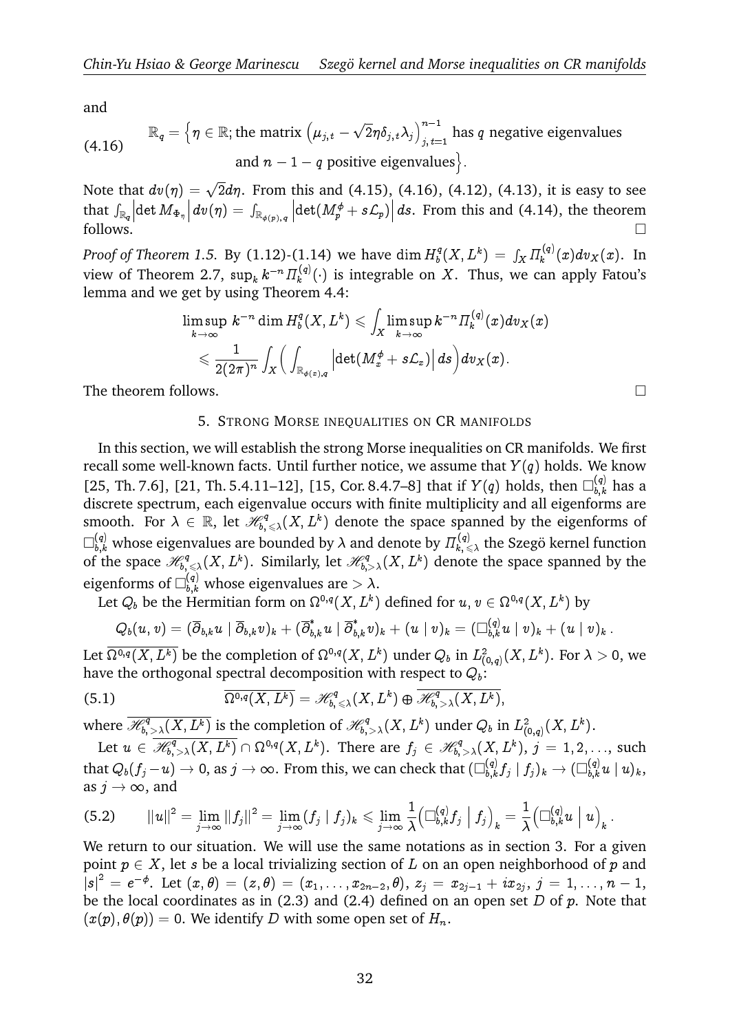and

$$\mathbb{R}_q = \Big\{\eta \in \mathbb{R}; \text{the matrix } \big(\mu_{j,t} - \sqrt{2}\eta\delta_{j,t}\lambda_j\big)_{j,\,t=1}^{n-1} \text{ has } q \text{ negative eigenvalues} \tag{4.16}$$
$$\text{and } n-1-q \text{ positive eigenvalues}\Big\}.$$

Note that $dv(\eta) = \sqrt{2}d\eta$. From this and (4.15), (4.16), (4.12), (4.13), it is easy to see that $\int_{\mathbb{R}_q} \Big|\det M_{\Phi_\eta}\Big| dv(\eta) = \int_{\mathbb{R}_{\phi(p),q}} \Big|\det(M^\phi_p + s\mathcal{L}_p)\Big| ds$. From this and (4.14), the theorem follows. $\square$

*Proof of Theorem 1.5.* By (1.12)-(1.14) we have $\dim H^q_b(X, L^k) = \int_X \Pi^{(q)}_k(x) dv_X(x)$. In view of Theorem 2.7, $\sup_k k^{-n}\Pi^{(q)}_k(\cdot)$ is integrable on $X$. Thus, we can apply Fatou's lemma and we get by using Theorem 4.4:

$$\begin{aligned}
\limsup_{k\to\infty} k^{-n} \dim H^q_b(X, L^k) &\leqslant \int_X \limsup_{k\to\infty} k^{-n}\Pi^{(q)}_k(x) dv_X(x) \\
&\leqslant \frac{1}{2(2\pi)^n}\int_X \Big(\int_{\mathbb{R}_{\phi(x),q}} \Big|\det(M^\phi_x + s\mathcal{L}_x)\Big| ds\Big) dv_X(x).
\end{aligned}$$

The theorem follows. $\square$

## 5. Strong Morse inequalities on CR manifolds

In this section, we will establish the strong Morse inequalities on CR manifolds. We first recall some well-known facts. Until further notice, we assume that $Y(q)$ holds. We know [25, Th. 7.6], [21, Th. 5.4.11–12], [15, Cor. 8.4.7–8] that if $Y(q)$ holds, then $\Box^{(q)}_{b,k}$ has a discrete spectrum, each eigenvalue occurs with finite multiplicity and all eigenforms are smooth. For $\lambda \in \mathbb{R}$, let $\mathscr{H}^q_{b,\leqslant\lambda}(X, L^k)$ denote the space spanned by the eigenforms of $\Box^{(q)}_{b,k}$ whose eigenvalues are bounded by $\lambda$ and denote by $\Pi^{(q)}_{k,\leqslant\lambda}$ the Szegö kernel function of the space $\mathscr{H}^q_{b,\leqslant\lambda}(X, L^k)$. Similarly, let $\mathscr{H}^q_{b,>\lambda}(X, L^k)$ denote the space spanned by the eigenforms of $\Box^{(q)}_{b,k}$ whose eigenvalues are $> \lambda$.

Let $Q_b$ be the Hermitian form on $\Omega^{0,q}(X, L^k)$ defined for $u, v \in \Omega^{0,q}(X, L^k)$ by

$$Q_b(u, v) = (\overline{\partial}_{b,k}u \mid \overline{\partial}_{b,k}v)_k + (\overline{\partial}^*_{b,k}u \mid \overline{\partial}^*_{b,k}v)_k + (u \mid v)_k = (\Box^{(q)}_{b,k}u \mid v)_k + (u \mid v)_k\,.$$

Let $\overline{\Omega^{0,q}(X, L^k)}$ be the completion of $\Omega^{0,q}(X, L^k)$ under $Q_b$ in $L^2_{(0,q)}(X, L^k)$. For $\lambda > 0$, we have the orthogonal spectral decomposition with respect to $Q_b$:

$$\overline{\Omega^{0,q}(X, L^k)} = \mathscr{H}^q_{b,\leqslant\lambda}(X, L^k) \oplus \overline{\mathscr{H}^q_{b,>\lambda}(X, L^k)}, \tag{5.1}$$

where $\overline{\mathscr{H}^q_{b,>\lambda}(X, L^k)}$ is the completion of $\mathscr{H}^q_{b,>\lambda}(X, L^k)$ under $Q_b$ in $L^2_{(0,q)}(X, L^k)$.

Let $u \in \overline{\mathscr{H}^q_{b,>\lambda}(X, L^k)} \cap \Omega^{0,q}(X, L^k)$. There are $f_j \in \mathscr{H}^q_{b,>\lambda}(X, L^k)$, $j = 1, 2, \ldots$, such that $Q_b(f_j - u) \to 0$, as $j \to \infty$. From this, we can check that $(\Box^{(q)}_{b,k}f_j \mid f_j)_k \to (\Box^{(q)}_{b,k}u \mid u)_k$, as $j \to \infty$, and

$$\|u\|^2 = \lim_{j\to\infty}\|f_j\|^2 = \lim_{j\to\infty}(f_j \mid f_j)_k \leqslant \lim_{j\to\infty}\frac{1}{\lambda}\big(\Box^{(q)}_{b,k}f_j \,\big|\, f_j\big)_k = \frac{1}{\lambda}\big(\Box^{(q)}_{b,k}u \,\big|\, u\big)_k\,. \tag{5.2}$$

We return to our situation. We will use the same notations as in section 3. For a given point $p \in X$, let $s$ be a local trivializing section of $L$ on an open neighborhood of $p$ and $|s|^2 = e^{-\phi}$. Let $(x, \theta) = (z, \theta) = (x_1, \ldots, x_{2n-2}, \theta)$, $z_j = x_{2j-1} + ix_{2j}$, $j = 1, \ldots, n-1$, be the local coordinates as in (2.3) and (2.4) defined on an open set $D$ of $p$. Note that $(x(p), \theta(p)) = 0$. We identify $D$ with some open set of $H_n$.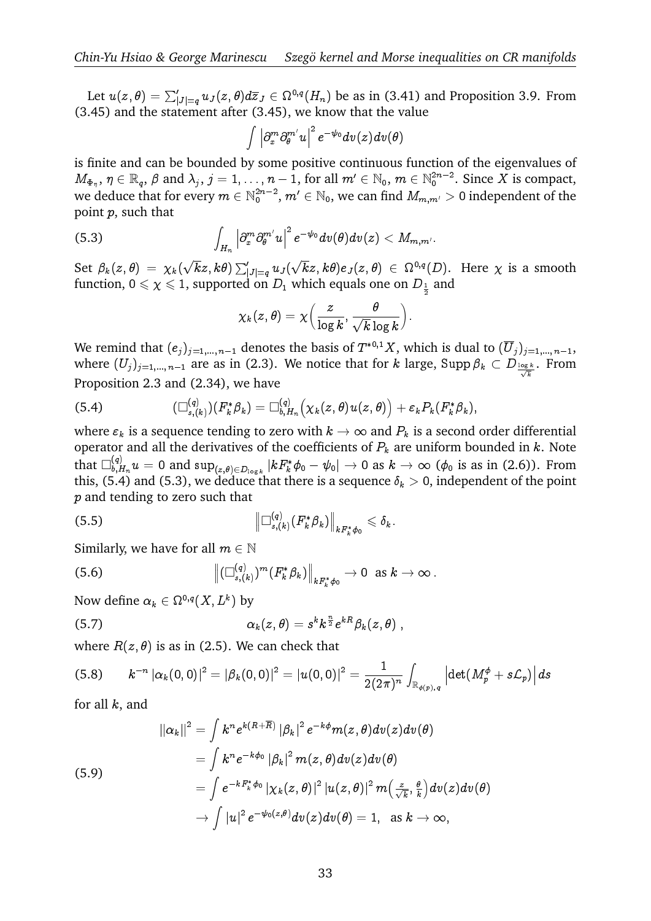Let $u(z,\theta) = \sum'_{|J|=q} u_J(z,\theta) d\overline{z}_J \in \Omega^{0,q}(H_n)$ be as in (3.41) and Proposition 3.9. From (3.45) and the statement after (3.45), we know that the value

$$\int \left|\partial_x^m \partial_\theta^{m'} u\right|^2 e^{-\psi_0} dv(z) dv(\theta)$$

is finite and can be bounded by some positive continuous function of the eigenvalues of $M_{\Phi_\eta}$, $\eta \in \mathbb{R}_q$, $\beta$ and $\lambda_j$, $j = 1, \ldots, n-1$, for all $m' \in \mathbb{N}_0$, $m \in \mathbb{N}_0^{2n-2}$. Since $X$ is compact, we deduce that for every $m \in \mathbb{N}_0^{2n-2}$, $m' \in \mathbb{N}_0$, we can find $M_{m,m'} > 0$ independent of the point $p$, such that

$$\int_{H_n} \left|\partial_x^m \partial_\theta^{m'} u\right|^2 e^{-\psi_0} dv(\theta) dv(z) < M_{m,m'}. \tag{5.3}$$

Set $\beta_k(z,\theta) = \chi_k(\sqrt{k}z, k\theta) \sum'_{|J|=q} u_J(\sqrt{k}z, k\theta) e_J(z,\theta) \in \Omega^{0,q}(D)$. Here $\chi$ is a smooth function, $0 \leqslant \chi \leqslant 1$, supported on $D_1$ which equals one on $D_{\frac{1}{2}}$ and

$$\chi_k(z,\theta) = \chi\Big(\frac{z}{\log k}, \frac{\theta}{\sqrt{k}\log k}\Big).$$

We remind that $(e_j)_{j=1,\ldots,n-1}$ denotes the basis of $T^{*0,1}X$, which is dual to $(\overline{U}_j)_{j=1,\ldots,n-1}$, where $(U_j)_{j=1,\ldots,n-1}$ are as in (2.3). We notice that for $k$ large, $\operatorname{Supp}\beta_k \subset D_{\frac{\log k}{\sqrt{k}}}$. From Proposition 2.3 and (2.34), we have

$$(\Box^{(q)}_{s,(k)})(F_k^*\beta_k) = \Box^{(q)}_{b,H_n}\Big(\chi_k(z,\theta)u(z,\theta)\Big) + \varepsilon_k P_k(F_k^*\beta_k), \tag{5.4}$$

where $\varepsilon_k$ is a sequence tending to zero with $k \to \infty$ and $P_k$ is a second order differential operator and all the derivatives of the coefficients of $P_k$ are uniform bounded in $k$. Note that $\Box^{(q)}_{b,H_n} u = 0$ and $\sup_{(z,\theta)\in D_{\log k}} |kF_k^*\phi_0 - \psi_0| \to 0$ as $k \to \infty$ ($\phi_0$ is as in (2.6)). From this, (5.4) and (5.3), we deduce that there is a sequence $\delta_k > 0$, independent of the point $p$ and tending to zero such that

$$\left\|\Box^{(q)}_{s,(k)}(F_k^*\beta_k)\right\|_{kF_k^*\phi_0} \leqslant \delta_k. \tag{5.5}$$

Similarly, we have for all $m \in \mathbb{N}$

$$\left\|(\Box^{(q)}_{s,(k)})^m(F_k^*\beta_k)\right\|_{kF_k^*\phi_0} \to 0 \ \text{ as } k \to \infty\,. \tag{5.6}$$

Now define $\alpha_k \in \Omega^{0,q}(X, L^k)$ by

$$\alpha_k(z,\theta) = s^k k^{\frac{n}{2}} e^{kR}\beta_k(z,\theta)\,, \tag{5.7}$$

where $R(z,\theta)$ is as in (2.5). We can check that

$$k^{-n}\left|\alpha_k(0,0)\right|^2 = \left|\beta_k(0,0)\right|^2 = \left|u(0,0)\right|^2 = \frac{1}{2(2\pi)^n}\int_{\mathbb{R}_{\phi(p),q}} \left|\det(M_p^\phi + s\mathcal{L}_p)\right| ds \tag{5.8}$$

for all $k$, and

$$\begin{aligned}
||\alpha_k||^2 &= \int k^n e^{k(R+\overline{R})}\left|\beta_k\right|^2 e^{-k\phi} m(z,\theta) dv(z) dv(\theta) \\
&= \int k^n e^{-k\phi_0}\left|\beta_k\right|^2 m(z,\theta) dv(z) dv(\theta) \\
&= \int e^{-kF_k^*\phi_0}\left|\chi_k(z,\theta)\right|^2 \left|u(z,\theta)\right|^2 m\Big(\tfrac{z}{\sqrt{k}}, \tfrac{\theta}{k}\Big) dv(z) dv(\theta) \\
&\to \int |u|^2 e^{-\psi_0(z,\theta)} dv(z) dv(\theta) = 1, \ \text{ as } k \to \infty,
\end{aligned} \tag{5.9}$$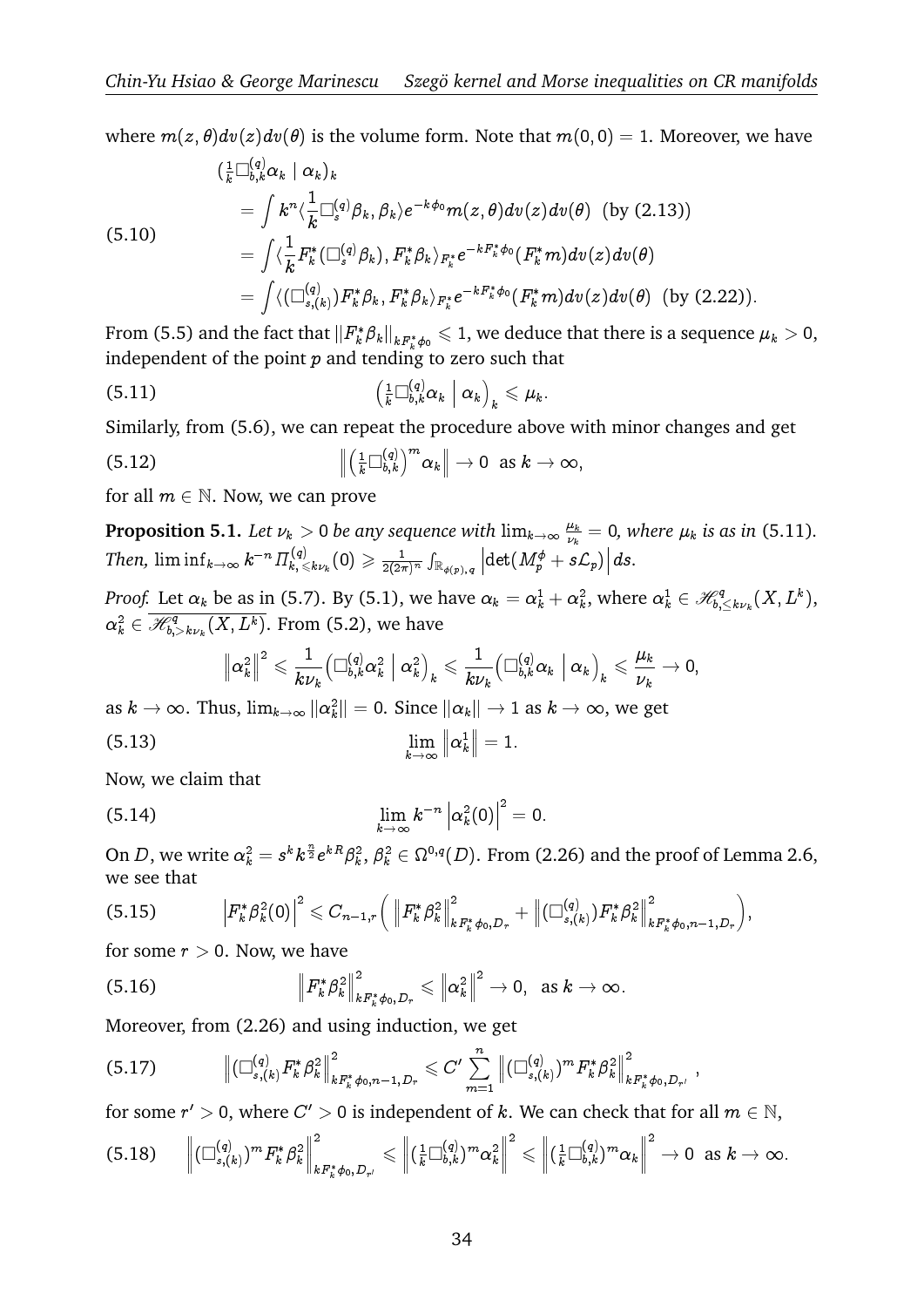where $m(z,\theta)dv(z)dv(\theta)$ is the volume form. Note that $m(0,0)=1$. Moreover, we have

$$
\begin{aligned}
&(\tfrac{1}{k}\Box^{(q)}_{b,k}\alpha_k \mid \alpha_k)_k \\
&= \int k^n \langle \frac{1}{k}\Box^{(q)}_s \beta_k, \beta_k\rangle e^{-k\phi_0} m(z,\theta)dv(z)dv(\theta) \ \ \text{(by (2.13))} \\
&= \int \langle \frac{1}{k}F^*_k(\Box^{(q)}_s\beta_k), F^*_k\beta_k\rangle_{F^*_k} e^{-kF^*_k\phi_0}(F^*_k m)dv(z)dv(\theta) \\
&= \int \langle (\Box^{(q)}_{s,(k)})F^*_k\beta_k, F^*_k\beta_k\rangle_{F^*_k} e^{-kF^*_k\phi_0}(F^*_k m)dv(z)dv(\theta) \ \ \text{(by (2.22))}.
\end{aligned}
\tag{5.10}
$$

From (5.5) and the fact that $\|F^*_k\beta_k\|_{kF^*_k\phi_0} \leqslant 1$, we deduce that there is a sequence $\mu_k > 0$, independent of the point $p$ and tending to zero such that

$$
\left(\tfrac{1}{k}\Box^{(q)}_{b,k}\alpha_k \;\middle|\; \alpha_k\right)_k \leqslant \mu_k. \tag{5.11}
$$

Similarly, from (5.6), we can repeat the procedure above with minor changes and get

$$
\left\| \left(\tfrac{1}{k}\Box^{(q)}_{b,k}\right)^m \alpha_k \right\| \to 0 \ \text{ as } k \to \infty, \tag{5.12}
$$

for all $m \in \mathbb{N}$. Now, we can prove

**Proposition 5.1.** *Let $\nu_k > 0$ be any sequence with $\lim_{k\to\infty}\frac{\mu_k}{\nu_k} = 0$, where $\mu_k$ is as in* (5.11)*. Then,* $\liminf_{k\to\infty} k^{-n}\Pi^{(q)}_{k,\leqslant k\nu_k}(0) \geqslant \frac{1}{2(2\pi)^n}\int_{\mathbb{R}_{\phi(p),q}} \left|\det(M^\phi_p + s\mathcal{L}_p)\right| ds$.

*Proof.* Let $\alpha_k$ be as in (5.7). By (5.1), we have $\alpha_k = \alpha^1_k + \alpha^2_k$, where $\alpha^1_k \in \mathscr{H}^q_{b,\leq k\nu_k}(X,L^k)$, $\alpha^2_k \in \overline{\mathscr{H}^q_{b,>k\nu_k}(X,L^k)}$. From (5.2), we have

$$
\left\|\alpha^2_k\right\|^2 \leqslant \frac{1}{k\nu_k}\left(\Box^{(q)}_{b,k}\alpha^2_k \;\middle|\; \alpha^2_k\right)_k \leqslant \frac{1}{k\nu_k}\left(\Box^{(q)}_{b,k}\alpha_k \;\middle|\; \alpha_k\right)_k \leqslant \frac{\mu_k}{\nu_k} \to 0,
$$

as $k \to \infty$. Thus, $\lim_{k\to\infty}\|\alpha^2_k\| = 0$. Since $\|\alpha_k\| \to 1$ as $k \to \infty$, we get

$$
\lim_{k\to\infty}\left\|\alpha^1_k\right\| = 1. \tag{5.13}
$$

Now, we claim that

$$
\lim_{k\to\infty} k^{-n}\left|\alpha^2_k(0)\right|^2 = 0. \tag{5.14}
$$

On $D$, we write $\alpha^2_k = s^k k^{\frac{n}{2}} e^{kR}\beta^2_k$, $\beta^2_k \in \Omega^{0,q}(D)$. From (2.26) and the proof of Lemma 2.6, we see that

$$
\left|F^*_k\beta^2_k(0)\right|^2 \leqslant C_{n-1,r}\left( \left\|F^*_k\beta^2_k\right\|^2_{kF^*_k\phi_0,D_r} + \left\|(\Box^{(q)}_{s,(k)})F^*_k\beta^2_k\right\|^2_{kF^*_k\phi_0,n-1,D_r}\right), \tag{5.15}
$$

for some $r > 0$. Now, we have

$$
\left\|F^*_k\beta^2_k\right\|^2_{kF^*_k\phi_0,D_r} \leqslant \left\|\alpha^2_k\right\|^2 \to 0, \ \text{ as } k \to \infty. \tag{5.16}
$$

Moreover, from (2.26) and using induction, we get

$$
\left\|(\Box^{(q)}_{s,(k)})F^*_k\beta^2_k\right\|^2_{kF^*_k\phi_0,n-1,D_r} \leqslant C'\sum_{m=1}^{n}\left\|(\Box^{(q)}_{s,(k)})^m F^*_k\beta^2_k\right\|^2_{kF^*_k\phi_0,D_{r'}}, \tag{5.17}
$$

for some $r' > 0$, where $C' > 0$ is independent of $k$. We can check that for all $m \in \mathbb{N}$,

$$
\left\|(\Box^{(q)}_{s,(k)})^m F^*_k\beta^2_k\right\|^2_{kF^*_k\phi_0,D_{r'}} \leqslant \left\|(\tfrac{1}{k}\Box^{(q)}_{b,k})^m\alpha^2_k\right\|^2 \leqslant \left\|(\tfrac{1}{k}\Box^{(q)}_{b,k})^m\alpha_k\right\|^2 \to 0 \ \text{ as } k \to \infty. \tag{5.18}
$$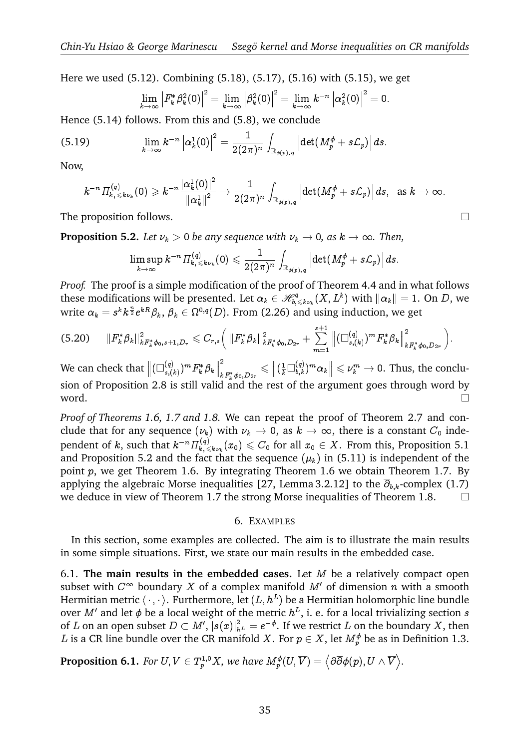Here we used (5.12). Combining (5.18), (5.17), (5.16) with (5.15), we get

$$\lim_{k\to\infty}\left|F_k^*\beta_k^2(0)\right|^2=\lim_{k\to\infty}\left|\beta_k^2(0)\right|^2=\lim_{k\to\infty}k^{-n}\left|\alpha_k^2(0)\right|^2=0.$$

Hence (5.14) follows. From this and (5.8), we conclude

$$\lim_{k\to\infty}k^{-n}\left|\alpha_k^1(0)\right|^2=\frac{1}{2(2\pi)^n}\int_{\mathbb{R}_{\phi(p),q}}\left|\det(M_p^\phi+s\mathcal{L}_p)\right|ds. \tag{5.19}$$

Now,

$$k^{-n}\Pi_{k,\leqslant k\nu_k}^{(q)}(0)\geqslant k^{-n}\frac{\left|\alpha_k^1(0)\right|^2}{\|\alpha_k^1\|^2}\to\frac{1}{2(2\pi)^n}\int_{\mathbb{R}_{\phi(p),q}}\left|\det(M_p^\phi+s\mathcal{L}_p)\right|ds,\ \text{ as } k\to\infty.$$

The proposition follows. $\square$

**Proposition 5.2.** *Let $\nu_k>0$ be any sequence with $\nu_k\to 0$, as $k\to\infty$. Then,*

$$\limsup_{k\to\infty}k^{-n}\Pi_{k,\leqslant k\nu_k}^{(q)}(0)\leqslant\frac{1}{2(2\pi)^n}\int_{\mathbb{R}_{\phi(p),q}}\left|\det(M_p^\phi+s\mathcal{L}_p)\right|ds.$$

*Proof.* The proof is a simple modification of the proof of Theorem 4.4 and in what follows these modifications will be presented. Let $\alpha_k\in\mathscr{H}^q_{b,\leqslant k\nu_k}(X,L^k)$ with $\|\alpha_k\|=1$. On $D$, we write $\alpha_k=s^kk^{\frac{n}{2}}e^{kR}\beta_k$, $\beta_k\in\Omega^{0,q}(D)$. From (2.26) and using induction, we get

$$\|F_k^*\beta_k\|^2_{kF_k^*\phi_0,s+1,D_r}\leqslant C_{r,s}\Big(\|F_k^*\beta_k\|^2_{kF_k^*\phi_0,D_{2r}}+\sum_{m=1}^{s+1}\left\|(\Box^{(q)}_{s,(k)})^mF_k^*\beta_k\right\|^2_{kF_k^*\phi_0,D_{2r}}\Big). \tag{5.20}$$

We can check that $\left\|(\Box^{(q)}_{s,(k)})^mF_k^*\beta_k\right\|^2_{kF_k^*\phi_0,D_{2r}}\leqslant\left\|(\frac{1}{k}\Box^{(q)}_{b,k})^m\alpha_k\right\|\leqslant\nu_k^m\to 0$. Thus, the conclusion of Proposition 2.8 is still valid and the rest of the argument goes through word by word. $\square$

*Proof of Theorems 1.6, 1.7 and 1.8.* We can repeat the proof of Theorem 2.7 and conclude that for any sequence $(\nu_k)$ with $\nu_k\to 0$, as $k\to\infty$, there is a constant $C_0$ independent of $k$, such that $k^{-n}\Pi^{(q)}_{k,\leqslant k\nu_k}(x_0)\leqslant C_0$ for all $x_0\in X$. From this, Proposition 5.1 and Proposition 5.2 and the fact that the sequence $(\mu_k)$ in (5.11) is independent of the point $p$, we get Theorem 1.6. By integrating Theorem 1.6 we obtain Theorem 1.7. By applying the algebraic Morse inequalities [27, Lemma 3.2.12] to the $\overline{\partial}_{b,k}$-complex (1.7) we deduce in view of Theorem 1.7 the strong Morse inequalities of Theorem 1.8. $\square$

## 6. EXAMPLES

In this section, some examples are collected. The aim is to illustrate the main results in some simple situations. First, we state our main results in the embedded case.

6.1. **The main results in the embedded cases.** Let $M$ be a relatively compact open subset with $C^\infty$ boundary $X$ of a complex manifold $M'$ of dimension $n$ with a smooth Hermitian metric $\langle\,\cdot\,,\cdot\,\rangle$. Furthermore, let $(L,h^L)$ be a Hermitian holomorphic line bundle over $M'$ and let $\phi$ be a local weight of the metric $h^L$, i. e. for a local trivializing section $s$ of $L$ on an open subset $D\subset M'$, $|s(x)|^2_{h^L}=e^{-\phi}$. If we restrict $L$ on the boundary $X$, then $L$ is a CR line bundle over the CR manifold $X$. For $p\in X$, let $M_p^\phi$ be as in Definition 1.3.

**Proposition 6.1.** *For $U,V\in T^{1,0}_pX$, we have $M_p^\phi(U,\overline{V})=\left\langle\partial\overline{\partial}\phi(p),U\wedge\overline{V}\right\rangle$.*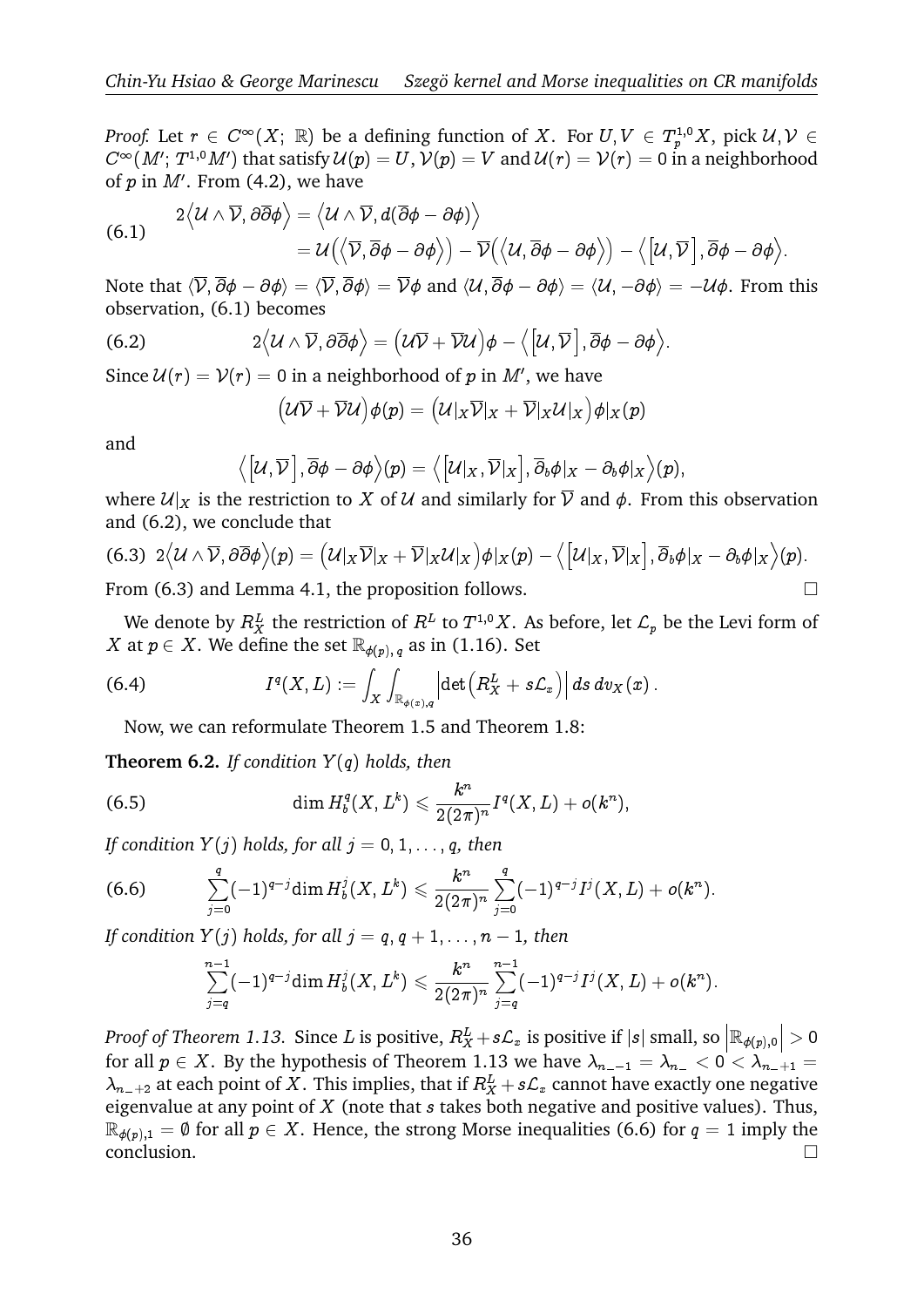*Proof.* Let $r \in C^\infty(X;\, \mathbb{R})$ be a defining function of $X$. For $U, V \in T^{1,0}_p X$, pick $\mathcal{U}, \mathcal{V} \in C^\infty(M';\, T^{1,0}M')$ that satisfy $\mathcal{U}(p) = U$, $\mathcal{V}(p) = V$ and $\mathcal{U}(r) = \mathcal{V}(r) = 0$ in a neighborhood of $p$ in $M'$. From (4.2), we have

$$
\begin{aligned}
2\left\langle \mathcal{U}\wedge\overline{\mathcal{V}}, \partial\overline{\partial}\phi\right\rangle &= \left\langle \mathcal{U}\wedge\overline{\mathcal{V}}, d(\overline{\partial}\phi - \partial\phi)\right\rangle \\
&= \mathcal{U}\Big(\left\langle \overline{\mathcal{V}}, \overline{\partial}\phi - \partial\phi\right\rangle\Big) - \overline{\mathcal{V}}\Big(\left\langle \mathcal{U}, \overline{\partial}\phi - \partial\phi\right\rangle\Big) - \left\langle \left[\mathcal{U}, \overline{\mathcal{V}}\right], \overline{\partial}\phi - \partial\phi\right\rangle.
\end{aligned}
\tag{6.1}
$$

Note that $\langle \overline{\mathcal{V}}, \overline{\partial}\phi - \partial\phi\rangle = \langle \overline{\mathcal{V}}, \overline{\partial}\phi\rangle = \overline{\mathcal{V}}\phi$ and $\langle \mathcal{U}, \overline{\partial}\phi - \partial\phi\rangle = \langle \mathcal{U}, -\partial\phi\rangle = -\mathcal{U}\phi$. From this observation, (6.1) becomes

$$
2\left\langle \mathcal{U}\wedge\overline{\mathcal{V}}, \partial\overline{\partial}\phi\right\rangle = \left(\mathcal{U}\overline{\mathcal{V}} + \overline{\mathcal{V}}\mathcal{U}\right)\phi - \left\langle \left[\mathcal{U}, \overline{\mathcal{V}}\right], \overline{\partial}\phi - \partial\phi\right\rangle.
\tag{6.2}
$$

Since $\mathcal{U}(r) = \mathcal{V}(r) = 0$ in a neighborhood of $p$ in $M'$, we have

$$
\left(\mathcal{U}\overline{\mathcal{V}} + \overline{\mathcal{V}}\mathcal{U}\right)\phi(p) = \left(\mathcal{U}|_X\overline{\mathcal{V}}|_X + \overline{\mathcal{V}}|_X\mathcal{U}|_X\right)\phi|_X(p)
$$

and

$$
\left\langle \left[\mathcal{U}, \overline{\mathcal{V}}\right], \overline{\partial}\phi - \partial\phi\right\rangle(p) = \left\langle \left[\mathcal{U}|_X, \overline{\mathcal{V}}|_X\right], \overline{\partial}_b\phi|_X - \partial_b\phi|_X\right\rangle(p),
$$

where $\mathcal{U}|_X$ is the restriction to $X$ of $\mathcal{U}$ and similarly for $\overline{\mathcal{V}}$ and $\phi$. From this observation and (6.2), we conclude that

$$
2\left\langle \mathcal{U}\wedge\overline{\mathcal{V}}, \partial\overline{\partial}\phi\right\rangle(p) = \left(\mathcal{U}|_X\overline{\mathcal{V}}|_X + \overline{\mathcal{V}}|_X\mathcal{U}|_X\right)\phi|_X(p) - \left\langle \left[\mathcal{U}|_X, \overline{\mathcal{V}}|_X\right], \overline{\partial}_b\phi|_X - \partial_b\phi|_X\right\rangle(p).
\tag{6.3}
$$

From (6.3) and Lemma 4.1, the proposition follows. $\square$

We denote by $R^L_X$ the restriction of $R^L$ to $T^{1,0}X$. As before, let $\mathcal{L}_p$ be the Levi form of $X$ at $p \in X$. We define the set $\mathbb{R}_{\phi(p),\,q}$ as in (1.16). Set

$$
I^q(X, L) := \int_X \int_{\mathbb{R}_{\phi(x),q}} \left|\det\left(R^L_X + s\mathcal{L}_x\right)\right| ds\, dv_X(x)\,.
\tag{6.4}
$$

Now, we can reformulate Theorem 1.5 and Theorem 1.8:

**Theorem 6.2.** *If condition $Y(q)$ holds, then*

$$
\dim H^q_b(X, L^k) \leqslant \frac{k^n}{2(2\pi)^n} I^q(X, L) + o(k^n),
\tag{6.5}
$$

*If condition $Y(j)$ holds, for all $j = 0, 1, \ldots, q$, then*

$$
\sum_{j=0}^{q} (-1)^{q-j} \dim H^j_b(X, L^k) \leqslant \frac{k^n}{2(2\pi)^n} \sum_{j=0}^{q} (-1)^{q-j} I^j(X, L) + o(k^n).
\tag{6.6}
$$

*If condition $Y(j)$ holds, for all $j = q, q+1, \ldots, n-1$, then*

$$
\sum_{j=q}^{n-1} (-1)^{q-j} \dim H^j_b(X, L^k) \leqslant \frac{k^n}{2(2\pi)^n} \sum_{j=q}^{n-1} (-1)^{q-j} I^j(X, L) + o(k^n).
$$

*Proof of Theorem 1.13.* Since $L$ is positive, $R^L_X + s\mathcal{L}_x$ is positive if $|s|$ small, so $\left|\mathbb{R}_{\phi(p),0}\right| > 0$ for all $p \in X$. By the hypothesis of Theorem 1.13 we have $\lambda_{n_- -1} = \lambda_{n_-} < 0 < \lambda_{n_- +1} = \lambda_{n_- +2}$ at each point of $X$. This implies, that if $R^L_X + s\mathcal{L}_x$ cannot have exactly one negative eigenvalue at any point of $X$ (note that $s$ takes both negative and positive values). Thus, $\mathbb{R}_{\phi(p),1} = \emptyset$ for all $p \in X$. Hence, the strong Morse inequalities (6.6) for $q = 1$ imply the conclusion. $\square$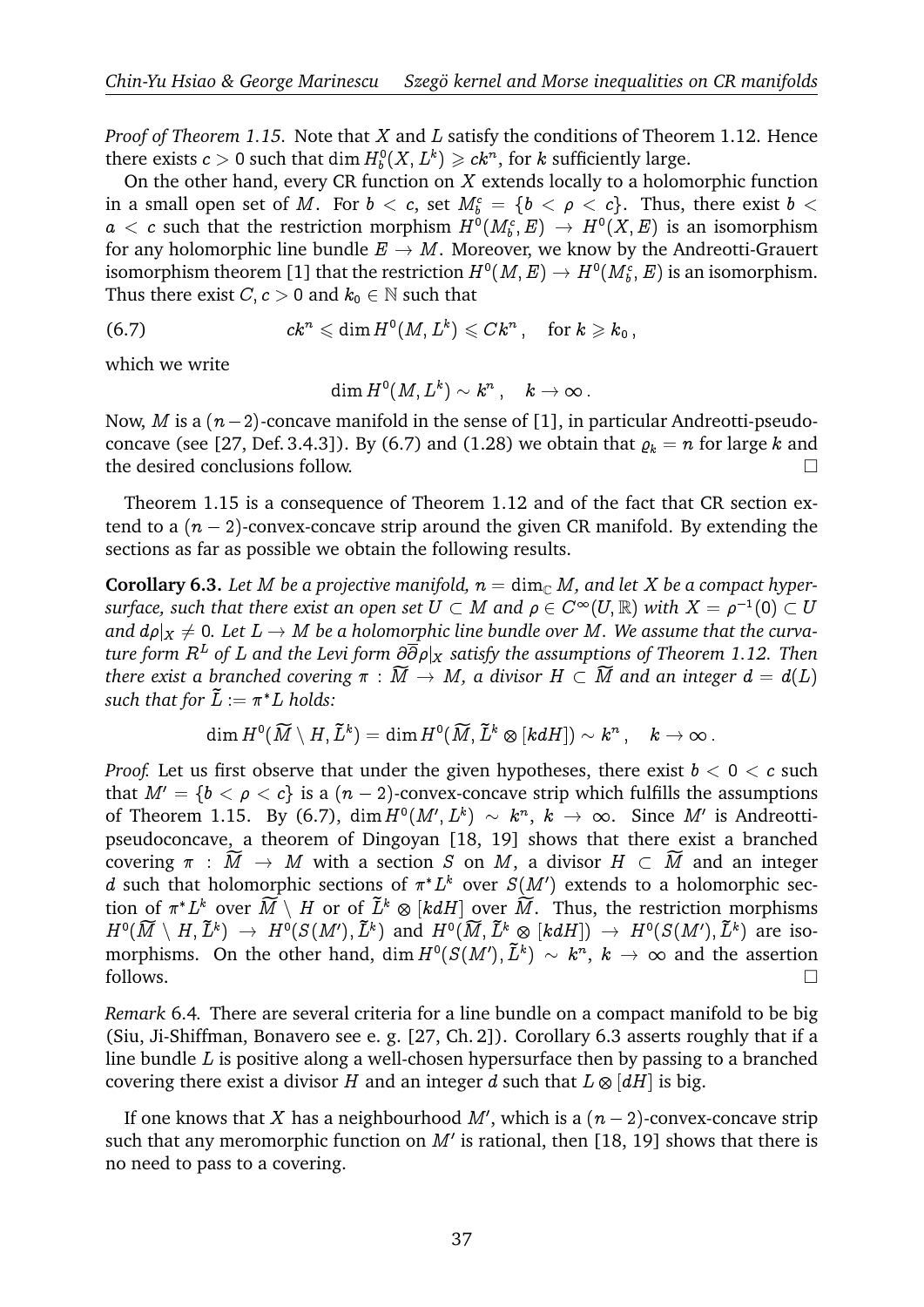*Proof of Theorem 1.15.* Note that $X$ and $L$ satisfy the conditions of Theorem 1.12. Hence there exists $c > 0$ such that $\dim H^0_b(X, L^k) \geqslant ck^n$, for $k$ sufficiently large.

On the other hand, every CR function on $X$ extends locally to a holomorphic function in a small open set of $M$. For $b < c$, set $M^c_b = \{b < \rho < c\}$. Thus, there exist $b < a < c$ such that the restriction morphism $H^0(M^c_b, E) \to H^0(X, E)$ is an isomorphism for any holomorphic line bundle $E \to M$. Moreover, we know by the Andreotti-Grauert isomorphism theorem [1] that the restriction $H^0(M, E) \to H^0(M^c_b, E)$ is an isomorphism. Thus there exist $C, c > 0$ and $k_0 \in \mathbb{N}$ such that

$$ck^n \leqslant \dim H^0(M, L^k) \leqslant Ck^n\,, \quad \text{for } k \geqslant k_0\,, \tag{6.7}$$

which we write

$$\dim H^0(M, L^k) \sim k^n\,, \quad k \to \infty\,.$$

Now, $M$ is a $(n-2)$-concave manifold in the sense of [1], in particular Andreotti-pseudoconcave (see [27, Def. 3.4.3]). By (6.7) and (1.28) we obtain that $\varrho_k = n$ for large $k$ and the desired conclusions follow. $\square$

Theorem 1.15 is a consequence of Theorem 1.12 and of the fact that CR section extend to a $(n-2)$-convex-concave strip around the given CR manifold. By extending the sections as far as possible we obtain the following results.

**Corollary 6.3.** *Let $M$ be a projective manifold, $n = \dim_{\mathbb{C}} M$, and let $X$ be a compact hypersurface, such that there exist an open set $U \subset M$ and $\rho \in C^\infty(U, \mathbb{R})$ with $X = \rho^{-1}(0) \subset U$ and $d\rho|_X \neq 0$. Let $L \to M$ be a holomorphic line bundle over $M$. We assume that the curvature form $R^L$ of $L$ and the Levi form $\partial\overline{\partial}\rho|_X$ satisfy the assumptions of Theorem 1.12. Then there exist a branched covering $\pi : \widetilde{M} \to M$, a divisor $H \subset \widetilde{M}$ and an integer $d = d(L)$ such that for $\widetilde{L} := \pi^* L$ holds:*

$$\dim H^0(\widetilde{M} \setminus H, \widetilde{L}^k) = \dim H^0(\widetilde{M}, \widetilde{L}^k \otimes [kdH]) \sim k^n\,, \quad k \to \infty\,.$$

*Proof.* Let us first observe that under the given hypotheses, there exist $b < 0 < c$ such that $M' = \{b < \rho < c\}$ is a $(n-2)$-convex-concave strip which fulfills the assumptions of Theorem 1.15. By (6.7), $\dim H^0(M', L^k) \sim k^n$, $k \to \infty$. Since $M'$ is Andreotti-pseudoconcave, a theorem of Dingoyan [18, 19] shows that there exist a branched covering $\pi : \widetilde{M} \to M$ with a section $S$ on $M$, a divisor $H \subset \widetilde{M}$ and an integer $d$ such that holomorphic sections of $\pi^* L^k$ over $S(M')$ extends to a holomorphic section of $\pi^* L^k$ over $\widetilde{M} \setminus H$ or of $\widetilde{L}^k \otimes [kdH]$ over $\widetilde{M}$. Thus, the restriction morphisms $H^0(\widetilde{M} \setminus H, \widetilde{L}^k) \to H^0(S(M'), \widetilde{L}^k)$ and $H^0(\widetilde{M}, \widetilde{L}^k \otimes [kdH]) \to H^0(S(M'), \widetilde{L}^k)$ are isomorphisms. On the other hand, $\dim H^0(S(M'), \widetilde{L}^k) \sim k^n$, $k \to \infty$ and the assertion follows. $\square$

*Remark* 6.4. There are several criteria for a line bundle on a compact manifold to be big (Siu, Ji-Shiffman, Bonavero see e. g. [27, Ch. 2]). Corollary 6.3 asserts roughly that if a line bundle $L$ is positive along a well-chosen hypersurface then by passing to a branched covering there exist a divisor $H$ and an integer $d$ such that $L \otimes [dH]$ is big.

If one knows that $X$ has a neighbourhood $M'$, which is a $(n-2)$-convex-concave strip such that any meromorphic function on $M'$ is rational, then [18, 19] shows that there is no need to pass to a covering.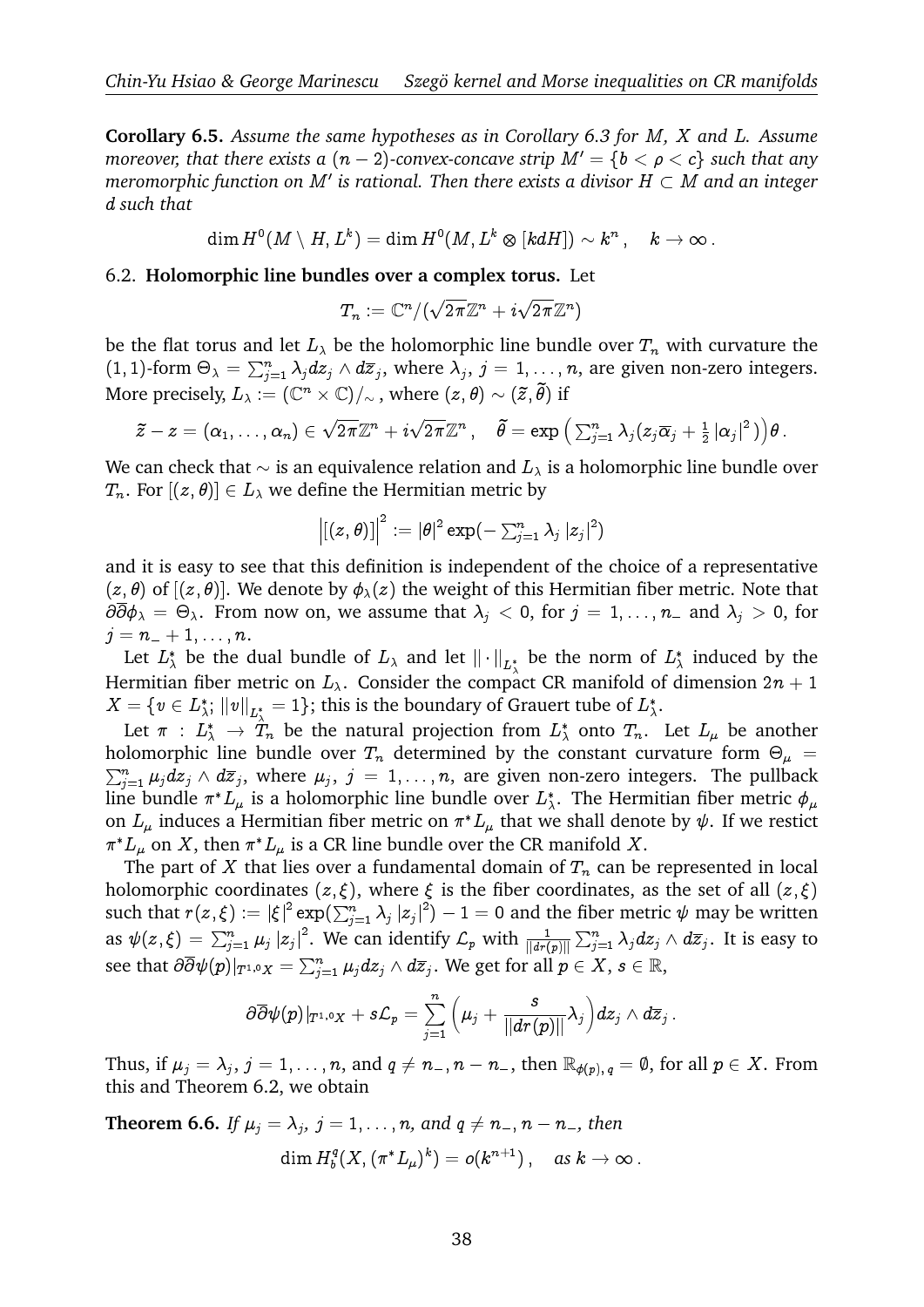**Corollary 6.5.** *Assume the same hypotheses as in Corollary 6.3 for $M$, $X$ and $L$. Assume moreover, that there exists a $(n-2)$-convex-concave strip $M' = \{b < \rho < c\}$ such that any meromorphic function on $M'$ is rational. Then there exists a divisor $H \subset M$ and an integer $d$ such that*

$$\dim H^0(M \setminus H, L^k) = \dim H^0(M, L^k \otimes [kdH]) \sim k^n\,, \quad k \to \infty\,.$$

6.2. **Holomorphic line bundles over a complex torus.** Let

$$T_n := \mathbb{C}^n/(\sqrt{2\pi}\mathbb{Z}^n + i\sqrt{2\pi}\mathbb{Z}^n)$$

be the flat torus and let $L_\lambda$ be the holomorphic line bundle over $T_n$ with curvature the $(1,1)$-form $\Theta_\lambda = \sum_{j=1}^n \lambda_j dz_j \wedge d\overline{z}_j$, where $\lambda_j$, $j = 1, \dots, n$, are given non-zero integers. More precisely, $L_\lambda := (\mathbb{C}^n \times \mathbb{C})/_\sim$, where $(z, \theta) \sim (\widetilde{z}, \widetilde{\theta})$ if

$$\widetilde{z} - z = (\alpha_1, \dots, \alpha_n) \in \sqrt{2\pi}\mathbb{Z}^n + i\sqrt{2\pi}\mathbb{Z}^n\,, \quad \widetilde{\theta} = \exp\Big(\textstyle\sum_{j=1}^n \lambda_j(z_j\overline{\alpha}_j + \frac{1}{2}\left|\alpha_j\right|^2)\Big)\theta\,.$$

We can check that $\sim$ is an equivalence relation and $L_\lambda$ is a holomorphic line bundle over $T_n$. For $[(z,\theta)] \in L_\lambda$ we define the Hermitian metric by

$$\Big|[(z,\theta)]\Big|^2 := |\theta|^2 \exp(-\textstyle\sum_{j=1}^n \lambda_j \left|z_j\right|^2)$$

and it is easy to see that this definition is independent of the choice of a representative $(z,\theta)$ of $[(z,\theta)]$. We denote by $\phi_\lambda(z)$ the weight of this Hermitian fiber metric. Note that $\partial\overline{\partial}\phi_\lambda = \Theta_\lambda$. From now on, we assume that $\lambda_j < 0$, for $j = 1, \dots, n_-$ and $\lambda_j > 0$, for $j = n_- + 1, \dots, n$.

Let $L^*_\lambda$ be the dual bundle of $L_\lambda$ and let $\|\cdot\|_{L^*_\lambda}$ be the norm of $L^*_\lambda$ induced by the Hermitian fiber metric on $L_\lambda$. Consider the compact CR manifold of dimension $2n+1$ $X = \{v \in L^*_\lambda;\ \|v\|_{L^*_\lambda} = 1\}$; this is the boundary of Grauert tube of $L^*_\lambda$.

Let $\pi : L^*_\lambda \to T_n$ be the natural projection from $L^*_\lambda$ onto $T_n$. Let $L_\mu$ be another holomorphic line bundle over $T_n$ determined by the constant curvature form $\Theta_\mu = \sum_{j=1}^n \mu_j dz_j \wedge d\overline{z}_j$, where $\mu_j$, $j = 1, \dots, n$, are given non-zero integers. The pullback line bundle $\pi^* L_\mu$ is a holomorphic line bundle over $L^*_\lambda$. The Hermitian fiber metric $\phi_\mu$ on $L_\mu$ induces a Hermitian fiber metric on $\pi^* L_\mu$ that we shall denote by $\psi$. If we restict $\pi^* L_\mu$ on $X$, then $\pi^* L_\mu$ is a CR line bundle over the CR manifold $X$.

The part of $X$ that lies over a fundamental domain of $T_n$ can be represented in local holomorphic coordinates $(z,\xi)$, where $\xi$ is the fiber coordinates, as the set of all $(z,\xi)$ such that $r(z,\xi) := \left|\xi\right|^2 \exp(\sum_{j=1}^n \lambda_j \left|z_j\right|^2) - 1 = 0$ and the fiber metric $\psi$ may be written as $\psi(z,\xi) = \sum_{j=1}^n \mu_j \left|z_j\right|^2$. We can identify $\mathcal{L}_p$ with $\frac{1}{\|dr(p)\|}\sum_{j=1}^n \lambda_j dz_j \wedge d\overline{z}_j$. It is easy to see that $\partial\overline{\partial}\psi(p)|_{T^{1,0}X} = \sum_{j=1}^n \mu_j dz_j \wedge d\overline{z}_j$. We get for all $p \in X$, $s \in \mathbb{R}$,

$$\partial\overline{\partial}\psi(p)|_{T^{1,0}X} + s\mathcal{L}_p = \sum_{j=1}^n \Big(\mu_j + \frac{s}{\|dr(p)\|}\lambda_j\Big) dz_j \wedge d\overline{z}_j\,.$$

Thus, if $\mu_j = \lambda_j$, $j = 1, \dots, n$, and $q \neq n_-, n - n_-$, then $\mathbb{R}_{\phi(p),\,q} = \emptyset$, for all $p \in X$. From this and Theorem 6.2, we obtain

**Theorem 6.6.** *If $\mu_j = \lambda_j$, $j = 1, \dots, n$, and $q \neq n_-, n - n_-$, then*

$$\dim H^q_b(X, (\pi^* L_\mu)^k) = o(k^{n+1})\,, \quad \textit{as } k \to \infty\,.$$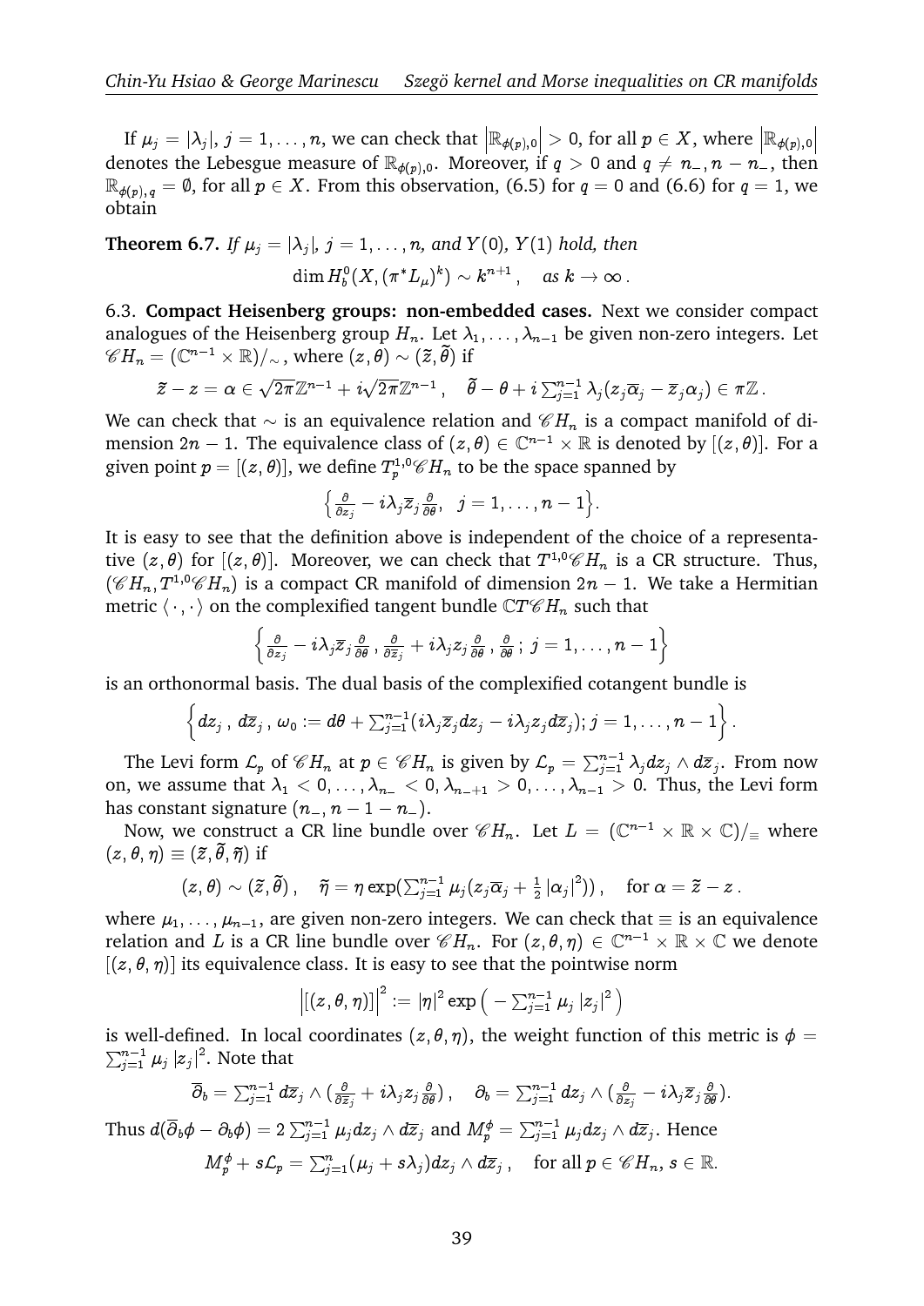If $\mu_j = |\lambda_j|$, $j = 1, \ldots, n$, we can check that $\left|\mathbb{R}_{\phi(p),0}\right| > 0$, for all $p \in X$, where $\left|\mathbb{R}_{\phi(p),0}\right|$ denotes the Lebesgue measure of $\mathbb{R}_{\phi(p),0}$. Moreover, if $q > 0$ and $q \neq n_-, n - n_-$, then $\mathbb{R}_{\phi(p),q} = \emptyset$, for all $p \in X$. From this observation, (6.5) for $q = 0$ and (6.6) for $q = 1$, we obtain

**Theorem 6.7.** *If $\mu_j = |\lambda_j|$, $j = 1, \ldots, n$, and $Y(0)$, $Y(1)$ hold, then*

$$\dim H^0_b(X, (\pi^* L_\mu)^k) \sim k^{n+1}, \quad \text{as } k \to \infty.$$

6.3. **Compact Heisenberg groups: non-embedded cases.** Next we consider compact analogues of the Heisenberg group $H_n$. Let $\lambda_1, \ldots, \lambda_{n-1}$ be given non-zero integers. Let $\mathscr{C}H_n = (\mathbb{C}^{n-1} \times \mathbb{R})/_\sim$, where $(z, \theta) \sim (\widetilde{z}, \widetilde{\theta})$ if

$$\widetilde{z} - z = \alpha \in \sqrt{2\pi}\mathbb{Z}^{n-1} + i\sqrt{2\pi}\mathbb{Z}^{n-1}, \quad \widetilde{\theta} - \theta + i\sum_{j=1}^{n-1} \lambda_j (z_j \overline{\alpha}_j - \overline{z}_j \alpha_j) \in \pi\mathbb{Z}.$$

We can check that $\sim$ is an equivalence relation and $\mathscr{C}H_n$ is a compact manifold of dimension $2n - 1$. The equivalence class of $(z, \theta) \in \mathbb{C}^{n-1} \times \mathbb{R}$ is denoted by $[(z, \theta)]$. For a given point $p = [(z, \theta)]$, we define $T^{1,0}_p \mathscr{C}H_n$ to be the space spanned by

$$\left\{ \tfrac{\partial}{\partial z_j} - i\lambda_j \overline{z}_j \tfrac{\partial}{\partial \theta}, \ \ j = 1, \ldots, n-1 \right\}.$$

It is easy to see that the definition above is independent of the choice of a representative $(z, \theta)$ for $[(z, \theta)]$. Moreover, we can check that $T^{1,0}\mathscr{C}H_n$ is a CR structure. Thus, $(\mathscr{C}H_n, T^{1,0}\mathscr{C}H_n)$ is a compact CR manifold of dimension $2n - 1$. We take a Hermitian metric $\langle \cdot, \cdot \rangle$ on the complexified tangent bundle $\mathbb{C}T\mathscr{C}H_n$ such that

$$\left\{ \tfrac{\partial}{\partial z_j} - i\lambda_j \overline{z}_j \tfrac{\partial}{\partial \theta}, \tfrac{\partial}{\partial \overline{z}_j} + i\lambda_j z_j \tfrac{\partial}{\partial \theta}, \tfrac{\partial}{\partial \theta}; \ j = 1, \ldots, n-1 \right\}$$

is an orthonormal basis. The dual basis of the complexified cotangent bundle is

$$\left\{ dz_j, \, d\overline{z}_j, \, \omega_0 := d\theta + \sum_{j=1}^{n-1} (i\lambda_j \overline{z}_j dz_j - i\lambda_j z_j d\overline{z}_j); j = 1, \ldots, n-1 \right\}.$$

The Levi form $\mathcal{L}_p$ of $\mathscr{C}H_n$ at $p \in \mathscr{C}H_n$ is given by $\mathcal{L}_p = \sum_{j=1}^{n-1} \lambda_j dz_j \wedge d\overline{z}_j$. From now on, we assume that $\lambda_1 < 0, \ldots, \lambda_{n_-} < 0, \lambda_{n_-+1} > 0, \ldots, \lambda_{n-1} > 0$. Thus, the Levi form has constant signature $(n_-, n - 1 - n_-)$.

Now, we construct a CR line bundle over $\mathscr{C}H_n$. Let $L = (\mathbb{C}^{n-1} \times \mathbb{R} \times \mathbb{C})/_\equiv$ where $(z, \theta, \eta) \equiv (\widetilde{z}, \widetilde{\theta}, \widetilde{\eta})$ if

$$(z, \theta) \sim (\widetilde{z}, \widetilde{\theta}), \quad \widetilde{\eta} = \eta \exp(\textstyle\sum_{j=1}^{n-1} \mu_j (z_j \overline{\alpha}_j + \frac{1}{2}|\alpha_j|^2)), \quad \text{for } \alpha = \widetilde{z} - z.$$

where $\mu_1, \ldots, \mu_{n-1}$, are given non-zero integers. We can check that $\equiv$ is an equivalence relation and $L$ is a CR line bundle over $\mathscr{C}H_n$. For $(z, \theta, \eta) \in \mathbb{C}^{n-1} \times \mathbb{R} \times \mathbb{C}$ we denote $[(z, \theta, \eta)]$ its equivalence class. It is easy to see that the pointwise norm

$$\left| [(z, \theta, \eta)] \right|^2 := |\eta|^2 \exp\left( - \textstyle\sum_{j=1}^{n-1} \mu_j |z_j|^2 \right)$$

is well-defined. In local coordinates $(z, \theta, \eta)$, the weight function of this metric is $\phi = \sum_{j=1}^{n-1} \mu_j |z_j|^2$. Note that

$$\overline{\partial}_b = \textstyle\sum_{j=1}^{n-1} d\overline{z}_j \wedge (\frac{\partial}{\partial \overline{z}_j} + i\lambda_j z_j \frac{\partial}{\partial \theta}), \quad \partial_b = \sum_{j=1}^{n-1} dz_j \wedge (\frac{\partial}{\partial z_j} - i\lambda_j \overline{z}_j \frac{\partial}{\partial \theta}).$$

Thus $d(\overline{\partial}_b \phi - \partial_b \phi) = 2\sum_{j=1}^{n-1} \mu_j dz_j \wedge d\overline{z}_j$ and $M^\phi_p = \sum_{j=1}^{n-1} \mu_j dz_j \wedge d\overline{z}_j$. Hence

$$M^\phi_p + s\mathcal{L}_p = \textstyle\sum_{j=1}^{n} (\mu_j + s\lambda_j) dz_j \wedge d\overline{z}_j, \quad \text{for all } p \in \mathscr{C}H_n, \, s \in \mathbb{R}.$$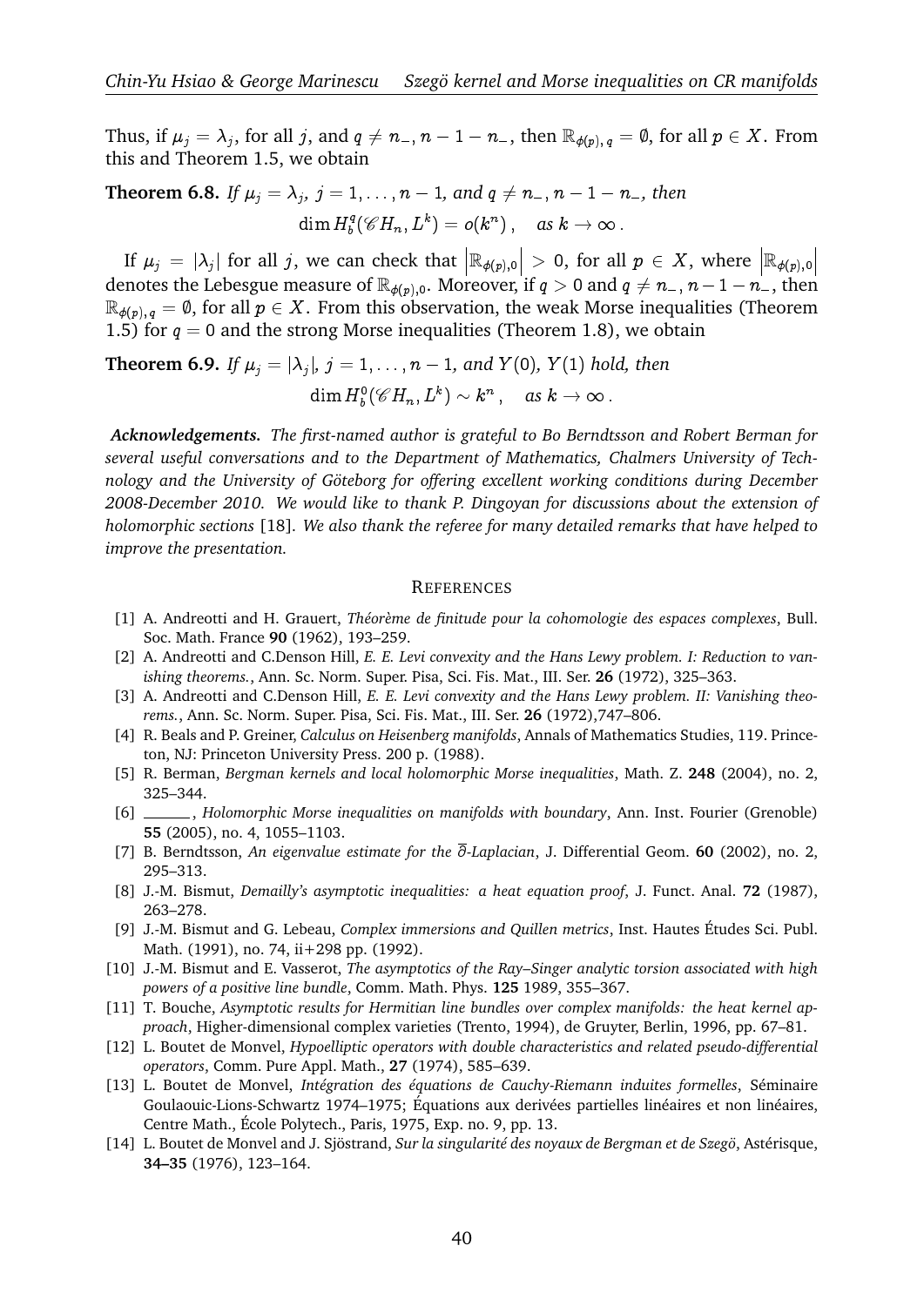Thus, if $\mu_j = \lambda_j$, for all $j$, and $q \neq n_-, n-1-n_-$, then $\mathbb{R}_{\phi(p),q} = \emptyset$, for all $p \in X$. From this and Theorem 1.5, we obtain

**Theorem 6.8.** *If $\mu_j = \lambda_j$, $j = 1, \ldots, n-1$, and $q \neq n_-, n-1-n_-$, then*

$$\dim H^q_b(\mathscr{C}H_n, L^k) = o(k^n)\,, \quad \textit{as } k \to \infty\,.$$

If $\mu_j = |\lambda_j|$ for all $j$, we can check that $\left|\mathbb{R}_{\phi(p),0}\right| > 0$, for all $p \in X$, where $\left|\mathbb{R}_{\phi(p),0}\right|$ denotes the Lebesgue measure of $\mathbb{R}_{\phi(p),0}$. Moreover, if $q > 0$ and $q \neq n_-, n-1-n_-$, then $\mathbb{R}_{\phi(p),q} = \emptyset$, for all $p \in X$. From this observation, the weak Morse inequalities (Theorem 1.5) for $q = 0$ and the strong Morse inequalities (Theorem 1.8), we obtain

**Theorem 6.9.** *If $\mu_j = |\lambda_j|$, $j = 1, \ldots, n-1$, and $Y(0)$, $Y(1)$ hold, then*

$$\dim H^0_b(\mathscr{C}H_n, L^k) \sim k^n\,, \quad \textit{as } k \to \infty\,.$$

***Acknowledgements.*** *The first-named author is grateful to Bo Berndtsson and Robert Berman for several useful conversations and to the Department of Mathematics, Chalmers University of Technology and the University of Göteborg for offering excellent working conditions during December 2008-December 2010. We would like to thank P. Dingoyan for discussions about the extension of holomorphic sections* [18]. *We also thank the referee for many detailed remarks that have helped to improve the presentation.*

## References

[1] A. Andreotti and H. Grauert, *Théorème de finitude pour la cohomologie des espaces complexes*, Bull. Soc. Math. France **90** (1962), 193–259.

[2] A. Andreotti and C.Denson Hill, *E. E. Levi convexity and the Hans Lewy problem. I: Reduction to vanishing theorems.*, Ann. Sc. Norm. Super. Pisa, Sci. Fis. Mat., III. Ser. **26** (1972), 325–363.

[3] A. Andreotti and C.Denson Hill, *E. E. Levi convexity and the Hans Lewy problem. II: Vanishing theorems.*, Ann. Sc. Norm. Super. Pisa, Sci. Fis. Mat., III. Ser. **26** (1972),747–806.

[4] R. Beals and P. Greiner, *Calculus on Heisenberg manifolds*, Annals of Mathematics Studies, 119. Princeton, NJ: Princeton University Press. 200 p. (1988).

[5] R. Berman, *Bergman kernels and local holomorphic Morse inequalities*, Math. Z. **248** (2004), no. 2, 325–344.

[6] ______, *Holomorphic Morse inequalities on manifolds with boundary*, Ann. Inst. Fourier (Grenoble) **55** (2005), no. 4, 1055–1103.

[7] B. Berndtsson, *An eigenvalue estimate for the $\overline{\partial}$-Laplacian*, J. Differential Geom. **60** (2002), no. 2, 295–313.

[8] J.-M. Bismut, *Demailly's asymptotic inequalities: a heat equation proof*, J. Funct. Anal. **72** (1987), 263–278.

[9] J.-M. Bismut and G. Lebeau, *Complex immersions and Quillen metrics*, Inst. Hautes Études Sci. Publ. Math. (1991), no. 74, ii+298 pp. (1992).

[10] J.-M. Bismut and E. Vasserot, *The asymptotics of the Ray–Singer analytic torsion associated with high powers of a positive line bundle*, Comm. Math. Phys. **125** 1989, 355–367.

[11] T. Bouche, *Asymptotic results for Hermitian line bundles over complex manifolds: the heat kernel approach*, Higher-dimensional complex varieties (Trento, 1994), de Gruyter, Berlin, 1996, pp. 67–81.

[12] L. Boutet de Monvel, *Hypoelliptic operators with double characteristics and related pseudo-differential operators*, Comm. Pure Appl. Math., **27** (1974), 585–639.

[13] L. Boutet de Monvel, *Intégration des équations de Cauchy-Riemann induites formelles*, Séminaire Goulaouic-Lions-Schwartz 1974–1975; Équations aux derivées partielles linéaires et non linéaires, Centre Math., École Polytech., Paris, 1975, Exp. no. 9, pp. 13.

[14] L. Boutet de Monvel and J. Sjöstrand, *Sur la singularité des noyaux de Bergman et de Szegö*, Astérisque, **34–35** (1976), 123–164.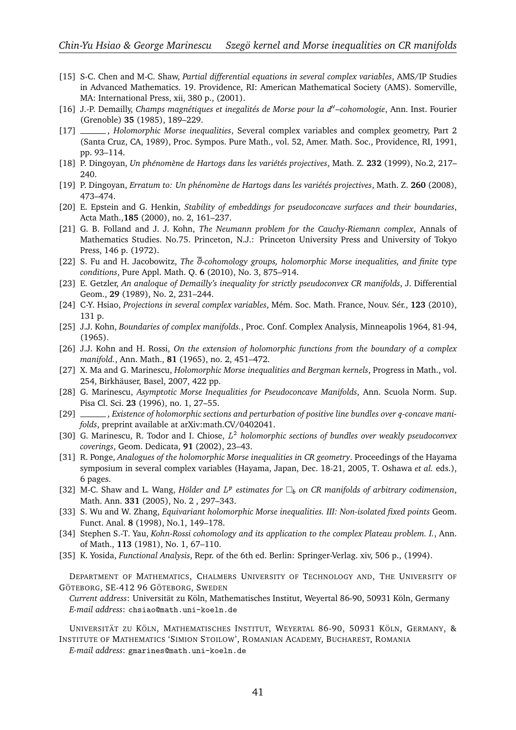[15] S-C. Chen and M-C. Shaw, *Partial differential equations in several complex variables*, AMS/IP Studies in Advanced Mathematics. 19. Providence, RI: American Mathematical Society (AMS). Somerville, MA: International Press, xii, 380 p., (2001).

[16] J.-P. Demailly, *Champs magnétiques et inegalités de Morse pour la $d''$–cohomologie*, Ann. Inst. Fourier (Grenoble) **35** (1985), 189–229.

[17] ______, *Holomorphic Morse inequalities*, Several complex variables and complex geometry, Part 2 (Santa Cruz, CA, 1989), Proc. Sympos. Pure Math., vol. 52, Amer. Math. Soc., Providence, RI, 1991, pp. 93–114.

[18] P. Dingoyan, *Un phénomène de Hartogs dans les variétés projectives*, Math. Z. **232** (1999), No.2, 217–240.

[19] P. Dingoyan, *Erratum to: Un phénomène de Hartogs dans les variétés projectives*, Math. Z. **260** (2008), 473–474.

[20] E. Epstein and G. Henkin, *Stability of embeddings for pseudoconcave surfaces and their boundaries*, Acta Math.,**185** (2000), no. 2, 161–237.

[21] G. B. Folland and J. J. Kohn, *The Neumann problem for the Cauchy-Riemann complex*, Annals of Mathematics Studies. No.75. Princeton, N.J.: Princeton University Press and University of Tokyo Press, 146 p. (1972).

[22] S. Fu and H. Jacobowitz, *The $\overline{\partial}$-cohomology groups, holomorphic Morse inequalities, and finite type conditions*, Pure Appl. Math. Q. **6** (2010), No. 3, 875–914.

[23] E. Getzler, *An analoque of Demailly's inequality for strictly pseudoconvex CR manifolds*, J. Differential Geom., **29** (1989), No. 2, 231–244.

[24] C-Y. Hsiao, *Projections in several complex variables*, Mém. Soc. Math. France, Nouv. Sér., **123** (2010), 131 p.

[25] J.J. Kohn, *Boundaries of complex manifolds.*, Proc. Conf. Complex Analysis, Minneapolis 1964, 81-94, (1965).

[26] J.J. Kohn and H. Rossi, *On the extension of holomorphic functions from the boundary of a complex manifold.*, Ann. Math., **81** (1965), no. 2, 451–472.

[27] X. Ma and G. Marinescu, *Holomorphic Morse inequalities and Bergman kernels*, Progress in Math., vol. 254, Birkhäuser, Basel, 2007, 422 pp.

[28] G. Marinescu, *Asymptotic Morse Inequalities for Pseudoconcave Manifolds*, Ann. Scuola Norm. Sup. Pisa Cl. Sci. **23** (1996), no. 1, 27–55.

[29] ______, *Existence of holomorphic sections and perturbation of positive line bundles over q-concave manifolds*, preprint available at arXiv:math.CV/0402041.

[30] G. Marinescu, R. Todor and I. Chiose, *$L^2$ holomorphic sections of bundles over weakly pseudoconvex coverings*, Geom. Dedicata, **91** (2002), 23–43.

[31] R. Ponge, *Analogues of the holomorphic Morse inequalities in CR geometry*. Proceedings of the Hayama symposium in several complex variables (Hayama, Japan, Dec. 18-21, 2005, T. Oshawa *et al.* eds.), 6 pages.

[32] M-C. Shaw and L. Wang, *Hölder and $L^p$ estimates for $\Box_b$ on CR manifolds of arbitrary codimension*, Math. Ann. **331** (2005), No. 2 , 297–343.

[33] S. Wu and W. Zhang, *Equivariant holomorphic Morse inequalities. III: Non-isolated fixed points* Geom. Funct. Anal. **8** (1998), No.1, 149–178.

[34] Stephen S.-T. Yau, *Kohn-Rossi cohomology and its application to the complex Plateau problem. I.*, Ann. of Math., **113** (1981), No. 1, 67–110.

[35] K. Yosida, *Functional Analysis*, Repr. of the 6th ed. Berlin: Springer-Verlag. xiv, 506 p., (1994).

DEPARTMENT OF MATHEMATICS, CHALMERS UNIVERSITY OF TECHNOLOGY AND, THE UNIVERSITY OF GÖTEBORG, SE-412 96 GÖTEBORG, SWEDEN

*Current address*: Universität zu Köln, Mathematisches Institut, Weyertal 86-90, 50931 Köln, Germany
*E-mail address*: chsiao@math.uni-koeln.de

UNIVERSITÄT ZU KÖLN, MATHEMATISCHES INSTITUT, WEYERTAL 86-90, 50931 KÖLN, GERMANY, & INSTITUTE OF MATHEMATICS 'SIMION STOILOW', ROMANIAN ACADEMY, BUCHAREST, ROMANIA
*E-mail address*: gmarines@math.uni-koeln.de